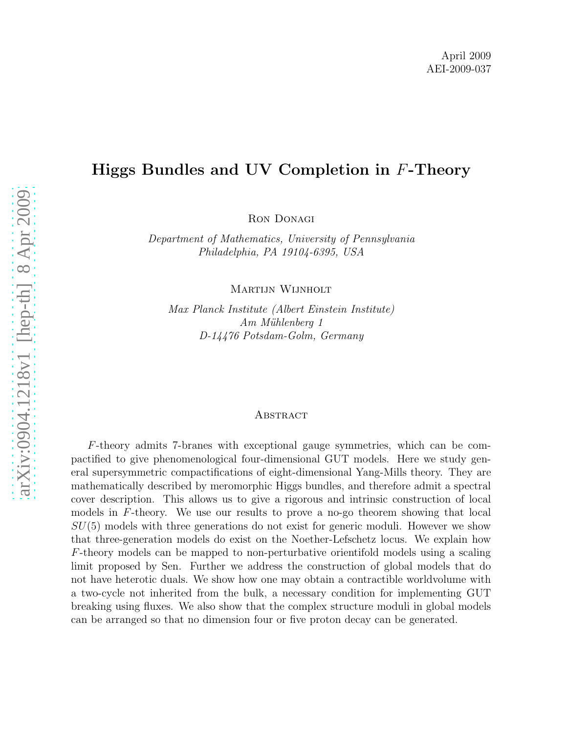April 2009
AEI-2009-037

# Higgs Bundles and UV Completion in $F$-Theory

Ron Donagi

*Department of Mathematics, University of Pennsylvania*
*Philadelphia, PA 19104-6395, USA*

Martijn Wijnholt

*Max Planck Institute (Albert Einstein Institute)*
*Am Mühlenberg 1*
*D-14476 Potsdam-Golm, Germany*

## Abstract

$F$-theory admits 7-branes with exceptional gauge symmetries, which can be compactified to give phenomenological four-dimensional GUT models. Here we study general supersymmetric compactifications of eight-dimensional Yang-Mills theory. They are mathematically described by meromorphic Higgs bundles, and therefore admit a spectral cover description. This allows us to give a rigorous and intrinsic construction of local models in $F$-theory. We use our results to prove a no-go theorem showing that local $SU(5)$ models with three generations do not exist for generic moduli. However we show that three-generation models do exist on the Noether-Lefschetz locus. We explain how $F$-theory models can be mapped to non-perturbative orientifold models using a scaling limit proposed by Sen. Further we address the construction of global models that do not have heterotic duals. We show how one may obtain a contractible worldvolume with a two-cycle not inherited from the bulk, a necessary condition for implementing GUT breaking using fluxes. We also show that the complex structure moduli in global models can be arranged so that no dimension four or five proton decay can be generated.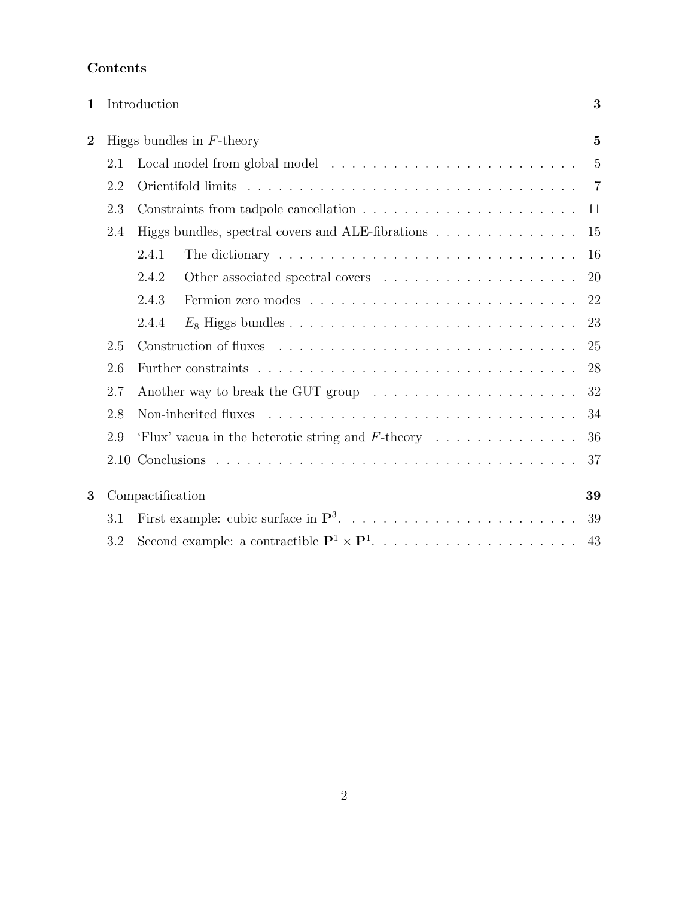## Contents

**1 Introduction** **3**

**2 Higgs bundles in $F$-theory** **5**

- 2.1 Local model from global model . . . . . . . . . . . . . . . . . . . . . . . . . 5
- 2.2 Orientifold limits . . . . . . . . . . . . . . . . . . . . . . . . . . . . . . . . . 7
- 2.3 Constraints from tadpole cancellation . . . . . . . . . . . . . . . . . . . . . 11
- 2.4 Higgs bundles, spectral covers and ALE-fibrations . . . . . . . . . . . . . . 15
  - 2.4.1 The dictionary . . . . . . . . . . . . . . . . . . . . . . . . . . . . . 16
  - 2.4.2 Other associated spectral covers . . . . . . . . . . . . . . . . . . . 20
  - 2.4.3 Fermion zero modes . . . . . . . . . . . . . . . . . . . . . . . . . . 22
  - 2.4.4 $E_8$ Higgs bundles . . . . . . . . . . . . . . . . . . . . . . . . . . . 23
- 2.5 Construction of fluxes . . . . . . . . . . . . . . . . . . . . . . . . . . . . . 25
- 2.6 Further constraints . . . . . . . . . . . . . . . . . . . . . . . . . . . . . . . 28
- 2.7 Another way to break the GUT group . . . . . . . . . . . . . . . . . . . . 32
- 2.8 Non-inherited fluxes . . . . . . . . . . . . . . . . . . . . . . . . . . . . . . 34
- 2.9 'Flux' vacua in the heterotic string and $F$-theory . . . . . . . . . . . . . . 36
- 2.10 Conclusions . . . . . . . . . . . . . . . . . . . . . . . . . . . . . . . . . . . 37

**3 Compactification** **39**

- 3.1 First example: cubic surface in $\mathbf{P}^3$. . . . . . . . . . . . . . . . . . . . . . . 39
- 3.2 Second example: a contractible $\mathbf{P}^1 \times \mathbf{P}^1$. . . . . . . . . . . . . . . . . . . . . 43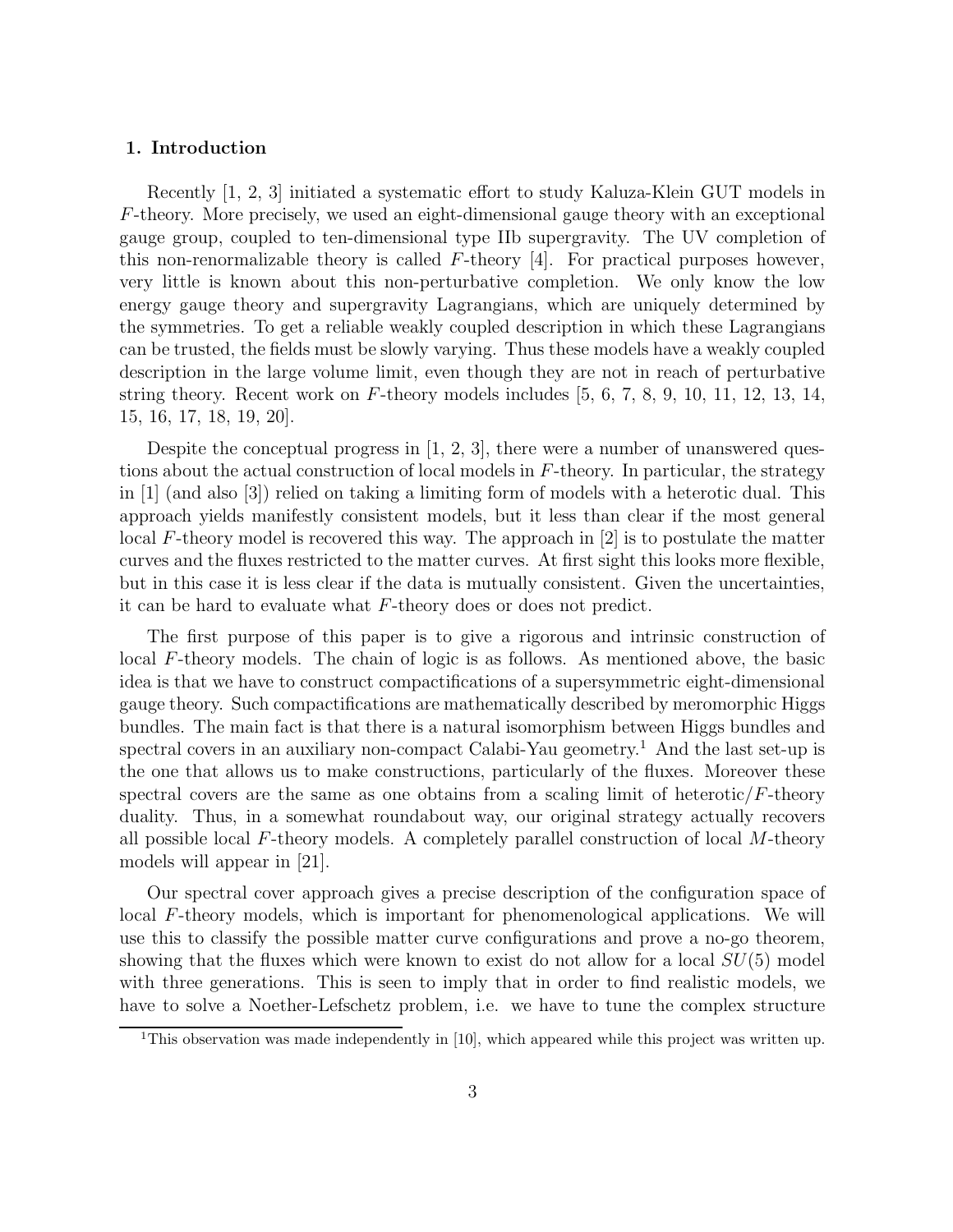## 1. Introduction

Recently [1, 2, 3] initiated a systematic effort to study Kaluza-Klein GUT models in $F$-theory. More precisely, we used an eight-dimensional gauge theory with an exceptional gauge group, coupled to ten-dimensional type IIb supergravity. The UV completion of this non-renormalizable theory is called $F$-theory [4]. For practical purposes however, very little is known about this non-perturbative completion. We only know the low energy gauge theory and supergravity Lagrangians, which are uniquely determined by the symmetries. To get a reliable weakly coupled description in which these Lagrangians can be trusted, the fields must be slowly varying. Thus these models have a weakly coupled description in the large volume limit, even though they are not in reach of perturbative string theory. Recent work on $F$-theory models includes [5, 6, 7, 8, 9, 10, 11, 12, 13, 14, 15, 16, 17, 18, 19, 20].

Despite the conceptual progress in [1, 2, 3], there were a number of unanswered questions about the actual construction of local models in $F$-theory. In particular, the strategy in [1] (and also [3]) relied on taking a limiting form of models with a heterotic dual. This approach yields manifestly consistent models, but it less than clear if the most general local $F$-theory model is recovered this way. The approach in [2] is to postulate the matter curves and the fluxes restricted to the matter curves. At first sight this looks more flexible, but in this case it is less clear if the data is mutually consistent. Given the uncertainties, it can be hard to evaluate what $F$-theory does or does not predict.

The first purpose of this paper is to give a rigorous and intrinsic construction of local $F$-theory models. The chain of logic is as follows. As mentioned above, the basic idea is that we have to construct compactifications of a supersymmetric eight-dimensional gauge theory. Such compactifications are mathematically described by meromorphic Higgs bundles. The main fact is that there is a natural isomorphism between Higgs bundles and spectral covers in an auxiliary non-compact Calabi-Yau geometry.[1] And the last set-up is the one that allows us to make constructions, particularly of the fluxes. Moreover these spectral covers are the same as one obtains from a scaling limit of heterotic/$F$-theory duality. Thus, in a somewhat roundabout way, our original strategy actually recovers all possible local $F$-theory models. A completely parallel construction of local $M$-theory models will appear in [21].

Our spectral cover approach gives a precise description of the configuration space of local $F$-theory models, which is important for phenomenological applications. We will use this to classify the possible matter curve configurations and prove a no-go theorem, showing that the fluxes which were known to exist do not allow for a local $SU(5)$ model with three generations. This is seen to imply that in order to find realistic models, we have to solve a Noether-Lefschetz problem, i.e. we have to tune the complex structure

[1] This observation was made independently in [10], which appeared while this project was written up.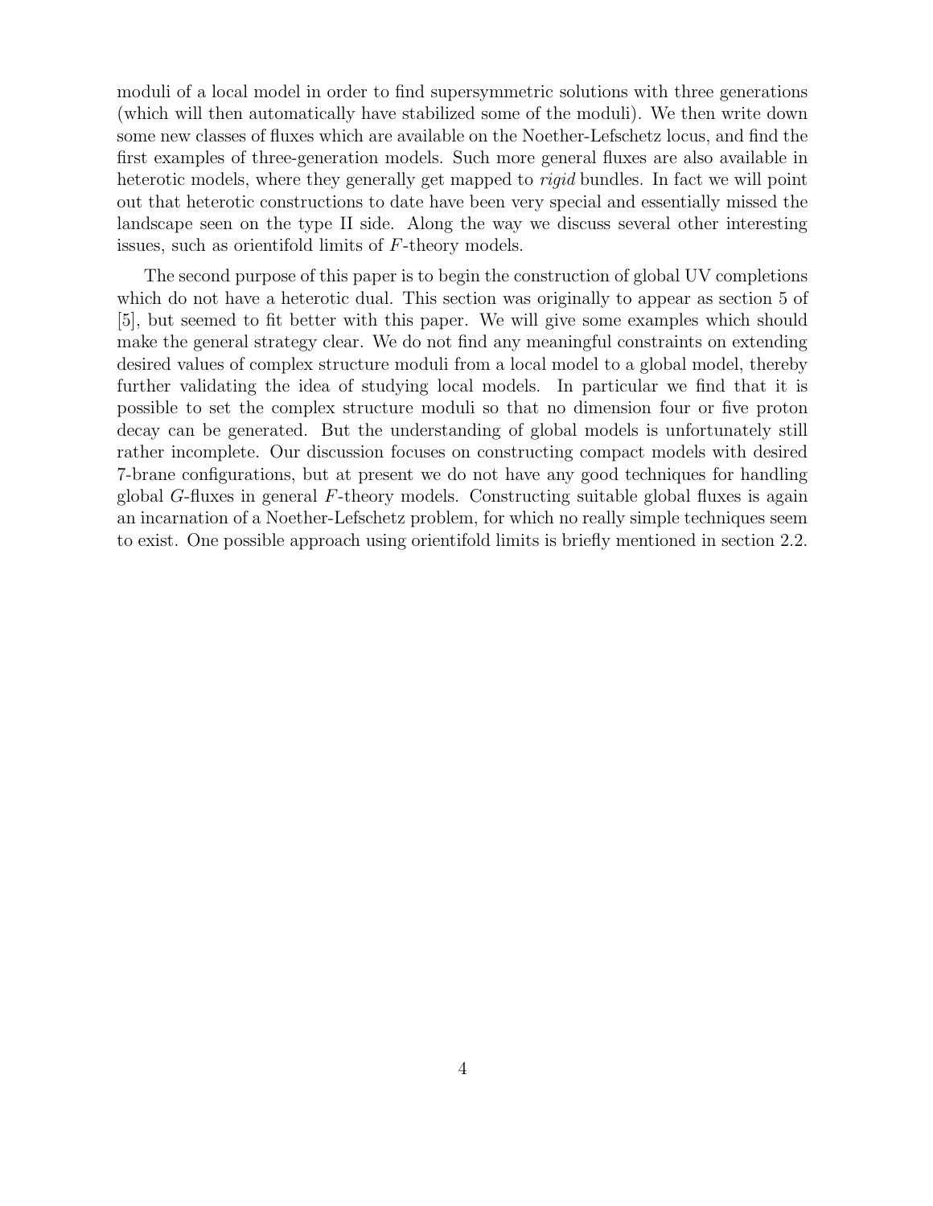moduli of a local model in order to find supersymmetric solutions with three generations (which will then automatically have stabilized some of the moduli). We then write down some new classes of fluxes which are available on the Noether-Lefschetz locus, and find the first examples of three-generation models. Such more general fluxes are also available in heterotic models, where they generally get mapped to *rigid* bundles. In fact we will point out that heterotic constructions to date have been very special and essentially missed the landscape seen on the type II side. Along the way we discuss several other interesting issues, such as orientifold limits of $F$-theory models.

The second purpose of this paper is to begin the construction of global UV completions which do not have a heterotic dual. This section was originally to appear as section 5 of [5], but seemed to fit better with this paper. We will give some examples which should make the general strategy clear. We do not find any meaningful constraints on extending desired values of complex structure moduli from a local model to a global model, thereby further validating the idea of studying local models. In particular we find that it is possible to set the complex structure moduli so that no dimension four or five proton decay can be generated. But the understanding of global models is unfortunately still rather incomplete. Our discussion focuses on constructing compact models with desired 7-brane configurations, but at present we do not have any good techniques for handling global $G$-fluxes in general $F$-theory models. Constructing suitable global fluxes is again an incarnation of a Noether-Lefschetz problem, for which no really simple techniques seem to exist. One possible approach using orientifold limits is briefly mentioned in section 2.2.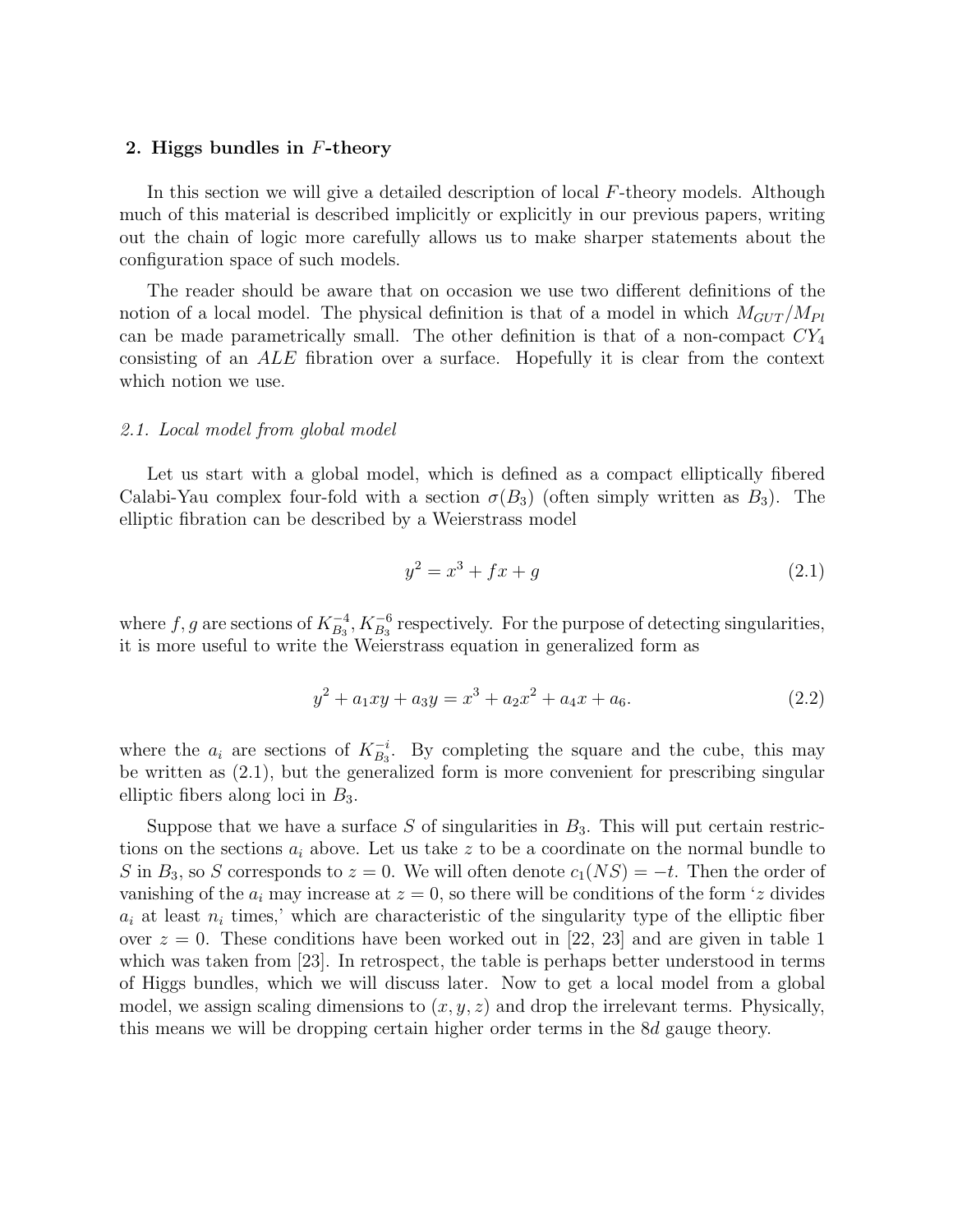## 2. Higgs bundles in $F$-theory

In this section we will give a detailed description of local $F$-theory models. Although much of this material is described implicitly or explicitly in our previous papers, writing out the chain of logic more carefully allows us to make sharper statements about the configuration space of such models.

The reader should be aware that on occasion we use two different definitions of the notion of a local model. The physical definition is that of a model in which $M_{GUT}/M_{Pl}$ can be made parametrically small. The other definition is that of a non-compact $CY_4$ consisting of an $ALE$ fibration over a surface. Hopefully it is clear from the context which notion we use.

### *2.1. Local model from global model*

Let us start with a global model, which is defined as a compact elliptically fibered Calabi-Yau complex four-fold with a section $\sigma(B_3)$ (often simply written as $B_3$). The elliptic fibration can be described by a Weierstrass model

$$y^2 = x^3 + fx + g \tag{2.1}$$

where $f, g$ are sections of $K_{B_3}^{-4}, K_{B_3}^{-6}$ respectively. For the purpose of detecting singularities, it is more useful to write the Weierstrass equation in generalized form as

$$y^2 + a_1xy + a_3y = x^3 + a_2x^2 + a_4x + a_6. \tag{2.2}$$

where the $a_i$ are sections of $K_{B_3}^{-i}$. By completing the square and the cube, this may be written as (2.1), but the generalized form is more convenient for prescribing singular elliptic fibers along loci in $B_3$.

Suppose that we have a surface $S$ of singularities in $B_3$. This will put certain restrictions on the sections $a_i$ above. Let us take $z$ to be a coordinate on the normal bundle to $S$ in $B_3$, so $S$ corresponds to $z = 0$. We will often denote $c_1(NS) = -t$. Then the order of vanishing of the $a_i$ may increase at $z = 0$, so there will be conditions of the form '$z$ divides $a_i$ at least $n_i$ times,' which are characteristic of the singularity type of the elliptic fiber over $z = 0$. These conditions have been worked out in [22, 23] and are given in table 1 which was taken from [23]. In retrospect, the table is perhaps better understood in terms of Higgs bundles, which we will discuss later. Now to get a local model from a global model, we assign scaling dimensions to $(x, y, z)$ and drop the irrelevant terms. Physically, this means we will be dropping certain higher order terms in the $8d$ gauge theory.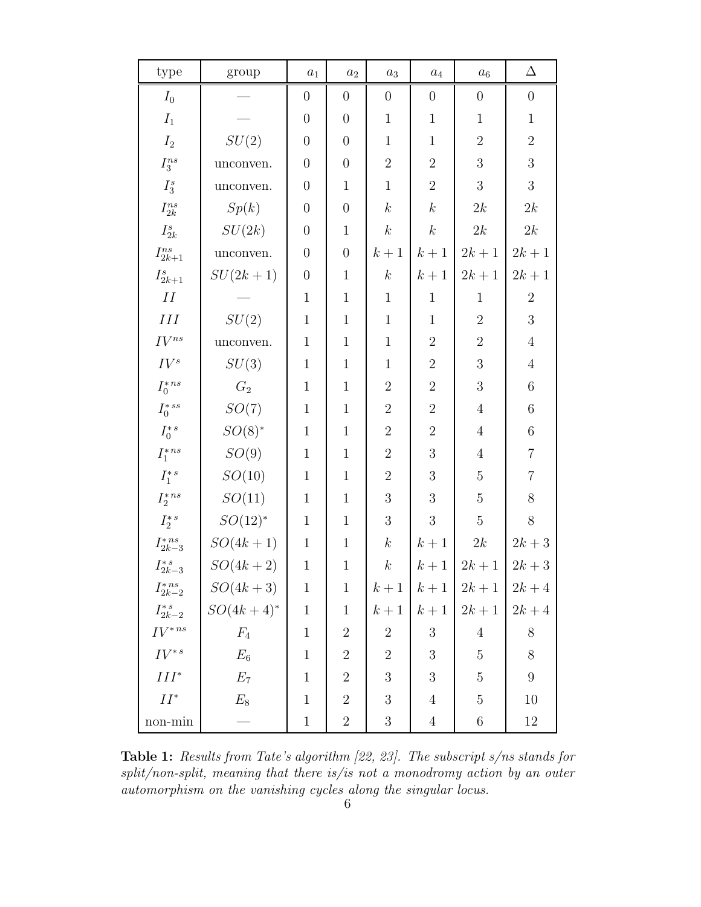| type | group | $a_1$ | $a_2$ | $a_3$ | $a_4$ | $a_6$ | $\Delta$ |
|---|---|---|---|---|---|---|---|
| $I_0$ | — | 0 | 0 | 0 | 0 | 0 | 0 |
| $I_1$ | — | 0 | 0 | 1 | 1 | 1 | 1 |
| $I_2$ | $SU(2)$ | 0 | 0 | 1 | 1 | 2 | 2 |
| $I_3^{ns}$ | unconven. | 0 | 0 | 2 | 2 | 3 | 3 |
| $I_3^{s}$ | unconven. | 0 | 1 | 1 | 2 | 3 | 3 |
| $I_{2k}^{ns}$ | $Sp(k)$ | 0 | 0 | $k$ | $k$ | $2k$ | $2k$ |
| $I_{2k}^{s}$ | $SU(2k)$ | 0 | 1 | $k$ | $k$ | $2k$ | $2k$ |
| $I_{2k+1}^{ns}$ | unconven. | 0 | 0 | $k+1$ | $k+1$ | $2k+1$ | $2k+1$ |
| $I_{2k+1}^{s}$ | $SU(2k+1)$ | 0 | 1 | $k$ | $k+1$ | $2k+1$ | $2k+1$ |
| $II$ | — | 1 | 1 | 1 | 1 | 1 | 2 |
| $III$ | $SU(2)$ | 1 | 1 | 1 | 1 | 2 | 3 |
| $IV^{ns}$ | unconven. | 1 | 1 | 1 | 2 | 2 | 4 |
| $IV^{s}$ | $SU(3)$ | 1 | 1 | 1 | 2 | 3 | 4 |
| $I_0^{*\,ns}$ | $G_2$ | 1 | 1 | 2 | 2 | 3 | 6 |
| $I_0^{*\,ss}$ | $SO(7)$ | 1 | 1 | 2 | 2 | 4 | 6 |
| $I_0^{*\,s}$ | $SO(8)^*$ | 1 | 1 | 2 | 2 | 4 | 6 |
| $I_1^{*\,ns}$ | $SO(9)$ | 1 | 1 | 2 | 3 | 4 | 7 |
| $I_1^{*\,s}$ | $SO(10)$ | 1 | 1 | 2 | 3 | 5 | 7 |
| $I_2^{*\,ns}$ | $SO(11)$ | 1 | 1 | 3 | 3 | 5 | 8 |
| $I_2^{*\,s}$ | $SO(12)^*$ | 1 | 1 | 3 | 3 | 5 | 8 |
| $I_{2k-3}^{*\,ns}$ | $SO(4k+1)$ | 1 | 1 | $k$ | $k+1$ | $2k$ | $2k+3$ |
| $I_{2k-3}^{*\,s}$ | $SO(4k+2)$ | 1 | 1 | $k$ | $k+1$ | $2k+1$ | $2k+3$ |
| $I_{2k-2}^{*\,ns}$ | $SO(4k+3)$ | 1 | 1 | $k+1$ | $k+1$ | $2k+1$ | $2k+4$ |
| $I_{2k-2}^{*\,s}$ | $SO(4k+4)^*$ | 1 | 1 | $k+1$ | $k+1$ | $2k+1$ | $2k+4$ |
| $IV^{*\,ns}$ | $F_4$ | 1 | 2 | 2 | 3 | 4 | 8 |
| $IV^{*\,s}$ | $E_6$ | 1 | 2 | 2 | 3 | 5 | 8 |
| $III^*$ | $E_7$ | 1 | 2 | 3 | 3 | 5 | 9 |
| $II^*$ | $E_8$ | 1 | 2 | 3 | 4 | 5 | 10 |
| non-min | — | 1 | 2 | 3 | 4 | 6 | 12 |

**Table 1:** *Results from Tate's algorithm [22, 23]. The subscript s/ns stands for split/non-split, meaning that there is/is not a monodromy action by an outer automorphism on the vanishing cycles along the singular locus.*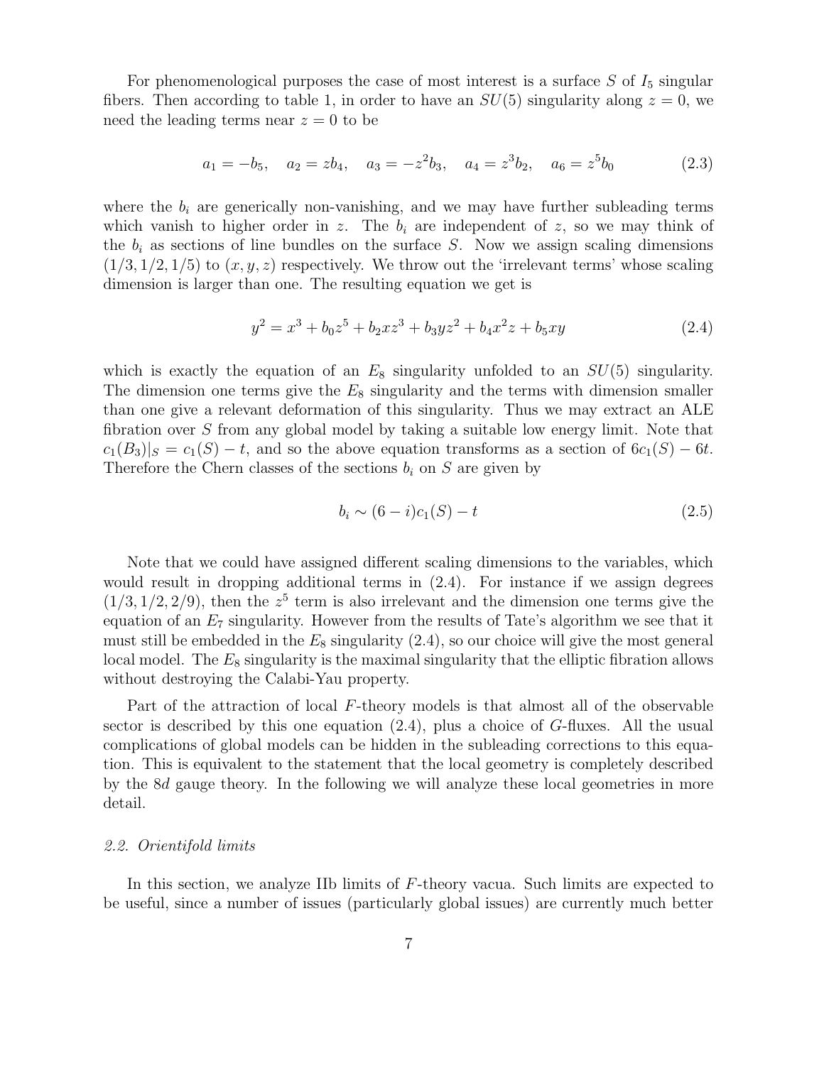For phenomenological purposes the case of most interest is a surface $S$ of $I_5$ singular fibers. Then according to table 1, in order to have an $SU(5)$ singularity along $z = 0$, we need the leading terms near $z = 0$ to be

$$a_1 = -b_5, \quad a_2 = zb_4, \quad a_3 = -z^2 b_3, \quad a_4 = z^3 b_2, \quad a_6 = z^5 b_0 \tag{2.3}$$

where the $b_i$ are generically non-vanishing, and we may have further subleading terms which vanish to higher order in $z$. The $b_i$ are independent of $z$, so we may think of the $b_i$ as sections of line bundles on the surface $S$. Now we assign scaling dimensions $(1/3, 1/2, 1/5)$ to $(x, y, z)$ respectively. We throw out the 'irrelevant terms' whose scaling dimension is larger than one. The resulting equation we get is

$$y^2 = x^3 + b_0 z^5 + b_2 x z^3 + b_3 y z^2 + b_4 x^2 z + b_5 xy \tag{2.4}$$

which is exactly the equation of an $E_8$ singularity unfolded to an $SU(5)$ singularity. The dimension one terms give the $E_8$ singularity and the terms with dimension smaller than one give a relevant deformation of this singularity. Thus we may extract an ALE fibration over $S$ from any global model by taking a suitable low energy limit. Note that $c_1(B_3)|_S = c_1(S) - t$, and so the above equation transforms as a section of $6c_1(S) - 6t$. Therefore the Chern classes of the sections $b_i$ on $S$ are given by

$$b_i \sim (6 - i)c_1(S) - t \tag{2.5}$$

Note that we could have assigned different scaling dimensions to the variables, which would result in dropping additional terms in (2.4). For instance if we assign degrees $(1/3, 1/2, 2/9)$, then the $z^5$ term is also irrelevant and the dimension one terms give the equation of an $E_7$ singularity. However from the results of Tate's algorithm we see that it must still be embedded in the $E_8$ singularity (2.4), so our choice will give the most general local model. The $E_8$ singularity is the maximal singularity that the elliptic fibration allows without destroying the Calabi-Yau property.

Part of the attraction of local $F$-theory models is that almost all of the observable sector is described by this one equation (2.4), plus a choice of $G$-fluxes. All the usual complications of global models can be hidden in the subleading corrections to this equation. This is equivalent to the statement that the local geometry is completely described by the $8d$ gauge theory. In the following we will analyze these local geometries in more detail.

### *2.2. Orientifold limits*

In this section, we analyze IIb limits of $F$-theory vacua. Such limits are expected to be useful, since a number of issues (particularly global issues) are currently much better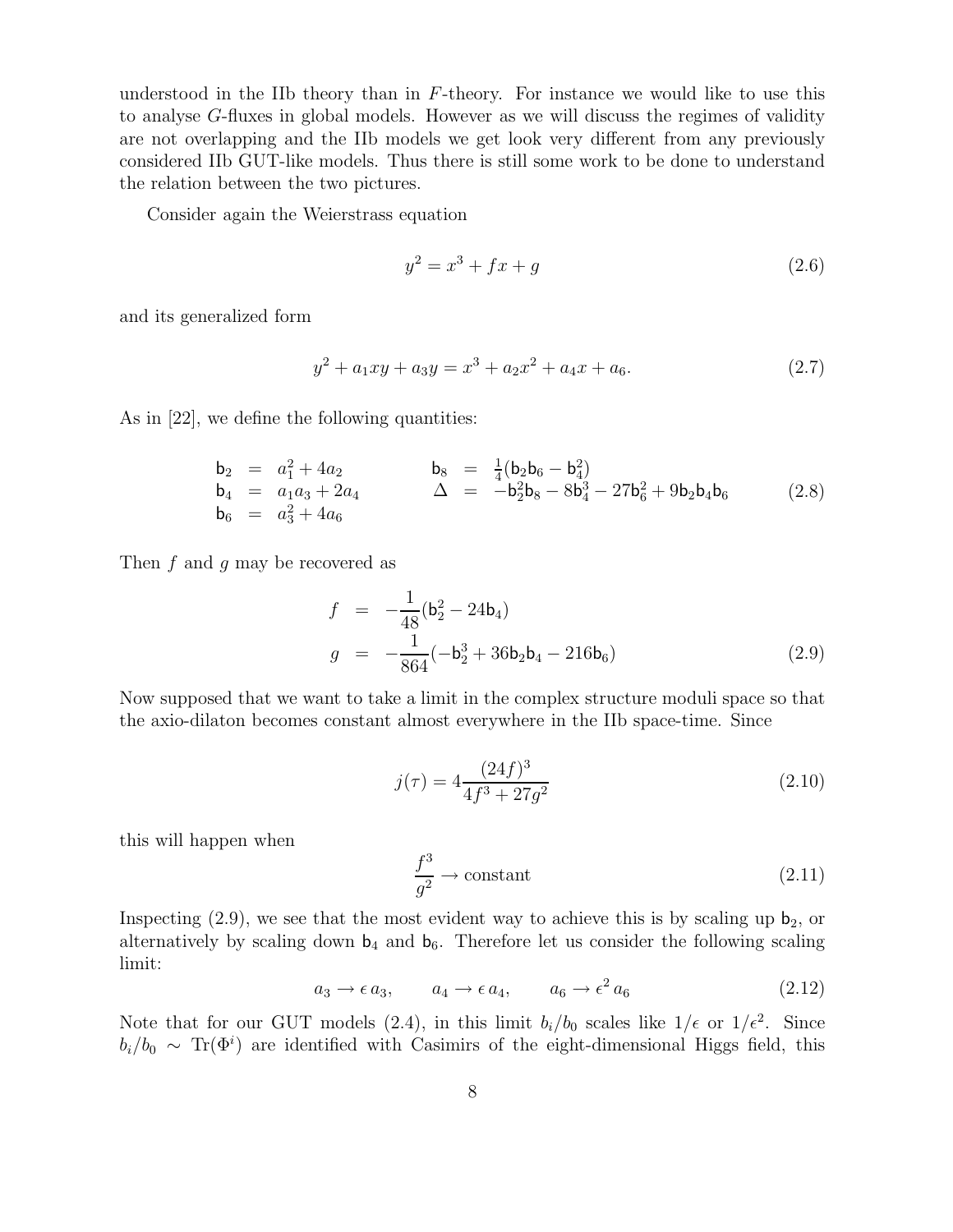understood in the IIb theory than in $F$-theory. For instance we would like to use this to analyse $G$-fluxes in global models. However as we will discuss the regimes of validity are not overlapping and the IIb models we get look very different from any previously considered IIb GUT-like models. Thus there is still some work to be done to understand the relation between the two pictures.

Consider again the Weierstrass equation

$$y^2 = x^3 + fx + g \tag{2.6}$$

and its generalized form

$$y^2 + a_1 xy + a_3 y = x^3 + a_2 x^2 + a_4 x + a_6. \tag{2.7}$$

As in [22], we define the following quantities:

$$\begin{array}{rclcrcl} \mathsf{b}_2 &=& a_1^2 + 4a_2 & \qquad & \mathsf{b}_8 &=& \frac{1}{4}(\mathsf{b}_2\mathsf{b}_6 - \mathsf{b}_4^2) \\ \mathsf{b}_4 &=& a_1 a_3 + 2a_4 & & \Delta &=& -\mathsf{b}_2^2\mathsf{b}_8 - 8\mathsf{b}_4^3 - 27\mathsf{b}_6^2 + 9\mathsf{b}_2\mathsf{b}_4\mathsf{b}_6 \\ \mathsf{b}_6 &=& a_3^2 + 4a_6 & & & & \end{array} \tag{2.8}$$

Then $f$ and $g$ may be recovered as

$$\begin{aligned} f &= -\frac{1}{48}(\mathsf{b}_2^2 - 24\mathsf{b}_4) \\ g &= -\frac{1}{864}(-\mathsf{b}_2^3 + 36\mathsf{b}_2\mathsf{b}_4 - 216\mathsf{b}_6) \end{aligned} \tag{2.9}$$

Now supposed that we want to take a limit in the complex structure moduli space so that the axio-dilaton becomes constant almost everywhere in the IIb space-time. Since

$$j(\tau) = 4\frac{(24f)^3}{4f^3 + 27g^2} \tag{2.10}$$

this will happen when

$$\frac{f^3}{g^2} \to \text{constant} \tag{2.11}$$

Inspecting (2.9), we see that the most evident way to achieve this is by scaling up $\mathsf{b}_2$, or alternatively by scaling down $\mathsf{b}_4$ and $\mathsf{b}_6$. Therefore let us consider the following scaling limit:

$$a_3 \to \epsilon\, a_3, \qquad a_4 \to \epsilon\, a_4, \qquad a_6 \to \epsilon^2\, a_6 \tag{2.12}$$

Note that for our GUT models (2.4), in this limit $b_i/b_0$ scales like $1/\epsilon$ or $1/\epsilon^2$. Since $b_i/b_0 \sim \mathrm{Tr}(\Phi^i)$ are identified with Casimirs of the eight-dimensional Higgs field, this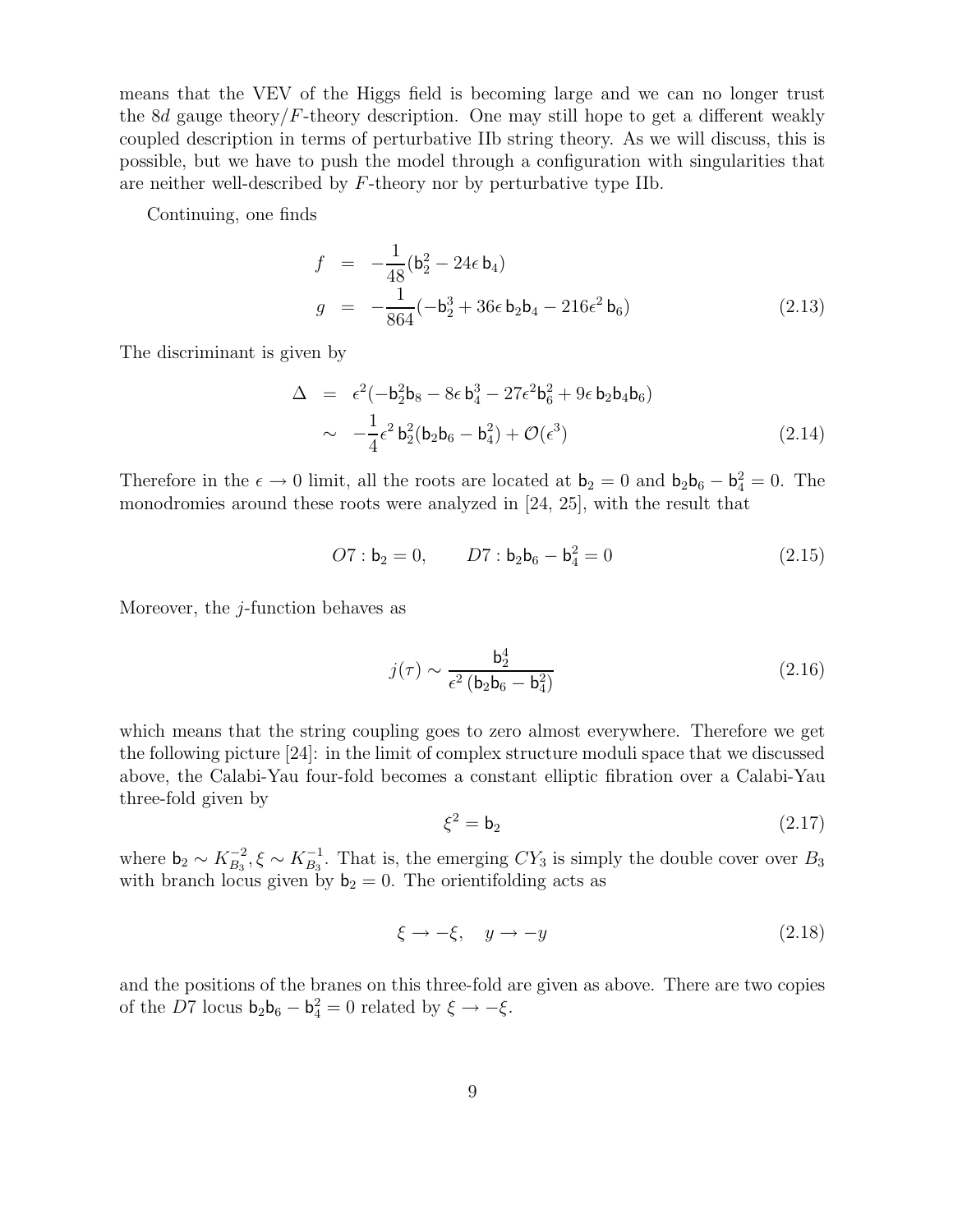means that the VEV of the Higgs field is becoming large and we can no longer trust the $8d$ gauge theory/$F$-theory description. One may still hope to get a different weakly coupled description in terms of perturbative IIb string theory. As we will discuss, this is possible, but we have to push the model through a configuration with singularities that are neither well-described by $F$-theory nor by perturbative type IIb.

Continuing, one finds

$$
\begin{aligned}
f &= -\frac{1}{48}(\mathsf{b}_2^2 - 24\epsilon\, \mathsf{b}_4) \\
g &= -\frac{1}{864}(-\mathsf{b}_2^3 + 36\epsilon\, \mathsf{b}_2\mathsf{b}_4 - 216\epsilon^2\, \mathsf{b}_6)
\end{aligned}
\tag{2.13}
$$

The discriminant is given by

$$
\begin{aligned}
\Delta &= \epsilon^2(-\mathsf{b}_2^2\mathsf{b}_8 - 8\epsilon\, \mathsf{b}_4^3 - 27\epsilon^2\mathsf{b}_6^2 + 9\epsilon\, \mathsf{b}_2\mathsf{b}_4\mathsf{b}_6) \\
&\sim -\frac{1}{4}\epsilon^2\, \mathsf{b}_2^2(\mathsf{b}_2\mathsf{b}_6 - \mathsf{b}_4^2) + \mathcal{O}(\epsilon^3)
\end{aligned}
\tag{2.14}
$$

Therefore in the $\epsilon \to 0$ limit, all the roots are located at $\mathsf{b}_2 = 0$ and $\mathsf{b}_2\mathsf{b}_6 - \mathsf{b}_4^2 = 0$. The monodromies around these roots were analyzed in [24, 25], with the result that

$$
O7 : \mathsf{b}_2 = 0, \qquad D7 : \mathsf{b}_2\mathsf{b}_6 - \mathsf{b}_4^2 = 0 \tag{2.15}
$$

Moreover, the $j$-function behaves as

$$
j(\tau) \sim \frac{\mathsf{b}_2^4}{\epsilon^2\,(\mathsf{b}_2\mathsf{b}_6 - \mathsf{b}_4^2)} \tag{2.16}
$$

which means that the string coupling goes to zero almost everywhere. Therefore we get the following picture [24]: in the limit of complex structure moduli space that we discussed above, the Calabi-Yau four-fold becomes a constant elliptic fibration over a Calabi-Yau three-fold given by

$$
\xi^2 = \mathsf{b}_2 \tag{2.17}
$$

where $\mathsf{b}_2 \sim K_{B_3}^{-2}, \xi \sim K_{B_3}^{-1}$. That is, the emerging $CY_3$ is simply the double cover over $B_3$ with branch locus given by $\mathsf{b}_2 = 0$. The orientifolding acts as

$$
\xi \to -\xi, \quad y \to -y \tag{2.18}
$$

and the positions of the branes on this three-fold are given as above. There are two copies of the $D7$ locus $\mathsf{b}_2\mathsf{b}_6 - \mathsf{b}_4^2 = 0$ related by $\xi \to -\xi$.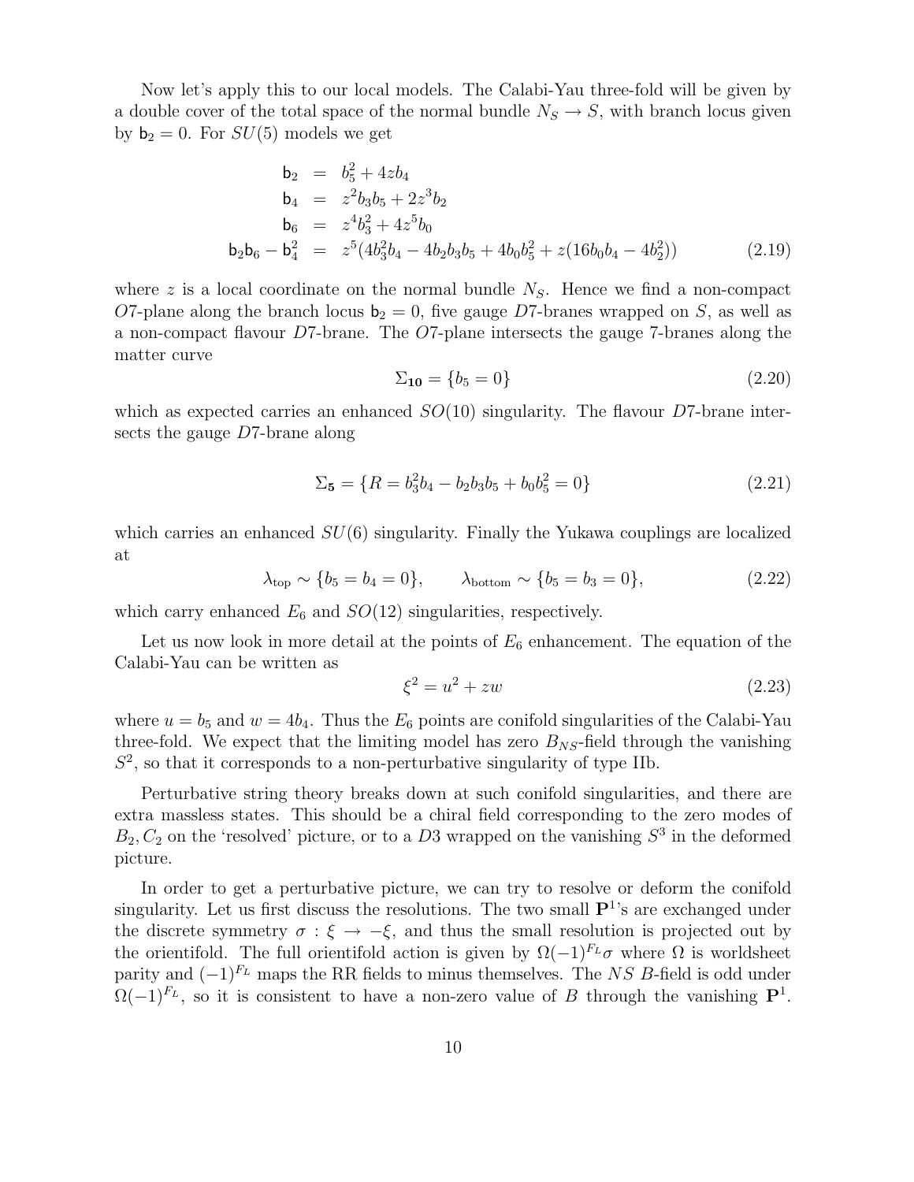Now let's apply this to our local models. The Calabi-Yau three-fold will be given by a double cover of the total space of the normal bundle $N_S \to S$, with branch locus given by $\mathsf{b}_2 = 0$. For $SU(5)$ models we get

$$
\begin{aligned}
\mathsf{b}_2 &= b_5^2 + 4zb_4 \\
\mathsf{b}_4 &= z^2 b_3 b_5 + 2z^3 b_2 \\
\mathsf{b}_6 &= z^4 b_3^2 + 4z^5 b_0 \\
\mathsf{b}_2\mathsf{b}_6 - \mathsf{b}_4^2 &= z^5(4b_3^2 b_4 - 4b_2 b_3 b_5 + 4b_0 b_5^2 + z(16 b_0 b_4 - 4b_2^2))
\end{aligned}
\tag{2.19}
$$

where $z$ is a local coordinate on the normal bundle $N_S$. Hence we find a non-compact $O7$-plane along the branch locus $\mathsf{b}_2 = 0$, five gauge $D7$-branes wrapped on $S$, as well as a non-compact flavour $D7$-brane. The $O7$-plane intersects the gauge 7-branes along the matter curve

$$
\Sigma_{\mathbf{10}} = \{b_5 = 0\}
\tag{2.20}
$$

which as expected carries an enhanced $SO(10)$ singularity. The flavour $D7$-brane intersects the gauge $D7$-brane along

$$
\Sigma_{\mathbf{5}} = \{R = b_3^2 b_4 - b_2 b_3 b_5 + b_0 b_5^2 = 0\}
\tag{2.21}
$$

which carries an enhanced $SU(6)$ singularity. Finally the Yukawa couplings are localized at

$$
\lambda_{\mathrm{top}} \sim \{b_5 = b_4 = 0\}, \qquad \lambda_{\mathrm{bottom}} \sim \{b_5 = b_3 = 0\},
\tag{2.22}
$$

which carry enhanced $E_6$ and $SO(12)$ singularities, respectively.

Let us now look in more detail at the points of $E_6$ enhancement. The equation of the Calabi-Yau can be written as

$$
\xi^2 = u^2 + zw
\tag{2.23}
$$

where $u = b_5$ and $w = 4b_4$. Thus the $E_6$ points are conifold singularities of the Calabi-Yau three-fold. We expect that the limiting model has zero $B_{NS}$-field through the vanishing $S^2$, so that it corresponds to a non-perturbative singularity of type IIb.

Perturbative string theory breaks down at such conifold singularities, and there are extra massless states. This should be a chiral field corresponding to the zero modes of $B_2, C_2$ on the 'resolved' picture, or to a $D3$ wrapped on the vanishing $S^3$ in the deformed picture.

In order to get a perturbative picture, we can try to resolve or deform the conifold singularity. Let us first discuss the resolutions. The two small $\mathbf{P}^1$'s are exchanged under the discrete symmetry $\sigma : \xi \to -\xi$, and thus the small resolution is projected out by the orientifold. The full orientifold action is given by $\Omega(-1)^{F_L}\sigma$ where $\Omega$ is worldsheet parity and $(-1)^{F_L}$ maps the RR fields to minus themselves. The $NS$ $B$-field is odd under $\Omega(-1)^{F_L}$, so it is consistent to have a non-zero value of $B$ through the vanishing $\mathbf{P}^1$.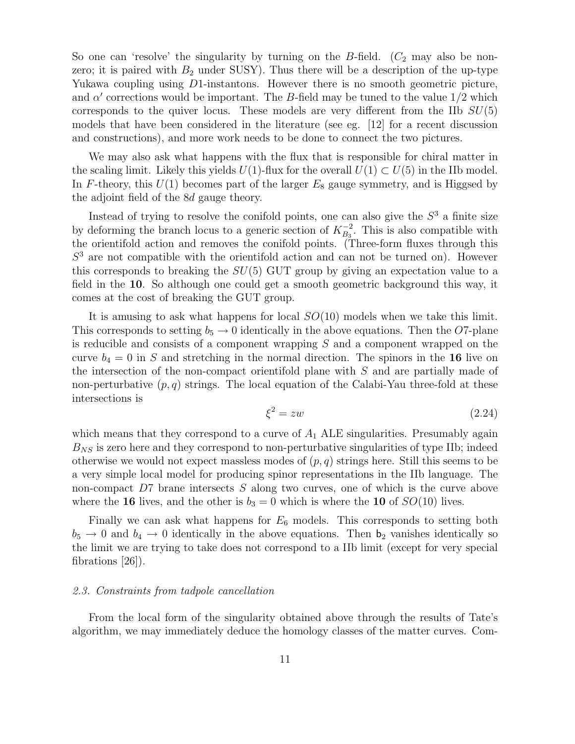So one can 'resolve' the singularity by turning on the $B$-field. ($C_2$ may also be non-zero; it is paired with $B_2$ under SUSY). Thus there will be a description of the up-type Yukawa coupling using $D1$-instantons. However there is no smooth geometric picture, and $\alpha'$ corrections would be important. The $B$-field may be tuned to the value $1/2$ which corresponds to the quiver locus. These models are very different from the IIb $SU(5)$ models that have been considered in the literature (see eg. [12] for a recent discussion and constructions), and more work needs to be done to connect the two pictures.

We may also ask what happens with the flux that is responsible for chiral matter in the scaling limit. Likely this yields $U(1)$-flux for the overall $U(1) \subset U(5)$ in the IIb model. In $F$-theory, this $U(1)$ becomes part of the larger $E_8$ gauge symmetry, and is Higgsed by the adjoint field of the $8d$ gauge theory.

Instead of trying to resolve the conifold points, one can also give the $S^3$ a finite size by deforming the branch locus to a generic section of $K_{B_3}^{-2}$. This is also compatible with the orientifold action and removes the conifold points. (Three-form fluxes through this $S^3$ are not compatible with the orientifold action and can not be turned on). However this corresponds to breaking the $SU(5)$ GUT group by giving an expectation value to a field in the $\mathbf{10}$. So although one could get a smooth geometric background this way, it comes at the cost of breaking the GUT group.

It is amusing to ask what happens for local $SO(10)$ models when we take this limit. This corresponds to setting $b_5 \to 0$ identically in the above equations. Then the $O7$-plane is reducible and consists of a component wrapping $S$ and a component wrapped on the curve $b_4 = 0$ in $S$ and stretching in the normal direction. The spinors in the $\mathbf{16}$ live on the intersection of the non-compact orientifold plane with $S$ and are partially made of non-perturbative $(p, q)$ strings. The local equation of the Calabi-Yau three-fold at these intersections is

$$\xi^2 = zw \tag{2.24}$$

which means that they correspond to a curve of $A_1$ ALE singularities. Presumably again $B_{NS}$ is zero here and they correspond to non-perturbative singularities of type IIb; indeed otherwise we would not expect massless modes of $(p, q)$ strings here. Still this seems to be a very simple local model for producing spinor representations in the IIb language. The non-compact $D7$ brane intersects $S$ along two curves, one of which is the curve above where the $\mathbf{16}$ lives, and the other is $b_3 = 0$ which is where the $\mathbf{10}$ of $SO(10)$ lives.

Finally we can ask what happens for $E_6$ models. This corresponds to setting both $b_5 \to 0$ and $b_4 \to 0$ identically in the above equations. Then $\mathsf{b}_2$ vanishes identically so the limit we are trying to take does not correspond to a IIb limit (except for very special fibrations [26]).

### *2.3. Constraints from tadpole cancellation*

From the local form of the singularity obtained above through the results of Tate's algorithm, we may immediately deduce the homology classes of the matter curves. Com-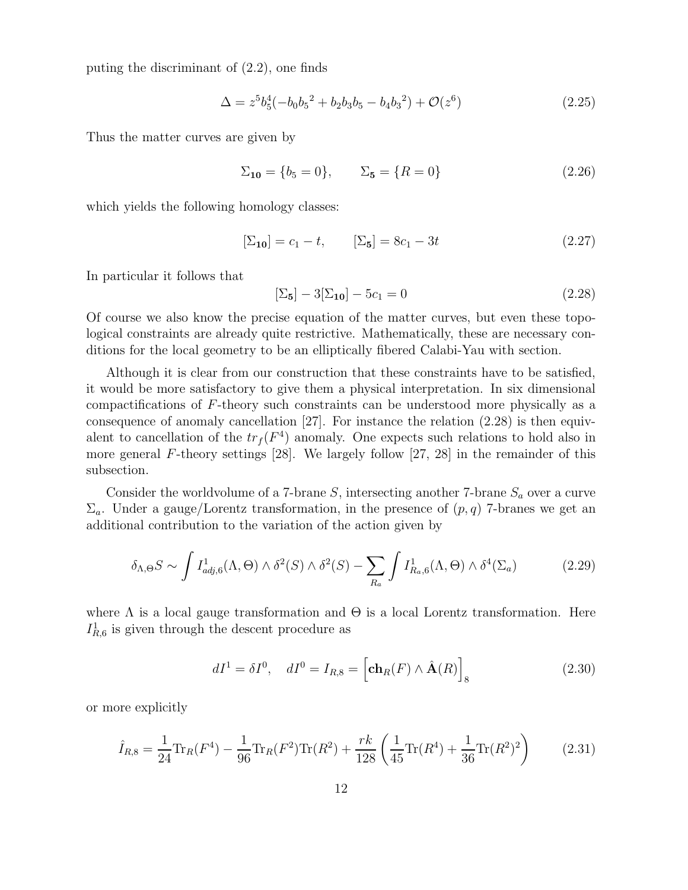puting the discriminant of (2.2), one finds

$$\Delta = z^5 b_5^4(-b_0 {b_5}^2 + b_2 b_3 b_5 - b_4 {b_3}^2) + \mathcal{O}(z^6) \tag{2.25}$$

Thus the matter curves are given by

$$\Sigma_{\mathbf{10}} = \{b_5 = 0\}, \qquad \Sigma_{\mathbf{5}} = \{R = 0\} \tag{2.26}$$

which yields the following homology classes:

$$[\Sigma_{\mathbf{10}}] = c_1 - t, \qquad [\Sigma_{\mathbf{5}}] = 8c_1 - 3t \tag{2.27}$$

In particular it follows that

$$[\Sigma_{\mathbf{5}}] - 3[\Sigma_{\mathbf{10}}] - 5c_1 = 0 \tag{2.28}$$

Of course we also know the precise equation of the matter curves, but even these topological constraints are already quite restrictive. Mathematically, these are necessary conditions for the local geometry to be an elliptically fibered Calabi-Yau with section.

Although it is clear from our construction that these constraints have to be satisfied, it would be more satisfactory to give them a physical interpretation. In six dimensional compactifications of $F$-theory such constraints can be understood more physically as a consequence of anomaly cancellation [27]. For instance the relation (2.28) is then equivalent to cancellation of the $tr_f(F^4)$ anomaly. One expects such relations to hold also in more general $F$-theory settings [28]. We largely follow [27, 28] in the remainder of this subsection.

Consider the worldvolume of a 7-brane $S$, intersecting another 7-brane $S_a$ over a curve $\Sigma_a$. Under a gauge/Lorentz transformation, in the presence of $(p, q)$ 7-branes we get an additional contribution to the variation of the action given by

$$\delta_{\Lambda,\Theta} S \sim \int I^1_{adj,6}(\Lambda, \Theta) \wedge \delta^2(S) \wedge \delta^2(S) - \sum_{R_a} \int I^1_{R_a,6}(\Lambda, \Theta) \wedge \delta^4(\Sigma_a) \tag{2.29}$$

where $\Lambda$ is a local gauge transformation and $\Theta$ is a local Lorentz transformation. Here $I^1_{R,6}$ is given through the descent procedure as

$$dI^1 = \delta I^0, \quad dI^0 = I_{R,8} = \Big[\mathbf{ch}_R(F) \wedge \hat{\mathbf{A}}(R)\Big]_8 \tag{2.30}$$

or more explicitly

$$\hat{I}_{R,8} = \frac{1}{24}\mathrm{Tr}_R(F^4) - \frac{1}{96}\mathrm{Tr}_R(F^2)\mathrm{Tr}(R^2) + \frac{rk}{128}\left(\frac{1}{45}\mathrm{Tr}(R^4) + \frac{1}{36}\mathrm{Tr}(R^2)^2\right) \tag{2.31}$$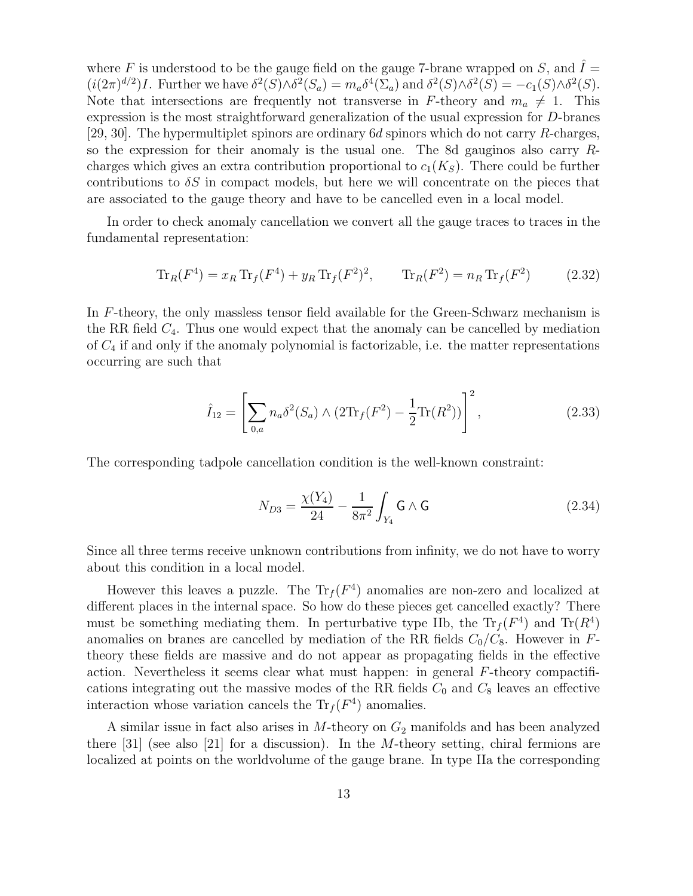where $F$ is understood to be the gauge field on the gauge 7-brane wrapped on $S$, and $\hat{I} = (i(2\pi)^{d/2})I$. Further we have $\delta^2(S)\wedge\delta^2(S_a) = m_a\delta^4(\Sigma_a)$ and $\delta^2(S)\wedge\delta^2(S) = -c_1(S)\wedge\delta^2(S)$. Note that intersections are frequently not transverse in $F$-theory and $m_a \neq 1$. This expression is the most straightforward generalization of the usual expression for $D$-branes [29, 30]. The hypermultiplet spinors are ordinary $6d$ spinors which do not carry $R$-charges, so the expression for their anomaly is the usual one. The 8d gauginos also carry $R$-charges which gives an extra contribution proportional to $c_1(K_S)$. There could be further contributions to $\delta S$ in compact models, but here we will concentrate on the pieces that are associated to the gauge theory and have to be cancelled even in a local model.

In order to check anomaly cancellation we convert all the gauge traces to traces in the fundamental representation:

$$\mathrm{Tr}_R(F^4) = x_R\,\mathrm{Tr}_f(F^4) + y_R\,\mathrm{Tr}_f(F^2)^2, \qquad \mathrm{Tr}_R(F^2) = n_R\,\mathrm{Tr}_f(F^2) \tag{2.32}$$

In $F$-theory, the only massless tensor field available for the Green-Schwarz mechanism is the RR field $C_4$. Thus one would expect that the anomaly can be cancelled by mediation of $C_4$ if and only if the anomaly polynomial is factorizable, i.e. the matter representations occurring are such that

$$\hat{I}_{12} = \left[\sum_{0,a} n_a \delta^2(S_a) \wedge (2\mathrm{Tr}_f(F^2) - \frac{1}{2}\mathrm{Tr}(R^2))\right]^2, \tag{2.33}$$

The corresponding tadpole cancellation condition is the well-known constraint:

$$N_{D3} = \frac{\chi(Y_4)}{24} - \frac{1}{8\pi^2}\int_{Y_4} \mathsf{G}\wedge\mathsf{G} \tag{2.34}$$

Since all three terms receive unknown contributions from infinity, we do not have to worry about this condition in a local model.

However this leaves a puzzle. The $\mathrm{Tr}_f(F^4)$ anomalies are non-zero and localized at different places in the internal space. So how do these pieces get cancelled exactly? There must be something mediating them. In perturbative type IIb, the $\mathrm{Tr}_f(F^4)$ and $\mathrm{Tr}(R^4)$ anomalies on branes are cancelled by mediation of the RR fields $C_0/C_8$. However in $F$-theory these fields are massive and do not appear as propagating fields in the effective action. Nevertheless it seems clear what must happen: in general $F$-theory compactifications integrating out the massive modes of the RR fields $C_0$ and $C_8$ leaves an effective interaction whose variation cancels the $\mathrm{Tr}_f(F^4)$ anomalies.

A similar issue in fact also arises in $M$-theory on $G_2$ manifolds and has been analyzed there [31] (see also [21] for a discussion). In the $M$-theory setting, chiral fermions are localized at points on the worldvolume of the gauge brane. In type IIa the corresponding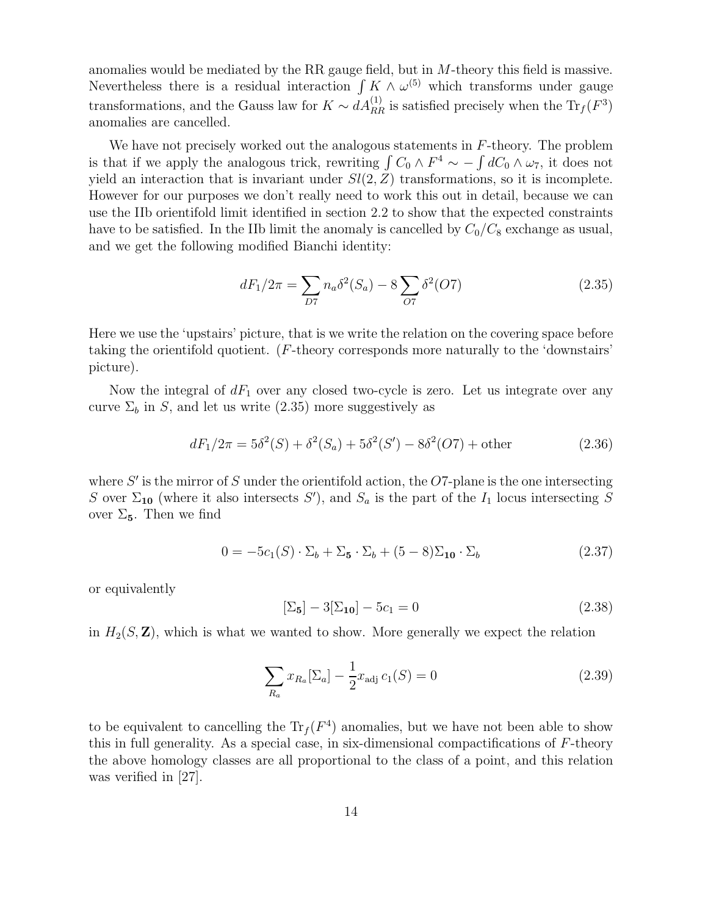anomalies would be mediated by the RR gauge field, but in $M$-theory this field is massive. Nevertheless there is a residual interaction $\int K \wedge \omega^{(5)}$ which transforms under gauge transformations, and the Gauss law for $K \sim dA^{(1)}_{RR}$ is satisfied precisely when the $\mathrm{Tr}_f(F^3)$ anomalies are cancelled.

We have not precisely worked out the analogous statements in $F$-theory. The problem is that if we apply the analogous trick, rewriting $\int C_0 \wedge F^4 \sim -\int dC_0 \wedge \omega_7$, it does not yield an interaction that is invariant under $Sl(2,Z)$ transformations, so it is incomplete. However for our purposes we don't really need to work this out in detail, because we can use the IIb orientifold limit identified in section 2.2 to show that the expected constraints have to be satisfied. In the IIb limit the anomaly is cancelled by $C_0/C_8$ exchange as usual, and we get the following modified Bianchi identity:

$$dF_1/2\pi = \sum_{D7} n_a \delta^2(S_a) - 8\sum_{O7} \delta^2(O7) \tag{2.35}$$

Here we use the 'upstairs' picture, that is we write the relation on the covering space before taking the orientifold quotient. ($F$-theory corresponds more naturally to the 'downstairs' picture).

Now the integral of $dF_1$ over any closed two-cycle is zero. Let us integrate over any curve $\Sigma_b$ in $S$, and let us write (2.35) more suggestively as

$$dF_1/2\pi = 5\delta^2(S) + \delta^2(S_a) + 5\delta^2(S') - 8\delta^2(O7) + \text{other} \tag{2.36}$$

where $S'$ is the mirror of $S$ under the orientifold action, the $O7$-plane is the one intersecting $S$ over $\Sigma_{\mathbf{10}}$ (where it also intersects $S'$), and $S_a$ is the part of the $I_1$ locus intersecting $S$ over $\Sigma_{\mathbf{5}}$. Then we find

$$0 = -5c_1(S)\cdot\Sigma_b + \Sigma_{\mathbf{5}}\cdot\Sigma_b + (5-8)\Sigma_{\mathbf{10}}\cdot\Sigma_b \tag{2.37}$$

or equivalently

$$[\Sigma_{\mathbf{5}}] - 3[\Sigma_{\mathbf{10}}] - 5c_1 = 0 \tag{2.38}$$

in $H_2(S,\mathbf{Z})$, which is what we wanted to show. More generally we expect the relation

$$\sum_{R_a} x_{R_a}[\Sigma_a] - \frac{1}{2}x_{\text{adj}}\, c_1(S) = 0 \tag{2.39}$$

to be equivalent to cancelling the $\mathrm{Tr}_f(F^4)$ anomalies, but we have not been able to show this in full generality. As a special case, in six-dimensional compactifications of $F$-theory the above homology classes are all proportional to the class of a point, and this relation was verified in [27].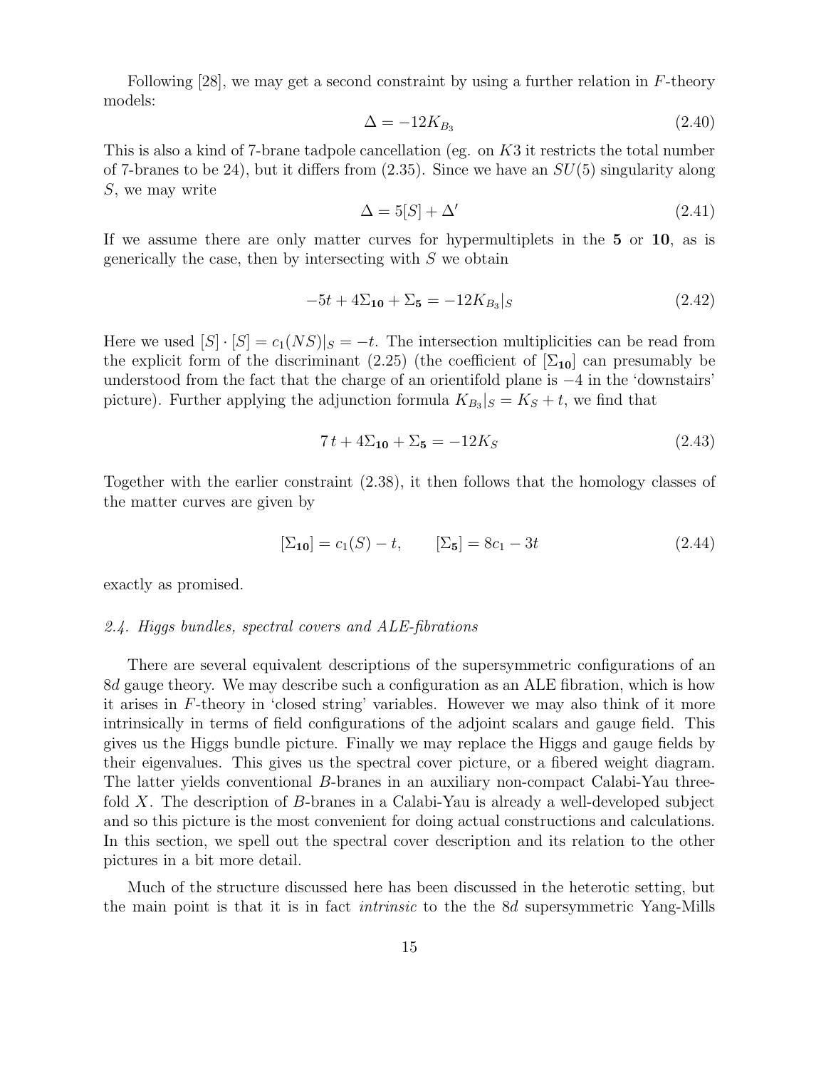Following [28], we may get a second constraint by using a further relation in $F$-theory models:

$$\Delta = -12K_{B_3} \tag{2.40}$$

This is also a kind of 7-brane tadpole cancellation (eg. on $K3$ it restricts the total number of 7-branes to be 24), but it differs from (2.35). Since we have an $SU(5)$ singularity along $S$, we may write

$$\Delta = 5[S] + \Delta' \tag{2.41}$$

If we assume there are only matter curves for hypermultiplets in the **5** or **10**, as is generically the case, then by intersecting with $S$ we obtain

$$-5t + 4\Sigma_{\mathbf{10}} + \Sigma_{\mathbf{5}} = -12K_{B_3}|_S \tag{2.42}$$

Here we used $[S]\cdot[S] = c_1(NS)|_S = -t$. The intersection multiplicities can be read from the explicit form of the discriminant (2.25) (the coefficient of $[\Sigma_{\mathbf{10}}]$ can presumably be understood from the fact that the charge of an orientifold plane is $-4$ in the 'downstairs' picture). Further applying the adjunction formula $K_{B_3}|_S = K_S + t$, we find that

$$7\,t + 4\Sigma_{\mathbf{10}} + \Sigma_{\mathbf{5}} = -12K_S \tag{2.43}$$

Together with the earlier constraint (2.38), it then follows that the homology classes of the matter curves are given by

$$[\Sigma_{\mathbf{10}}] = c_1(S) - t, \qquad [\Sigma_{\mathbf{5}}] = 8c_1 - 3t \tag{2.44}$$

exactly as promised.

### *2.4. Higgs bundles, spectral covers and ALE-fibrations*

There are several equivalent descriptions of the supersymmetric configurations of an $8d$ gauge theory. We may describe such a configuration as an ALE fibration, which is how it arises in $F$-theory in 'closed string' variables. However we may also think of it more intrinsically in terms of field configurations of the adjoint scalars and gauge field. This gives us the Higgs bundle picture. Finally we may replace the Higgs and gauge fields by their eigenvalues. This gives us the spectral cover picture, or a fibered weight diagram. The latter yields conventional $B$-branes in an auxiliary non-compact Calabi-Yau threefold $X$. The description of $B$-branes in a Calabi-Yau is already a well-developed subject and so this picture is the most convenient for doing actual constructions and calculations. In this section, we spell out the spectral cover description and its relation to the other pictures in a bit more detail.

Much of the structure discussed here has been discussed in the heterotic setting, but the main point is that it is in fact *intrinsic* to the the $8d$ supersymmetric Yang-Mills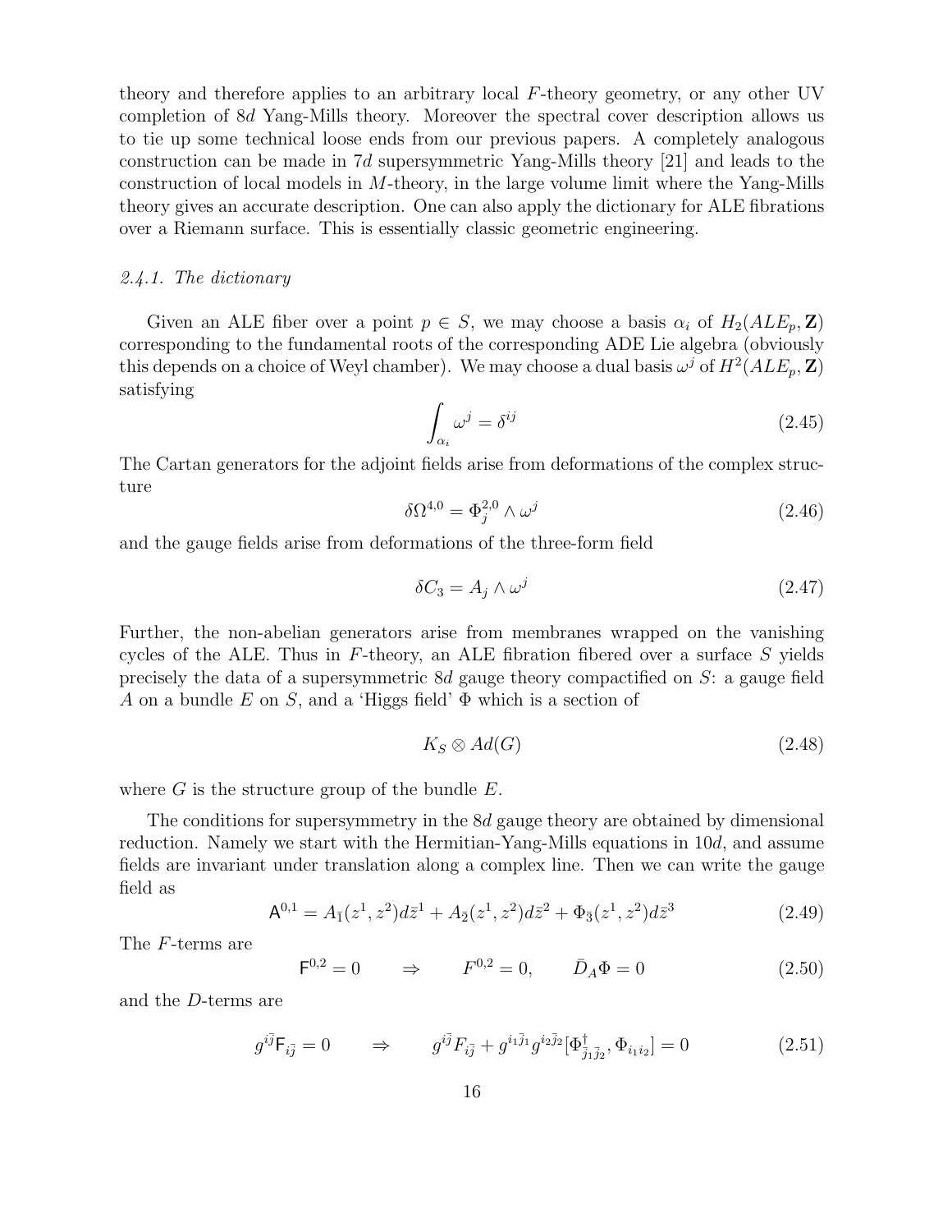theory and therefore applies to an arbitrary local $F$-theory geometry, or any other UV completion of $8d$ Yang-Mills theory. Moreover the spectral cover description allows us to tie up some technical loose ends from our previous papers. A completely analogous construction can be made in $7d$ supersymmetric Yang-Mills theory [21] and leads to the construction of local models in $M$-theory, in the large volume limit where the Yang-Mills theory gives an accurate description. One can also apply the dictionary for ALE fibrations over a Riemann surface. This is essentially classic geometric engineering.

### *2.4.1. The dictionary*

Given an ALE fiber over a point $p \in S$, we may choose a basis $\alpha_i$ of $H_2(ALE_p, \mathbf{Z})$ corresponding to the fundamental roots of the corresponding ADE Lie algebra (obviously this depends on a choice of Weyl chamber). We may choose a dual basis $\omega^j$ of $H^2(ALE_p, \mathbf{Z})$ satisfying

$$\int_{\alpha_i} \omega^j = \delta^{ij} \tag{2.45}$$

The Cartan generators for the adjoint fields arise from deformations of the complex structure

$$\delta\Omega^{4,0} = \Phi_j^{2,0} \wedge \omega^j \tag{2.46}$$

and the gauge fields arise from deformations of the three-form field

$$\delta C_3 = A_j \wedge \omega^j \tag{2.47}$$

Further, the non-abelian generators arise from membranes wrapped on the vanishing cycles of the ALE. Thus in $F$-theory, an ALE fibration fibered over a surface $S$ yields precisely the data of a supersymmetric $8d$ gauge theory compactified on $S$: a gauge field $A$ on a bundle $E$ on $S$, and a 'Higgs field' $\Phi$ which is a section of

$$K_S \otimes Ad(G) \tag{2.48}$$

where $G$ is the structure group of the bundle $E$.

The conditions for supersymmetry in the $8d$ gauge theory are obtained by dimensional reduction. Namely we start with the Hermitian-Yang-Mills equations in $10d$, and assume fields are invariant under translation along a complex line. Then we can write the gauge field as

$$\mathsf{A}^{0,1} = A_{\bar{1}}(z^1, z^2) d\bar{z}^1 + A_{\bar{2}}(z^1, z^2) d\bar{z}^2 + \Phi_{\bar{3}}(z^1, z^2) d\bar{z}^3 \tag{2.49}$$

The $F$-terms are

$$\mathsf{F}^{0,2} = 0 \qquad \Rightarrow \qquad F^{0,2} = 0, \qquad \bar{D}_A \Phi = 0 \tag{2.50}$$

and the $D$-terms are

$$g^{i\bar{j}} \mathsf{F}_{i\bar{j}} = 0 \qquad \Rightarrow \qquad g^{i\bar{j}} F_{i\bar{j}} + g^{i_1 \bar{j}_1} g^{i_2 \bar{j}_2} [\Phi^\dagger_{\bar{j}_1 \bar{j}_2}, \Phi_{i_1 i_2}] = 0 \tag{2.51}$$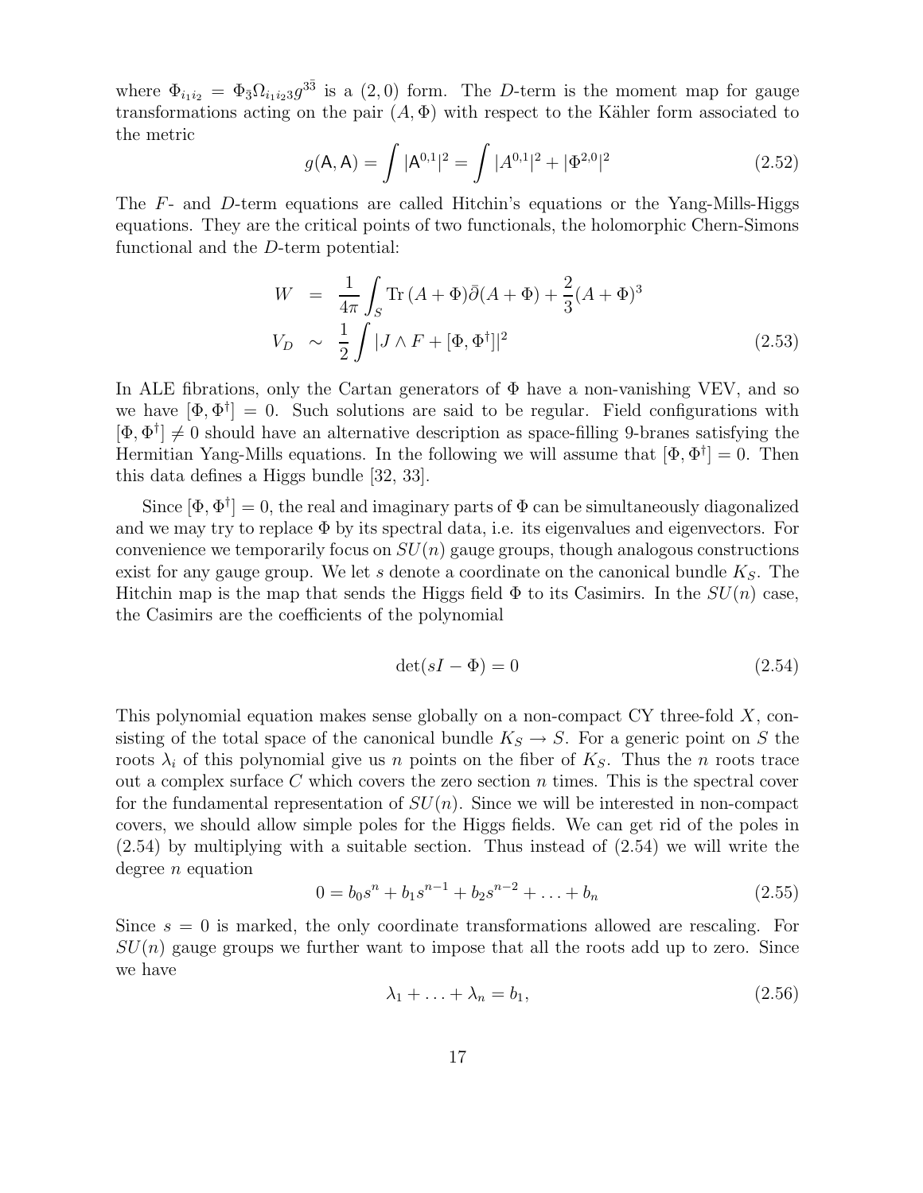where $\Phi_{i_1 i_2} = \Phi_{\bar{3}} \Omega_{i_1 i_2 3} g^{3\bar{3}}$ is a $(2,0)$ form. The $D$-term is the moment map for gauge transformations acting on the pair $(A, \Phi)$ with respect to the Kähler form associated to the metric

$$g(\mathsf{A}, \mathsf{A}) = \int |\mathsf{A}^{0,1}|^2 = \int |A^{0,1}|^2 + |\Phi^{2,0}|^2 \tag{2.52}$$

The $F$- and $D$-term equations are called Hitchin's equations or the Yang-Mills-Higgs equations. They are the critical points of two functionals, the holomorphic Chern-Simons functional and the $D$-term potential:

$$\begin{aligned}
W &= \frac{1}{4\pi} \int_S \mathrm{Tr}\,(A + \Phi)\bar{\partial}(A + \Phi) + \frac{2}{3}(A + \Phi)^3 \\
V_D &\sim \frac{1}{2} \int |J \wedge F + [\Phi, \Phi^\dagger]|^2
\end{aligned} \tag{2.53}$$

In ALE fibrations, only the Cartan generators of $\Phi$ have a non-vanishing VEV, and so we have $[\Phi, \Phi^\dagger] = 0$. Such solutions are said to be regular. Field configurations with $[\Phi, \Phi^\dagger] \neq 0$ should have an alternative description as space-filling 9-branes satisfying the Hermitian Yang-Mills equations. In the following we will assume that $[\Phi, \Phi^\dagger] = 0$. Then this data defines a Higgs bundle [32, 33].

Since $[\Phi, \Phi^\dagger] = 0$, the real and imaginary parts of $\Phi$ can be simultaneously diagonalized and we may try to replace $\Phi$ by its spectral data, i.e. its eigenvalues and eigenvectors. For convenience we temporarily focus on $SU(n)$ gauge groups, though analogous constructions exist for any gauge group. We let $s$ denote a coordinate on the canonical bundle $K_S$. The Hitchin map is the map that sends the Higgs field $\Phi$ to its Casimirs. In the $SU(n)$ case, the Casimirs are the coefficients of the polynomial

$$\det(sI - \Phi) = 0 \tag{2.54}$$

This polynomial equation makes sense globally on a non-compact CY three-fold $X$, consisting of the total space of the canonical bundle $K_S \to S$. For a generic point on $S$ the roots $\lambda_i$ of this polynomial give us $n$ points on the fiber of $K_S$. Thus the $n$ roots trace out a complex surface $C$ which covers the zero section $n$ times. This is the spectral cover for the fundamental representation of $SU(n)$. Since we will be interested in non-compact covers, we should allow simple poles for the Higgs fields. We can get rid of the poles in (2.54) by multiplying with a suitable section. Thus instead of (2.54) we will write the degree $n$ equation

$$0 = b_0 s^n + b_1 s^{n-1} + b_2 s^{n-2} + \ldots + b_n \tag{2.55}$$

Since $s = 0$ is marked, the only coordinate transformations allowed are rescaling. For $SU(n)$ gauge groups we further want to impose that all the roots add up to zero. Since we have

$$\lambda_1 + \ldots + \lambda_n = b_1, \tag{2.56}$$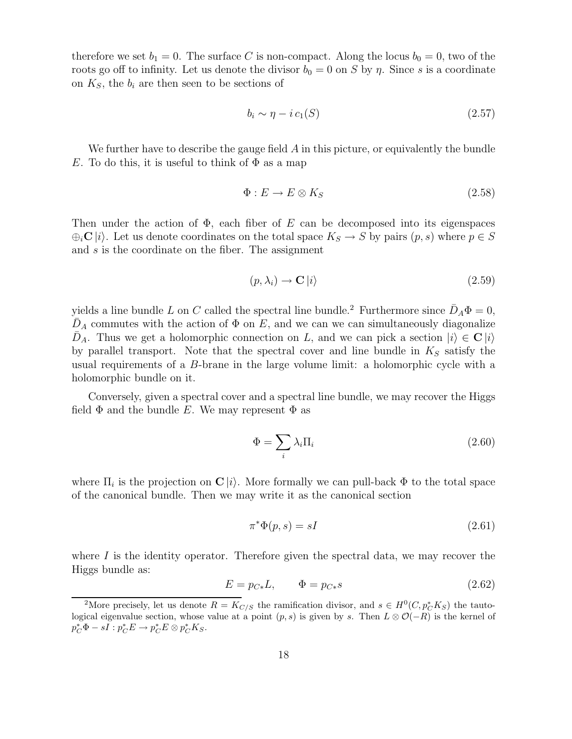therefore we set $b_1 = 0$. The surface $C$ is non-compact. Along the locus $b_0 = 0$, two of the roots go off to infinity. Let us denote the divisor $b_0 = 0$ on $S$ by $\eta$. Since $s$ is a coordinate on $K_S$, the $b_i$ are then seen to be sections of

$$b_i \sim \eta - i\, c_1(S) \tag{2.57}$$

We further have to describe the gauge field $A$ in this picture, or equivalently the bundle $E$. To do this, it is useful to think of $\Phi$ as a map

$$\Phi : E \to E \otimes K_S \tag{2.58}$$

Then under the action of $\Phi$, each fiber of $E$ can be decomposed into its eigenspaces $\oplus_i \mathbf{C}\,|i\rangle$. Let us denote coordinates on the total space $K_S \to S$ by pairs $(p, s)$ where $p \in S$ and $s$ is the coordinate on the fiber. The assignment

$$(p, \lambda_i) \to \mathbf{C}\,|i\rangle \tag{2.59}$$

yields a line bundle $L$ on $C$ called the spectral line bundle.[2] Furthermore since $\bar{D}_A \Phi = 0$, $\bar{D}_A$ commutes with the action of $\Phi$ on $E$, and we can we can simultaneously diagonalize $\bar{D}_A$. Thus we get a holomorphic connection on $L$, and we can pick a section $|i\rangle \in \mathbf{C}\,|i\rangle$ by parallel transport. Note that the spectral cover and line bundle in $K_S$ satisfy the usual requirements of a $B$-brane in the large volume limit: a holomorphic cycle with a holomorphic bundle on it.

Conversely, given a spectral cover and a spectral line bundle, we may recover the Higgs field $\Phi$ and the bundle $E$. We may represent $\Phi$ as

$$\Phi = \sum_i \lambda_i \Pi_i \tag{2.60}$$

where $\Pi_i$ is the projection on $\mathbf{C}\,|i\rangle$. More formally we can pull-back $\Phi$ to the total space of the canonical bundle. Then we may write it as the canonical section

$$\pi^* \Phi(p, s) = sI \tag{2.61}$$

where $I$ is the identity operator. Therefore given the spectral data, we may recover the Higgs bundle as:

$$E = p_{C*} L, \qquad \Phi = p_{C*} s \tag{2.62}$$

[2] More precisely, let us denote $R = K_{C/S}$ the ramification divisor, and $s \in H^0(C, p_C^* K_S)$ the tautological eigenvalue section, whose value at a point $(p, s)$ is given by $s$. Then $L \otimes \mathcal{O}(-R)$ is the kernel of $p_C^* \Phi - sI : p_C^* E \to p_C^* E \otimes p_C^* K_S$.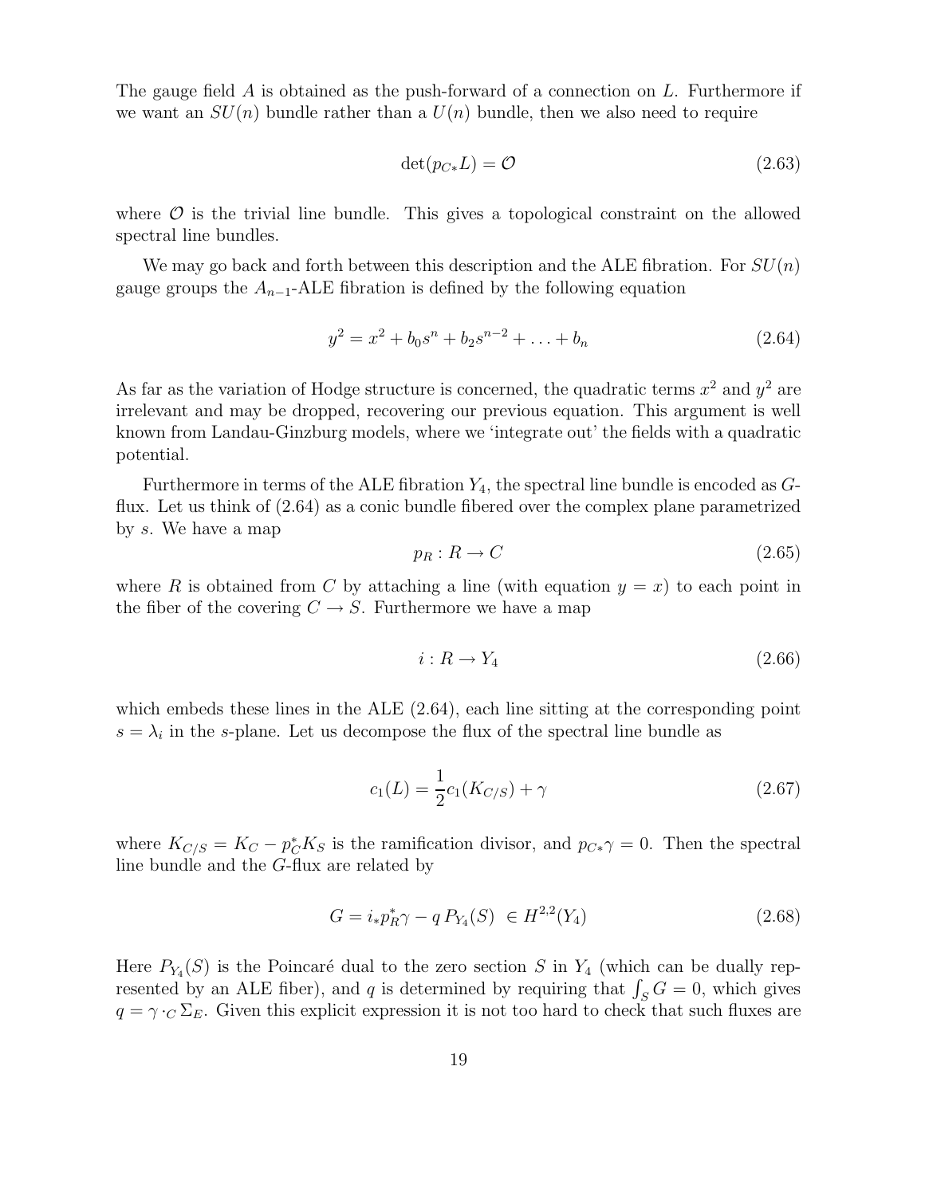The gauge field $A$ is obtained as the push-forward of a connection on $L$. Furthermore if we want an $SU(n)$ bundle rather than a $U(n)$ bundle, then we also need to require

$$\det(p_{C*}L) = \mathcal{O} \tag{2.63}$$

where $\mathcal{O}$ is the trivial line bundle. This gives a topological constraint on the allowed spectral line bundles.

We may go back and forth between this description and the ALE fibration. For $SU(n)$ gauge groups the $A_{n-1}$-ALE fibration is defined by the following equation

$$y^2 = x^2 + b_0 s^n + b_2 s^{n-2} + \ldots + b_n \tag{2.64}$$

As far as the variation of Hodge structure is concerned, the quadratic terms $x^2$ and $y^2$ are irrelevant and may be dropped, recovering our previous equation. This argument is well known from Landau-Ginzburg models, where we 'integrate out' the fields with a quadratic potential.

Furthermore in terms of the ALE fibration $Y_4$, the spectral line bundle is encoded as $G$-flux. Let us think of (2.64) as a conic bundle fibered over the complex plane parametrized by $s$. We have a map

$$p_R : R \to C \tag{2.65}$$

where $R$ is obtained from $C$ by attaching a line (with equation $y = x$) to each point in the fiber of the covering $C \to S$. Furthermore we have a map

$$i : R \to Y_4 \tag{2.66}$$

which embeds these lines in the ALE (2.64), each line sitting at the corresponding point $s = \lambda_i$ in the $s$-plane. Let us decompose the flux of the spectral line bundle as

$$c_1(L) = \frac{1}{2} c_1(K_{C/S}) + \gamma \tag{2.67}$$

where $K_{C/S} = K_C - p_C^* K_S$ is the ramification divisor, and $p_{C*}\gamma = 0$. Then the spectral line bundle and the $G$-flux are related by

$$G = i_* p_R^* \gamma - q\, P_{Y_4}(S) \ \in H^{2,2}(Y_4) \tag{2.68}$$

Here $P_{Y_4}(S)$ is the Poincaré dual to the zero section $S$ in $Y_4$ (which can be dually represented by an ALE fiber), and $q$ is determined by requiring that $\int_S G = 0$, which gives $q = \gamma \cdot_C \Sigma_E$. Given this explicit expression it is not too hard to check that such fluxes are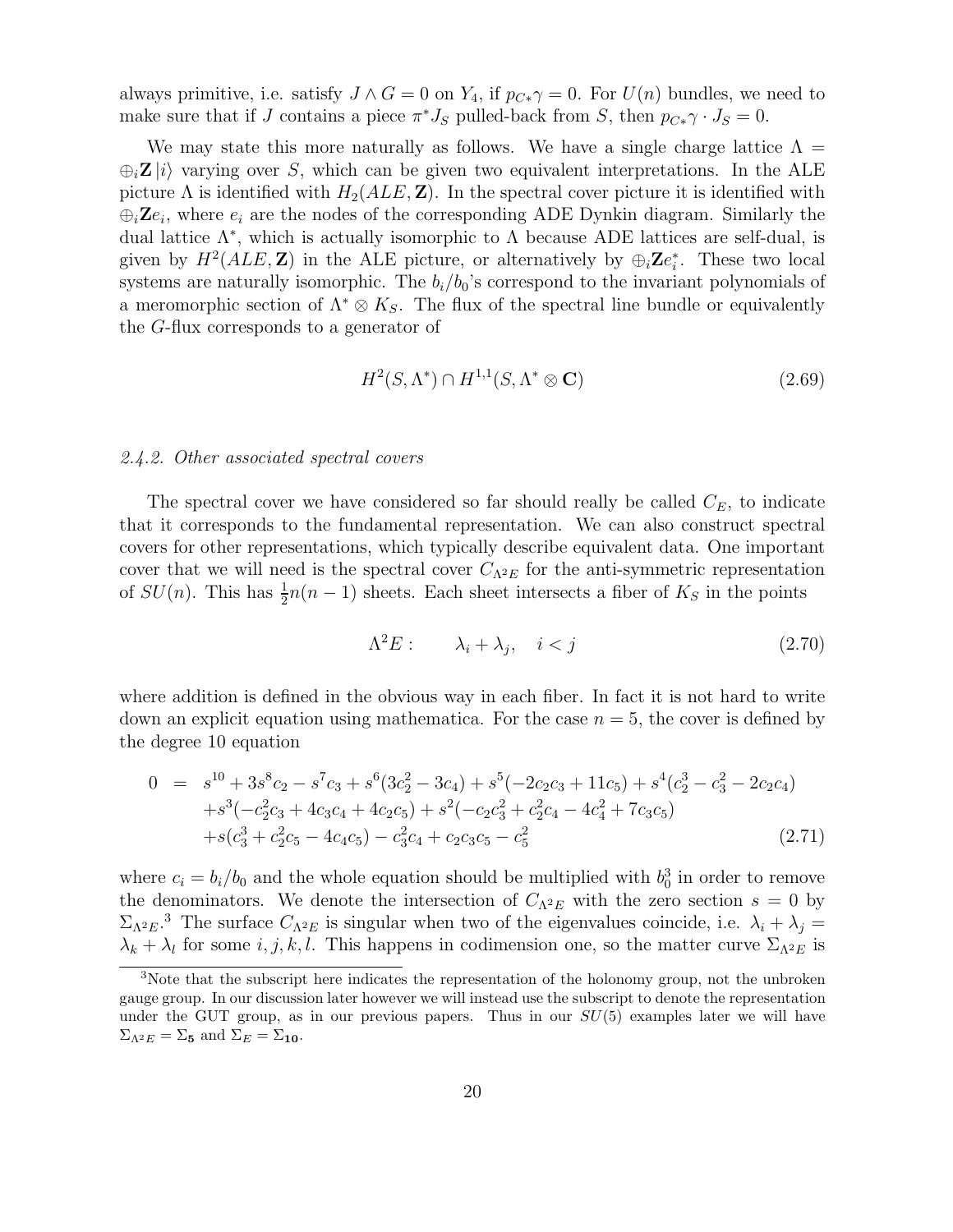always primitive, i.e. satisfy $J \wedge G = 0$ on $Y_4$, if $p_{C*}\gamma = 0$. For $U(n)$ bundles, we need to make sure that if $J$ contains a piece $\pi^* J_S$ pulled-back from $S$, then $p_{C*}\gamma \cdot J_S = 0$.

We may state this more naturally as follows. We have a single charge lattice $\Lambda = \oplus_i \mathbf{Z}\,|i\rangle$ varying over $S$, which can be given two equivalent interpretations. In the ALE picture $\Lambda$ is identified with $H_2(ALE, \mathbf{Z})$. In the spectral cover picture it is identified with $\oplus_i \mathbf{Z} e_i$, where $e_i$ are the nodes of the corresponding ADE Dynkin diagram. Similarly the dual lattice $\Lambda^*$, which is actually isomorphic to $\Lambda$ because ADE lattices are self-dual, is given by $H^2(ALE, \mathbf{Z})$ in the ALE picture, or alternatively by $\oplus_i \mathbf{Z} e_i^*$. These two local systems are naturally isomorphic. The $b_i/b_0$'s correspond to the invariant polynomials of a meromorphic section of $\Lambda^* \otimes K_S$. The flux of the spectral line bundle or equivalently the $G$-flux corresponds to a generator of

$$H^2(S, \Lambda^*) \cap H^{1,1}(S, \Lambda^* \otimes \mathbf{C}) \tag{2.69}$$

*2.4.2. Other associated spectral covers*

The spectral cover we have considered so far should really be called $C_E$, to indicate that it corresponds to the fundamental representation. We can also construct spectral covers for other representations, which typically describe equivalent data. One important cover that we will need is the spectral cover $C_{\Lambda^2 E}$ for the anti-symmetric representation of $SU(n)$. This has $\frac{1}{2}n(n-1)$ sheets. Each sheet intersects a fiber of $K_S$ in the points

$$\Lambda^2 E: \qquad \lambda_i + \lambda_j, \quad i < j \tag{2.70}$$

where addition is defined in the obvious way in each fiber. In fact it is not hard to write down an explicit equation using mathematica. For the case $n = 5$, the cover is defined by the degree 10 equation

$$\begin{aligned} 0 \;\; = \;\; & s^{10} + 3s^8 c_2 - s^7 c_3 + s^6(3c_2^2 - 3c_4) + s^5(-2c_2 c_3 + 11c_5) + s^4(c_2^3 - c_3^2 - 2c_2 c_4) \\ & + s^3(-c_2^2 c_3 + 4c_3 c_4 + 4c_2 c_5) + s^2(-c_2 c_3^2 + c_2^2 c_4 - 4c_4^2 + 7c_3 c_5) \\ & + s(c_3^3 + c_2^2 c_5 - 4c_4 c_5) - c_3^2 c_4 + c_2 c_3 c_5 - c_5^2 \end{aligned} \tag{2.71}$$

where $c_i = b_i/b_0$ and the whole equation should be multiplied with $b_0^3$ in order to remove the denominators. We denote the intersection of $C_{\Lambda^2 E}$ with the zero section $s = 0$ by $\Sigma_{\Lambda^2 E}$.[3] The surface $C_{\Lambda^2 E}$ is singular when two of the eigenvalues coincide, i.e. $\lambda_i + \lambda_j = \lambda_k + \lambda_l$ for some $i, j, k, l$. This happens in codimension one, so the matter curve $\Sigma_{\Lambda^2 E}$ is

[3] Note that the subscript here indicates the representation of the holonomy group, not the unbroken gauge group. In our discussion later however we will instead use the subscript to denote the representation under the GUT group, as in our previous papers. Thus in our $SU(5)$ examples later we will have $\Sigma_{\Lambda^2 E} = \Sigma_{\mathbf{5}}$ and $\Sigma_E = \Sigma_{\mathbf{10}}$.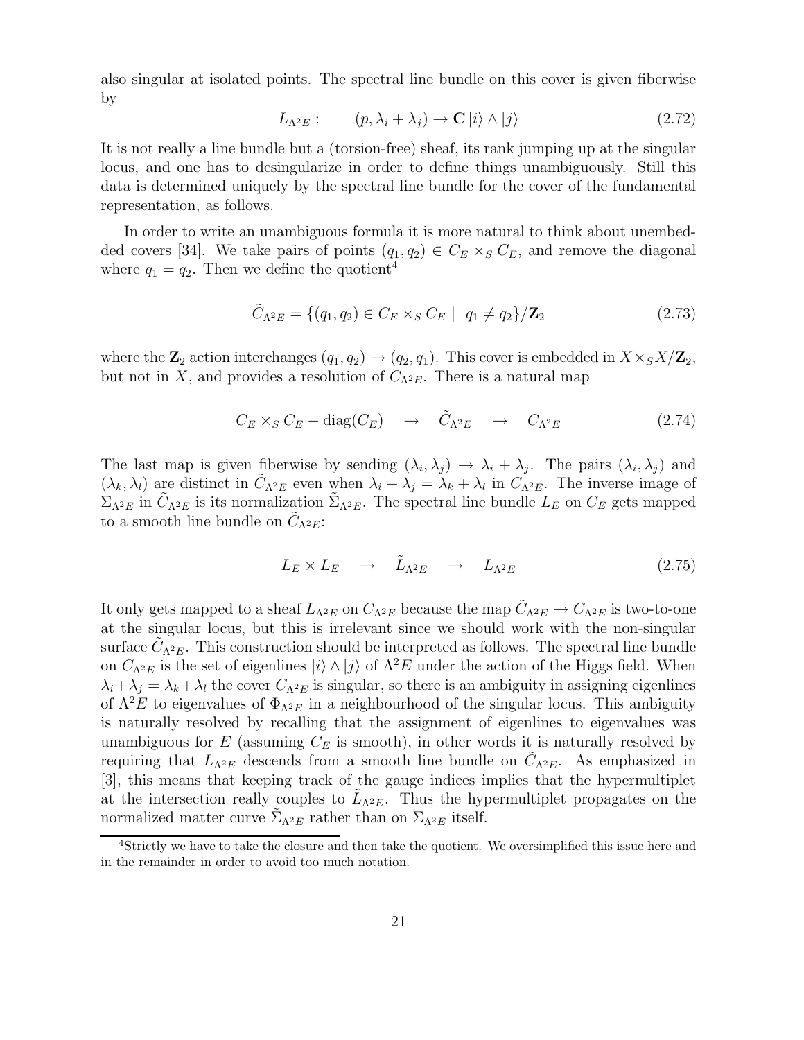also singular at isolated points. The spectral line bundle on this cover is given fiberwise by

$$L_{\Lambda^2 E}: \qquad (p, \lambda_i + \lambda_j) \to \mathbf{C}\,|i\rangle \wedge |j\rangle \tag{2.72}$$

It is not really a line bundle but a (torsion-free) sheaf, its rank jumping up at the singular locus, and one has to desingularize in order to define things unambiguously. Still this data is determined uniquely by the spectral line bundle for the cover of the fundamental representation, as follows.

In order to write an unambiguous formula it is more natural to think about unembedded covers [34]. We take pairs of points $(q_1, q_2) \in C_E \times_S C_E$, and remove the diagonal where $q_1 = q_2$. Then we define the quotient[4]

$$\tilde{C}_{\Lambda^2 E} = \{(q_1, q_2) \in C_E \times_S C_E \mid \ q_1 \neq q_2\}/\mathbf{Z}_2 \tag{2.73}$$

where the $\mathbf{Z}_2$ action interchanges $(q_1, q_2) \to (q_2, q_1)$. This cover is embedded in $X \times_S X/\mathbf{Z}_2$, but not in $X$, and provides a resolution of $C_{\Lambda^2 E}$. There is a natural map

$$C_E \times_S C_E - \mathrm{diag}(C_E) \quad \to \quad \tilde{C}_{\Lambda^2 E} \quad \to \quad C_{\Lambda^2 E} \tag{2.74}$$

The last map is given fiberwise by sending $(\lambda_i, \lambda_j) \to \lambda_i + \lambda_j$. The pairs $(\lambda_i, \lambda_j)$ and $(\lambda_k, \lambda_l)$ are distinct in $\tilde{C}_{\Lambda^2 E}$ even when $\lambda_i + \lambda_j = \lambda_k + \lambda_l$ in $C_{\Lambda^2 E}$. The inverse image of $\Sigma_{\Lambda^2 E}$ in $\tilde{C}_{\Lambda^2 E}$ is its normalization $\tilde{\Sigma}_{\Lambda^2 E}$. The spectral line bundle $L_E$ on $C_E$ gets mapped to a smooth line bundle on $\tilde{C}_{\Lambda^2 E}$:

$$L_E \times L_E \quad \to \quad \tilde{L}_{\Lambda^2 E} \quad \to \quad L_{\Lambda^2 E} \tag{2.75}$$

It only gets mapped to a sheaf $L_{\Lambda^2 E}$ on $C_{\Lambda^2 E}$ because the map $\tilde{C}_{\Lambda^2 E} \to C_{\Lambda^2 E}$ is two-to-one at the singular locus, but this is irrelevant since we should work with the non-singular surface $\tilde{C}_{\Lambda^2 E}$. This construction should be interpreted as follows. The spectral line bundle on $C_{\Lambda^2 E}$ is the set of eigenlines $|i\rangle \wedge |j\rangle$ of $\Lambda^2 E$ under the action of the Higgs field. When $\lambda_i + \lambda_j = \lambda_k + \lambda_l$ the cover $C_{\Lambda^2 E}$ is singular, so there is an ambiguity in assigning eigenlines of $\Lambda^2 E$ to eigenvalues of $\Phi_{\Lambda^2 E}$ in a neighbourhood of the singular locus. This ambiguity is naturally resolved by recalling that the assignment of eigenlines to eigenvalues was unambiguous for $E$ (assuming $C_E$ is smooth), in other words it is naturally resolved by requiring that $L_{\Lambda^2 E}$ descends from a smooth line bundle on $\tilde{C}_{\Lambda^2 E}$. As emphasized in [3], this means that keeping track of the gauge indices implies that the hypermultiplet at the intersection really couples to $\tilde{L}_{\Lambda^2 E}$. Thus the hypermultiplet propagates on the normalized matter curve $\tilde{\Sigma}_{\Lambda^2 E}$ rather than on $\Sigma_{\Lambda^2 E}$ itself.

[4] Strictly we have to take the closure and then take the quotient. We oversimplified this issue here and in the remainder in order to avoid too much notation.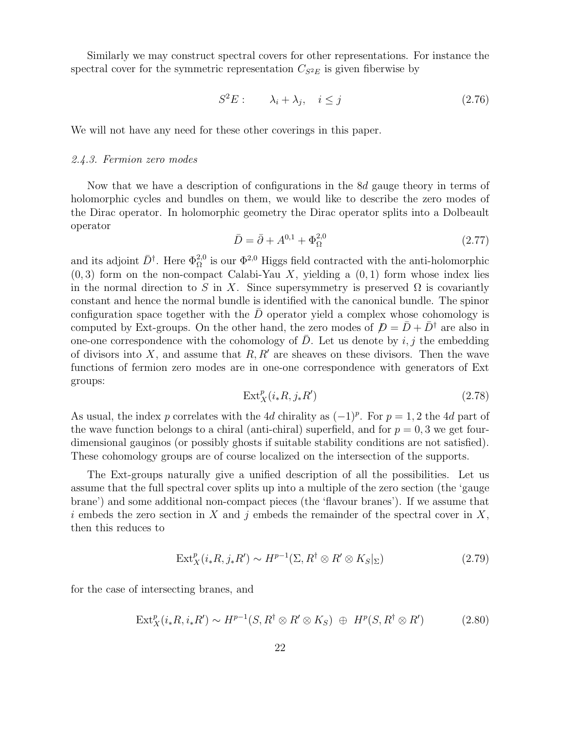Similarly we may construct spectral covers for other representations. For instance the spectral cover for the symmetric representation $C_{S^2E}$ is given fiberwise by

$$S^2E: \qquad \lambda_i + \lambda_j, \quad i \leq j \tag{2.76}$$

We will not have any need for these other coverings in this paper.

### 2.4.3. Fermion zero modes

Now that we have a description of configurations in the 8*d* gauge theory in terms of holomorphic cycles and bundles on them, we would like to describe the zero modes of the Dirac operator. In holomorphic geometry the Dirac operator splits into a Dolbeault operator

$$\bar{D} = \bar{\partial} + A^{0,1} + \Phi^{2,0}_{\Omega} \tag{2.77}$$

and its adjoint $\bar{D}^\dagger$. Here $\Phi^{2,0}_{\Omega}$ is our $\Phi^{2,0}$ Higgs field contracted with the anti-holomorphic $(0,3)$ form on the non-compact Calabi-Yau $X$, yielding a $(0,1)$ form whose index lies in the normal direction to $S$ in $X$. Since supersymmetry is preserved $\Omega$ is covariantly constant and hence the normal bundle is identified with the canonical bundle. The spinor configuration space together with the $\bar{D}$ operator yield a complex whose cohomology is computed by Ext-groups. On the other hand, the zero modes of $\not{D} = \bar{D} + \bar{D}^\dagger$ are also in one-one correspondence with the cohomology of $\bar{D}$. Let us denote by $i, j$ the embedding of divisors into $X$, and assume that $R, R'$ are sheaves on these divisors. Then the wave functions of fermion zero modes are in one-one correspondence with generators of Ext groups:

$$\mathrm{Ext}^p_X(i_*R, j_*R') \tag{2.78}$$

As usual, the index $p$ correlates with the 4*d* chirality as $(-1)^p$. For $p = 1, 2$ the 4*d* part of the wave function belongs to a chiral (anti-chiral) superfield, and for $p = 0, 3$ we get four-dimensional gauginos (or possibly ghosts if suitable stability conditions are not satisfied). These cohomology groups are of course localized on the intersection of the supports.

The Ext-groups naturally give a unified description of all the possibilities. Let us assume that the full spectral cover splits up into a multiple of the zero section (the 'gauge brane') and some additional non-compact pieces (the 'flavour branes'). If we assume that $i$ embeds the zero section in $X$ and $j$ embeds the remainder of the spectral cover in $X$, then this reduces to

$$\mathrm{Ext}^p_X(i_*R, j_*R') \sim H^{p-1}(\Sigma, R^\dagger \otimes R' \otimes K_S|_\Sigma) \tag{2.79}$$

for the case of intersecting branes, and

$$\mathrm{Ext}^p_X(i_*R, i_*R') \sim H^{p-1}(S, R^\dagger \otimes R' \otimes K_S) \;\oplus\; H^p(S, R^\dagger \otimes R') \tag{2.80}$$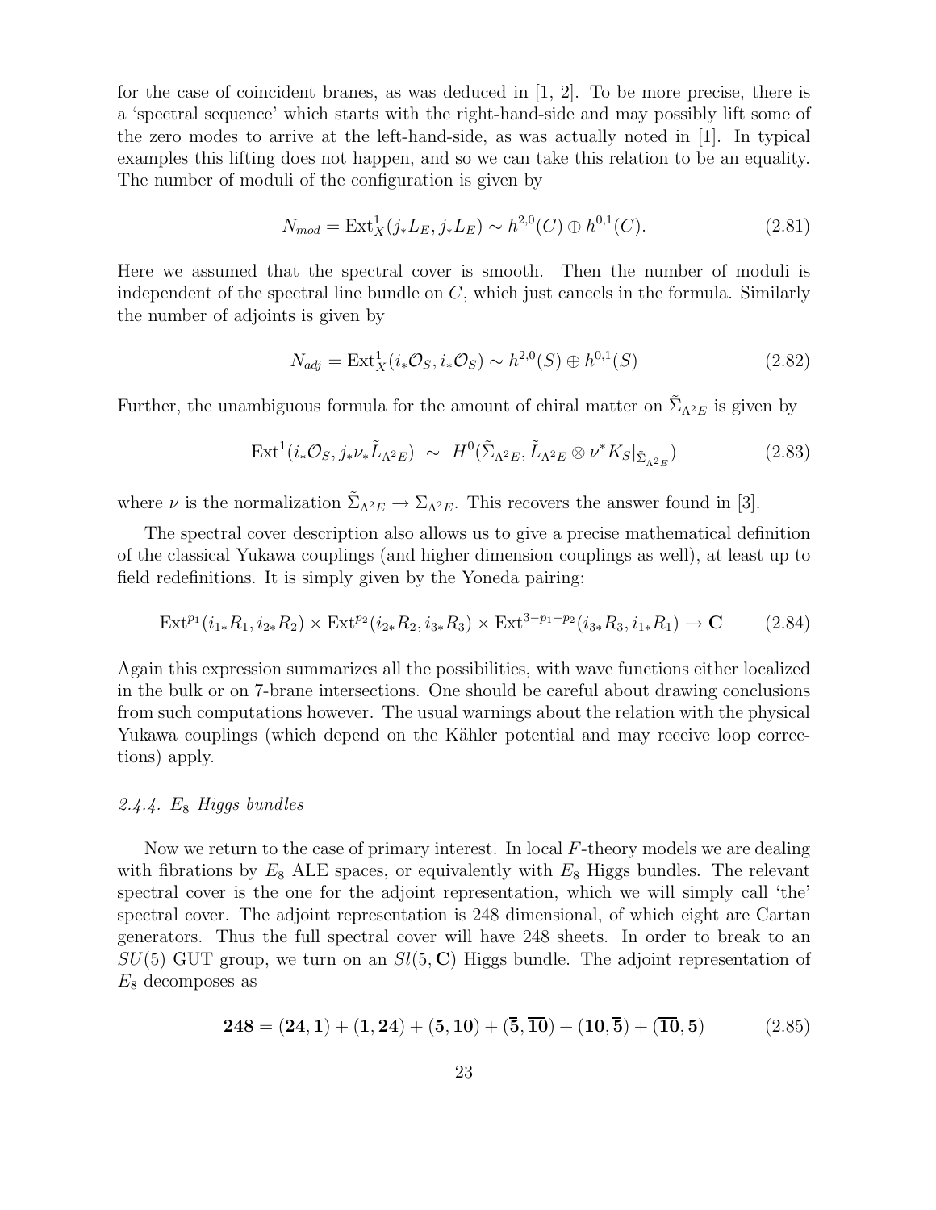for the case of coincident branes, as was deduced in [1, 2]. To be more precise, there is a 'spectral sequence' which starts with the right-hand-side and may possibly lift some of the zero modes to arrive at the left-hand-side, as was actually noted in [1]. In typical examples this lifting does not happen, and so we can take this relation to be an equality. The number of moduli of the configuration is given by

$$N_{mod} = \mathrm{Ext}^1_X(j_* L_E, j_* L_E) \sim h^{2,0}(C) \oplus h^{0,1}(C). \tag{2.81}$$

Here we assumed that the spectral cover is smooth. Then the number of moduli is independent of the spectral line bundle on $C$, which just cancels in the formula. Similarly the number of adjoints is given by

$$N_{adj} = \mathrm{Ext}^1_X(i_* \mathcal{O}_S, i_* \mathcal{O}_S) \sim h^{2,0}(S) \oplus h^{0,1}(S) \tag{2.82}$$

Further, the unambiguous formula for the amount of chiral matter on $\tilde{\Sigma}_{\Lambda^2 E}$ is given by

$$\mathrm{Ext}^1(i_* \mathcal{O}_S, j_* \nu_* \tilde{L}_{\Lambda^2 E}) \;\sim\; H^0(\tilde{\Sigma}_{\Lambda^2 E}, \tilde{L}_{\Lambda^2 E} \otimes \nu^* K_S|_{\tilde{\Sigma}_{\Lambda^2 E}}) \tag{2.83}$$

where $\nu$ is the normalization $\tilde{\Sigma}_{\Lambda^2 E} \to \Sigma_{\Lambda^2 E}$. This recovers the answer found in [3].

The spectral cover description also allows us to give a precise mathematical definition of the classical Yukawa couplings (and higher dimension couplings as well), at least up to field redefinitions. It is simply given by the Yoneda pairing:

$$\mathrm{Ext}^{p_1}(i_{1*} R_1, i_{2*} R_2) \times \mathrm{Ext}^{p_2}(i_{2*} R_2, i_{3*} R_3) \times \mathrm{Ext}^{3-p_1-p_2}(i_{3*} R_3, i_{1*} R_1) \to \mathbf{C} \tag{2.84}$$

Again this expression summarizes all the possibilities, with wave functions either localized in the bulk or on 7-brane intersections. One should be careful about drawing conclusions from such computations however. The usual warnings about the relation with the physical Yukawa couplings (which depend on the Kähler potential and may receive loop corrections) apply.

### *2.4.4. $E_8$ Higgs bundles*

Now we return to the case of primary interest. In local $F$-theory models we are dealing with fibrations by $E_8$ ALE spaces, or equivalently with $E_8$ Higgs bundles. The relevant spectral cover is the one for the adjoint representation, which we will simply call 'the' spectral cover. The adjoint representation is 248 dimensional, of which eight are Cartan generators. Thus the full spectral cover will have 248 sheets. In order to break to an $SU(5)$ GUT group, we turn on an $Sl(5,\mathbf{C})$ Higgs bundle. The adjoint representation of $E_8$ decomposes as

$$\mathbf{248} = (\mathbf{24},\mathbf{1}) + (\mathbf{1},\mathbf{24}) + (\mathbf{5},\mathbf{10}) + (\overline{\mathbf{5}},\overline{\mathbf{10}}) + (\mathbf{10},\overline{\mathbf{5}}) + (\overline{\mathbf{10}},\mathbf{5}) \tag{2.85}$$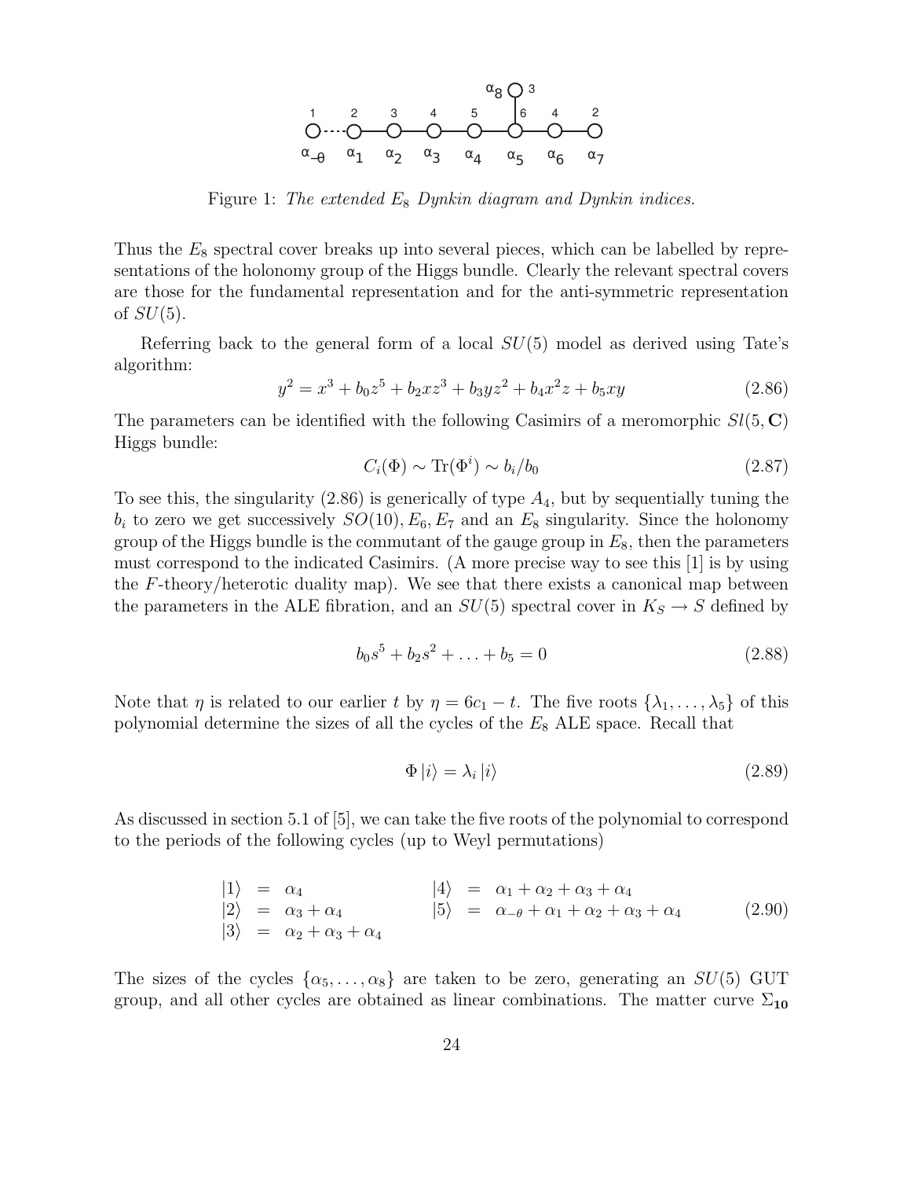Figure 1: *The extended $E_8$ Dynkin diagram and Dynkin indices.*

Thus the $E_8$ spectral cover breaks up into several pieces, which can be labelled by representations of the holonomy group of the Higgs bundle. Clearly the relevant spectral covers are those for the fundamental representation and for the anti-symmetric representation of $SU(5)$.

Referring back to the general form of a local $SU(5)$ model as derived using Tate's algorithm:

$$y^2 = x^3 + b_0 z^5 + b_2 x z^3 + b_3 y z^2 + b_4 x^2 z + b_5 x y \tag{2.86}$$

The parameters can be identified with the following Casimirs of a meromorphic $Sl(5, \mathbf{C})$ Higgs bundle:

$$C_i(\Phi) \sim \mathrm{Tr}(\Phi^i) \sim b_i/b_0 \tag{2.87}$$

To see this, the singularity (2.86) is generically of type $A_4$, but by sequentially tuning the $b_i$ to zero we get successively $SO(10), E_6, E_7$ and an $E_8$ singularity. Since the holonomy group of the Higgs bundle is the commutant of the gauge group in $E_8$, then the parameters must correspond to the indicated Casimirs. (A more precise way to see this [1] is by using the $F$-theory/heterotic duality map). We see that there exists a canonical map between the parameters in the ALE fibration, and an $SU(5)$ spectral cover in $K_S \to S$ defined by

$$b_0 s^5 + b_2 s^2 + \ldots + b_5 = 0 \tag{2.88}$$

Note that $\eta$ is related to our earlier $t$ by $\eta = 6c_1 - t$. The five roots $\{\lambda_1, \ldots, \lambda_5\}$ of this polynomial determine the sizes of all the cycles of the $E_8$ ALE space. Recall that

$$\Phi \left|i\right\rangle = \lambda_i \left|i\right\rangle \tag{2.89}$$

As discussed in section 5.1 of [5], we can take the five roots of the polynomial to correspond to the periods of the following cycles (up to Weyl permutations)

$$\begin{aligned}
\left|1\right\rangle &= \alpha_4 & \left|4\right\rangle &= \alpha_1 + \alpha_2 + \alpha_3 + \alpha_4 \\
\left|2\right\rangle &= \alpha_3 + \alpha_4 & \left|5\right\rangle &= \alpha_{-\theta} + \alpha_1 + \alpha_2 + \alpha_3 + \alpha_4 \\
\left|3\right\rangle &= \alpha_2 + \alpha_3 + \alpha_4 & &
\end{aligned} \tag{2.90}$$

The sizes of the cycles $\{\alpha_5, \ldots, \alpha_8\}$ are taken to be zero, generating an $SU(5)$ GUT group, and all other cycles are obtained as linear combinations. The matter curve $\Sigma_{\mathbf{10}}$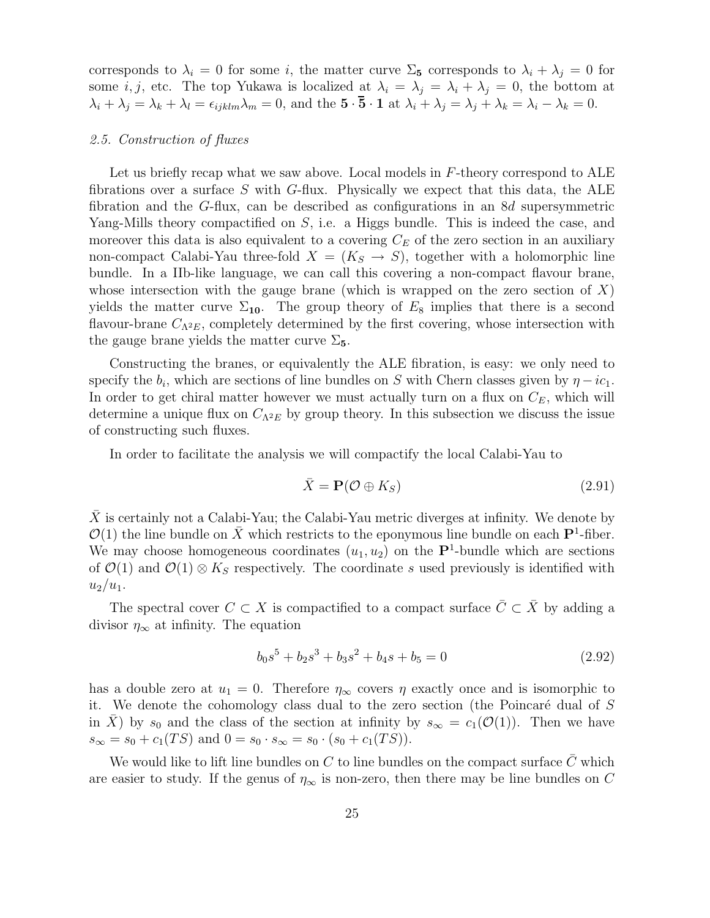corresponds to $\lambda_i = 0$ for some $i$, the matter curve $\Sigma_{\mathbf{5}}$ corresponds to $\lambda_i + \lambda_j = 0$ for some $i, j$, etc. The top Yukawa is localized at $\lambda_i = \lambda_j = \lambda_i + \lambda_j = 0$, the bottom at $\lambda_i + \lambda_j = \lambda_k + \lambda_l = \epsilon_{ijklm}\lambda_m = 0$, and the $\mathbf{5} \cdot \overline{\mathbf{5}} \cdot \mathbf{1}$ at $\lambda_i + \lambda_j = \lambda_j + \lambda_k = \lambda_i - \lambda_k = 0$.

### *2.5. Construction of fluxes*

Let us briefly recap what we saw above. Local models in *F*-theory correspond to ALE fibrations over a surface $S$ with $G$-flux. Physically we expect that this data, the ALE fibration and the $G$-flux, can be described as configurations in an $8d$ supersymmetric Yang-Mills theory compactified on $S$, i.e. a Higgs bundle. This is indeed the case, and moreover this data is also equivalent to a covering $C_E$ of the zero section in an auxiliary non-compact Calabi-Yau three-fold $X = (K_S \to S)$, together with a holomorphic line bundle. In a IIb-like language, we can call this covering a non-compact flavour brane, whose intersection with the gauge brane (which is wrapped on the zero section of $X$) yields the matter curve $\Sigma_{\mathbf{10}}$. The group theory of $E_8$ implies that there is a second flavour-brane $C_{\Lambda^2 E}$, completely determined by the first covering, whose intersection with the gauge brane yields the matter curve $\Sigma_{\mathbf{5}}$.

Constructing the branes, or equivalently the ALE fibration, is easy: we only need to specify the $b_i$, which are sections of line bundles on $S$ with Chern classes given by $\eta - ic_1$. In order to get chiral matter however we must actually turn on a flux on $C_E$, which will determine a unique flux on $C_{\Lambda^2 E}$ by group theory. In this subsection we discuss the issue of constructing such fluxes.

In order to facilitate the analysis we will compactify the local Calabi-Yau to

$$\bar{X} = \mathbf{P}(\mathcal{O} \oplus K_S) \tag{2.91}$$

$\bar{X}$ is certainly not a Calabi-Yau; the Calabi-Yau metric diverges at infinity. We denote by $\mathcal{O}(1)$ the line bundle on $\bar{X}$ which restricts to the eponymous line bundle on each $\mathbf{P}^1$-fiber. We may choose homogeneous coordinates $(u_1, u_2)$ on the $\mathbf{P}^1$-bundle which are sections of $\mathcal{O}(1)$ and $\mathcal{O}(1) \otimes K_S$ respectively. The coordinate $s$ used previously is identified with $u_2/u_1$.

The spectral cover $C \subset X$ is compactified to a compact surface $\bar{C} \subset \bar{X}$ by adding a divisor $\eta_\infty$ at infinity. The equation

$$b_0 s^5 + b_2 s^3 + b_3 s^2 + b_4 s + b_5 = 0 \tag{2.92}$$

has a double zero at $u_1 = 0$. Therefore $\eta_\infty$ covers $\eta$ exactly once and is isomorphic to it. We denote the cohomology class dual to the zero section (the Poincaré dual of $S$ in $\bar{X}$) by $s_0$ and the class of the section at infinity by $s_\infty = c_1(\mathcal{O}(1))$. Then we have $s_\infty = s_0 + c_1(TS)$ and $0 = s_0 \cdot s_\infty = s_0 \cdot (s_0 + c_1(TS))$.

We would like to lift line bundles on $C$ to line bundles on the compact surface $\bar{C}$ which are easier to study. If the genus of $\eta_\infty$ is non-zero, then there may be line bundles on $C$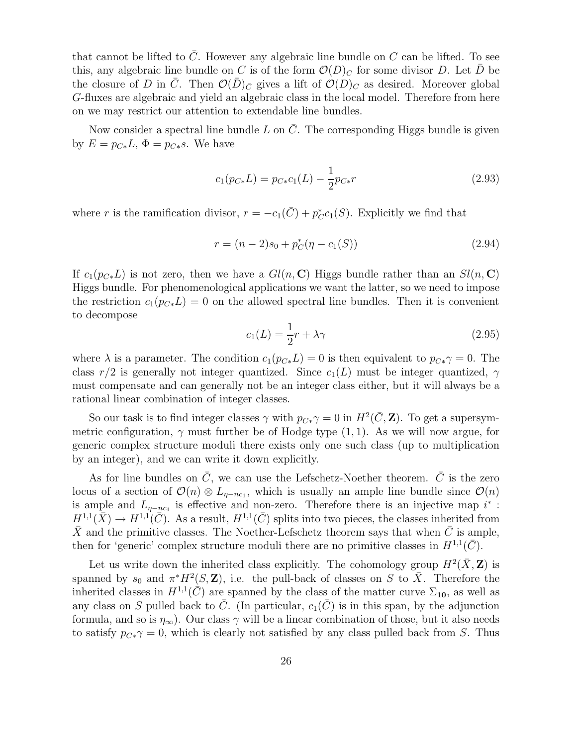that cannot be lifted to $\bar{C}$. However any algebraic line bundle on $C$ can be lifted. To see this, any algebraic line bundle on $C$ is of the form $\mathcal{O}(D)_C$ for some divisor $D$. Let $\bar{D}$ be the closure of $D$ in $\bar{C}$. Then $\mathcal{O}(\bar{D})_{\bar{C}}$ gives a lift of $\mathcal{O}(D)_C$ as desired. Moreover global $G$-fluxes are algebraic and yield an algebraic class in the local model. Therefore from here on we may restrict our attention to extendable line bundles.

Now consider a spectral line bundle $L$ on $\bar{C}$. The corresponding Higgs bundle is given by $E = p_{C*}L$, $\Phi = p_{C*}s$. We have

$$c_1(p_{C*}L) = p_{C*}c_1(L) - \frac{1}{2}p_{C*}r \tag{2.93}$$

where $r$ is the ramification divisor, $r = -c_1(\bar{C}) + p_C^* c_1(S)$. Explicitly we find that

$$r = (n-2)s_0 + p_C^*(\eta - c_1(S)) \tag{2.94}$$

If $c_1(p_{C*}L)$ is not zero, then we have a $Gl(n,\mathbf{C})$ Higgs bundle rather than an $Sl(n,\mathbf{C})$ Higgs bundle. For phenomenological applications we want the latter, so we need to impose the restriction $c_1(p_{C*}L) = 0$ on the allowed spectral line bundles. Then it is convenient to decompose

$$c_1(L) = \frac{1}{2}r + \lambda\gamma \tag{2.95}$$

where $\lambda$ is a parameter. The condition $c_1(p_{C*}L) = 0$ is then equivalent to $p_{C*}\gamma = 0$. The class $r/2$ is generally not integer quantized. Since $c_1(L)$ must be integer quantized, $\gamma$ must compensate and can generally not be an integer class either, but it will always be a rational linear combination of integer classes.

So our task is to find integer classes $\gamma$ with $p_{C*}\gamma = 0$ in $H^2(\bar{C},\mathbf{Z})$. To get a supersymmetric configuration, $\gamma$ must further be of Hodge type $(1,1)$. As we will now argue, for generic complex structure moduli there exists only one such class (up to multiplication by an integer), and we can write it down explicitly.

As for line bundles on $\bar{C}$, we can use the Lefschetz-Noether theorem. $\bar{C}$ is the zero locus of a section of $\mathcal{O}(n) \otimes L_{\eta - nc_1}$, which is usually an ample line bundle since $\mathcal{O}(n)$ is ample and $L_{\eta-nc_1}$ is effective and non-zero. Therefore there is an injective map $i^* : H^{1,1}(\bar{X}) \to H^{1,1}(\bar{C})$. As a result, $H^{1,1}(\bar{C})$ splits into two pieces, the classes inherited from $\bar{X}$ and the primitive classes. The Noether-Lefschetz theorem says that when $\bar{C}$ is ample, then for 'generic' complex structure moduli there are no primitive classes in $H^{1,1}(\bar{C})$.

Let us write down the inherited class explicitly. The cohomology group $H^2(\bar{X},\mathbf{Z})$ is spanned by $s_0$ and $\pi^* H^2(S,\mathbf{Z})$, i.e. the pull-back of classes on $S$ to $\bar{X}$. Therefore the inherited classes in $H^{1,1}(\bar{C})$ are spanned by the class of the matter curve $\Sigma_{\mathbf{10}}$, as well as any class on $S$ pulled back to $\bar{C}$. (In particular, $c_1(\bar{C})$ is in this span, by the adjunction formula, and so is $\eta_\infty$). Our class $\gamma$ will be a linear combination of those, but it also needs to satisfy $p_{C*}\gamma = 0$, which is clearly not satisfied by any class pulled back from $S$. Thus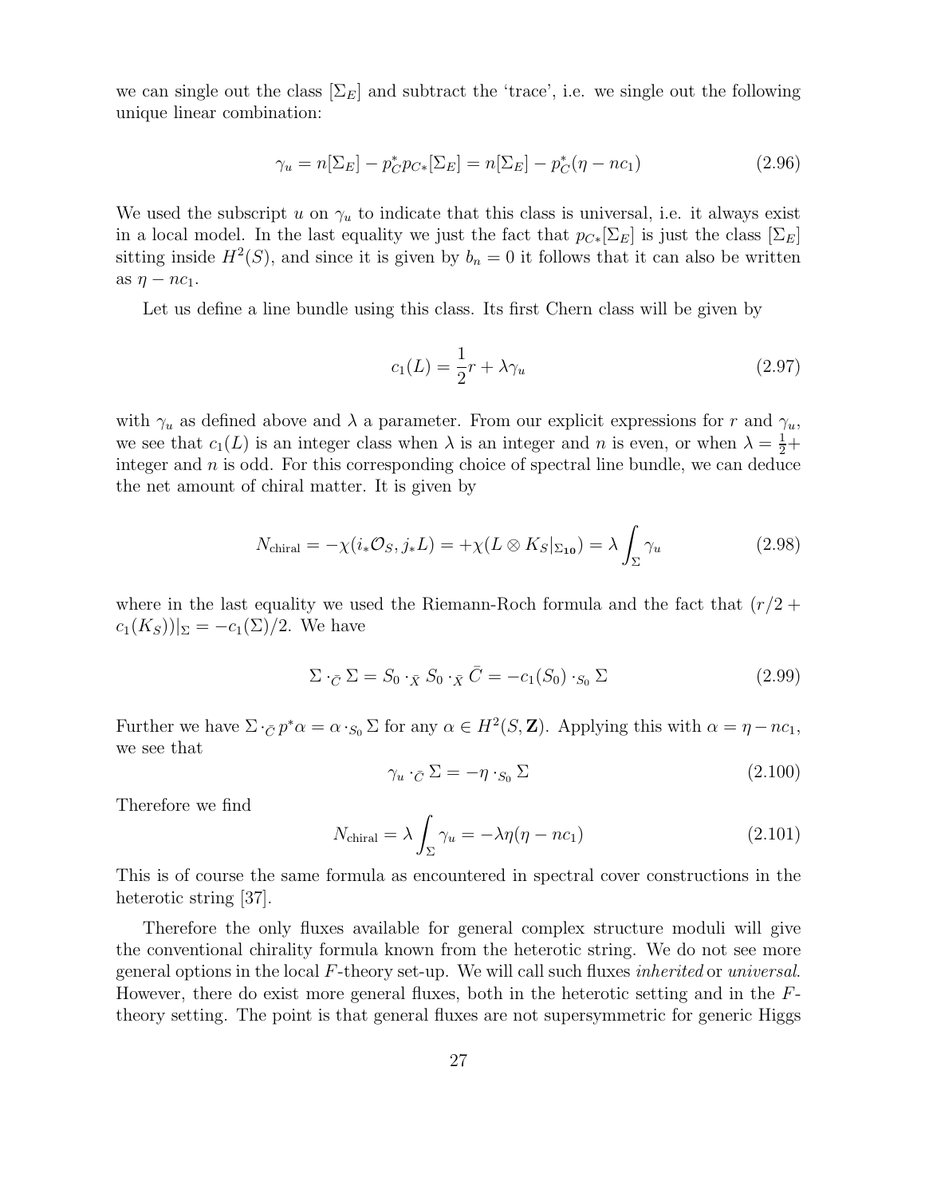we can single out the class $[\Sigma_E]$ and subtract the 'trace', i.e. we single out the following unique linear combination:

$$\gamma_u = n[\Sigma_E] - p_C^* p_{C*}[\Sigma_E] = n[\Sigma_E] - p_C^*(\eta - nc_1) \tag{2.96}$$

We used the subscript $u$ on $\gamma_u$ to indicate that this class is universal, i.e. it always exist in a local model. In the last equality we just the fact that $p_{C*}[\Sigma_E]$ is just the class $[\Sigma_E]$ sitting inside $H^2(S)$, and since it is given by $b_n = 0$ it follows that it can also be written as $\eta - nc_1$.

Let us define a line bundle using this class. Its first Chern class will be given by

$$c_1(L) = \frac{1}{2}r + \lambda\gamma_u \tag{2.97}$$

with $\gamma_u$ as defined above and $\lambda$ a parameter. From our explicit expressions for $r$ and $\gamma_u$, we see that $c_1(L)$ is an integer class when $\lambda$ is an integer and $n$ is even, or when $\lambda = \frac{1}{2}+$ integer and $n$ is odd. For this corresponding choice of spectral line bundle, we can deduce the net amount of chiral matter. It is given by

$$N_{\text{chiral}} = -\chi(i_*\mathcal{O}_S, j_*L) = +\chi(L \otimes K_S|_{\Sigma_{\mathbf{10}}}) = \lambda \int_\Sigma \gamma_u \tag{2.98}$$

where in the last equality we used the Riemann-Roch formula and the fact that $(r/2 + c_1(K_S))|_\Sigma = -c_1(\Sigma)/2$. We have

$$\Sigma \cdot_{\bar{C}} \Sigma = S_0 \cdot_{\bar{X}} S_0 \cdot_{\bar{X}} \bar{C} = -c_1(S_0) \cdot_{S_0} \Sigma \tag{2.99}$$

Further we have $\Sigma \cdot_{\bar{C}} p^*\alpha = \alpha \cdot_{S_0} \Sigma$ for any $\alpha \in H^2(S, \mathbf{Z})$. Applying this with $\alpha = \eta - nc_1$, we see that

$$\gamma_u \cdot_{\bar{C}} \Sigma = -\eta \cdot_{S_0} \Sigma \tag{2.100}$$

Therefore we find

$$N_{\text{chiral}} = \lambda \int_\Sigma \gamma_u = -\lambda\eta(\eta - nc_1) \tag{2.101}$$

This is of course the same formula as encountered in spectral cover constructions in the heterotic string [37].

Therefore the only fluxes available for general complex structure moduli will give the conventional chirality formula known from the heterotic string. We do not see more general options in the local $F$-theory set-up. We will call such fluxes *inherited* or *universal*. However, there do exist more general fluxes, both in the heterotic setting and in the $F$-theory setting. The point is that general fluxes are not supersymmetric for generic Higgs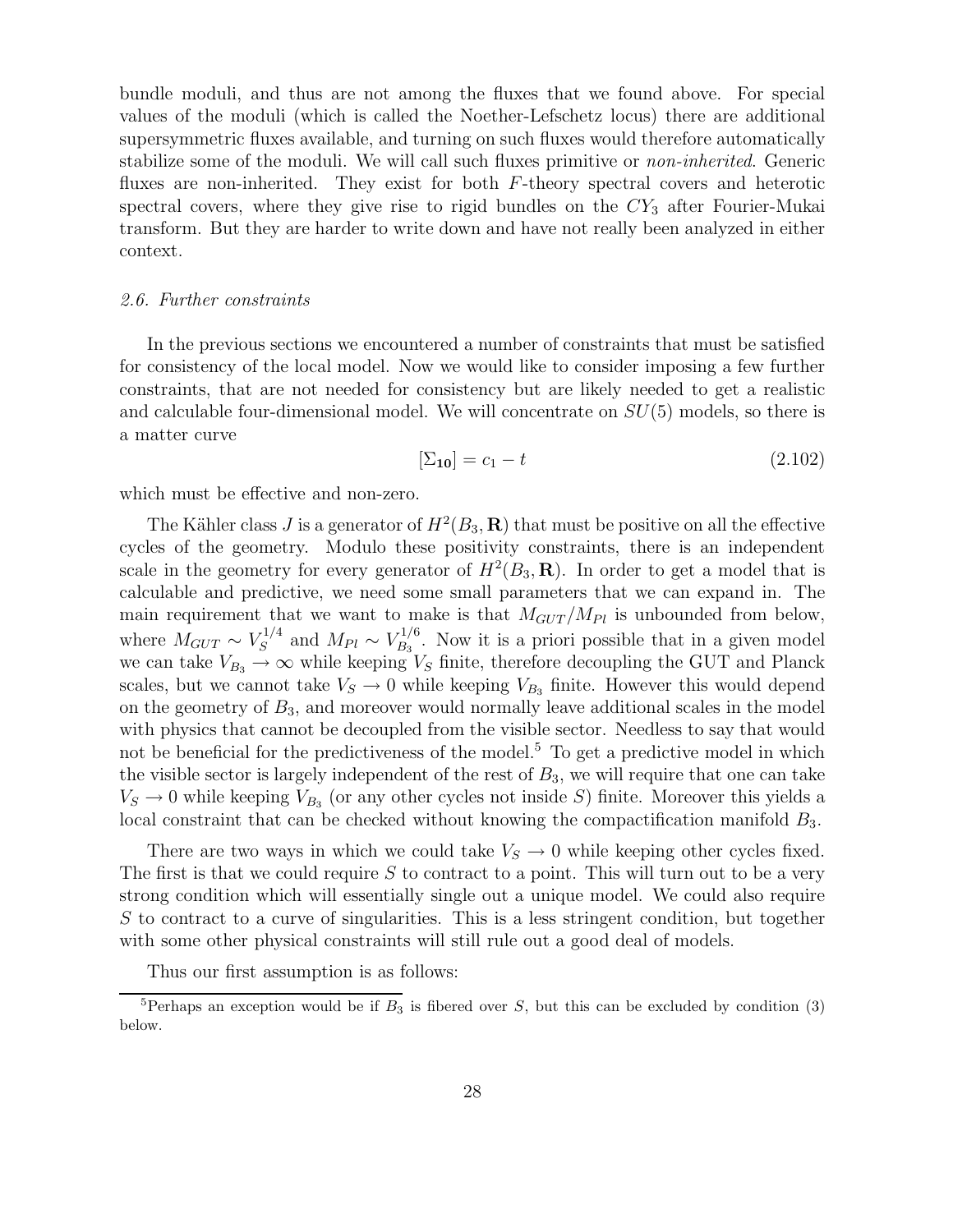bundle moduli, and thus are not among the fluxes that we found above. For special values of the moduli (which is called the Noether-Lefschetz locus) there are additional supersymmetric fluxes available, and turning on such fluxes would therefore automatically stabilize some of the moduli. We will call such fluxes primitive or *non-inherited*. Generic fluxes are non-inherited. They exist for both $F$-theory spectral covers and heterotic spectral covers, where they give rise to rigid bundles on the $CY_3$ after Fourier-Mukai transform. But they are harder to write down and have not really been analyzed in either context.

### *2.6. Further constraints*

In the previous sections we encountered a number of constraints that must be satisfied for consistency of the local model. Now we would like to consider imposing a few further constraints, that are not needed for consistency but are likely needed to get a realistic and calculable four-dimensional model. We will concentrate on $SU(5)$ models, so there is a matter curve

$$[\Sigma_{\mathbf{10}}] = c_1 - t \tag{2.102}$$

which must be effective and non-zero.

The Kähler class $J$ is a generator of $H^2(B_3, \mathbf{R})$ that must be positive on all the effective cycles of the geometry. Modulo these positivity constraints, there is an independent scale in the geometry for every generator of $H^2(B_3, \mathbf{R})$. In order to get a model that is calculable and predictive, we need some small parameters that we can expand in. The main requirement that we want to make is that $M_{GUT}/M_{Pl}$ is unbounded from below, where $M_{GUT} \sim V_S^{1/4}$ and $M_{Pl} \sim V_{B_3}^{1/6}$. Now it is a priori possible that in a given model we can take $V_{B_3} \to \infty$ while keeping $V_S$ finite, therefore decoupling the GUT and Planck scales, but we cannot take $V_S \to 0$ while keeping $V_{B_3}$ finite. However this would depend on the geometry of $B_3$, and moreover would normally leave additional scales in the model with physics that cannot be decoupled from the visible sector. Needless to say that would not be beneficial for the predictiveness of the model.[5] To get a predictive model in which the visible sector is largely independent of the rest of $B_3$, we will require that one can take $V_S \to 0$ while keeping $V_{B_3}$ (or any other cycles not inside $S$) finite. Moreover this yields a local constraint that can be checked without knowing the compactification manifold $B_3$.

There are two ways in which we could take $V_S \to 0$ while keeping other cycles fixed. The first is that we could require $S$ to contract to a point. This will turn out to be a very strong condition which will essentially single out a unique model. We could also require $S$ to contract to a curve of singularities. This is a less stringent condition, but together with some other physical constraints will still rule out a good deal of models.

Thus our first assumption is as follows:

[5] Perhaps an exception would be if $B_3$ is fibered over $S$, but this can be excluded by condition (3) below.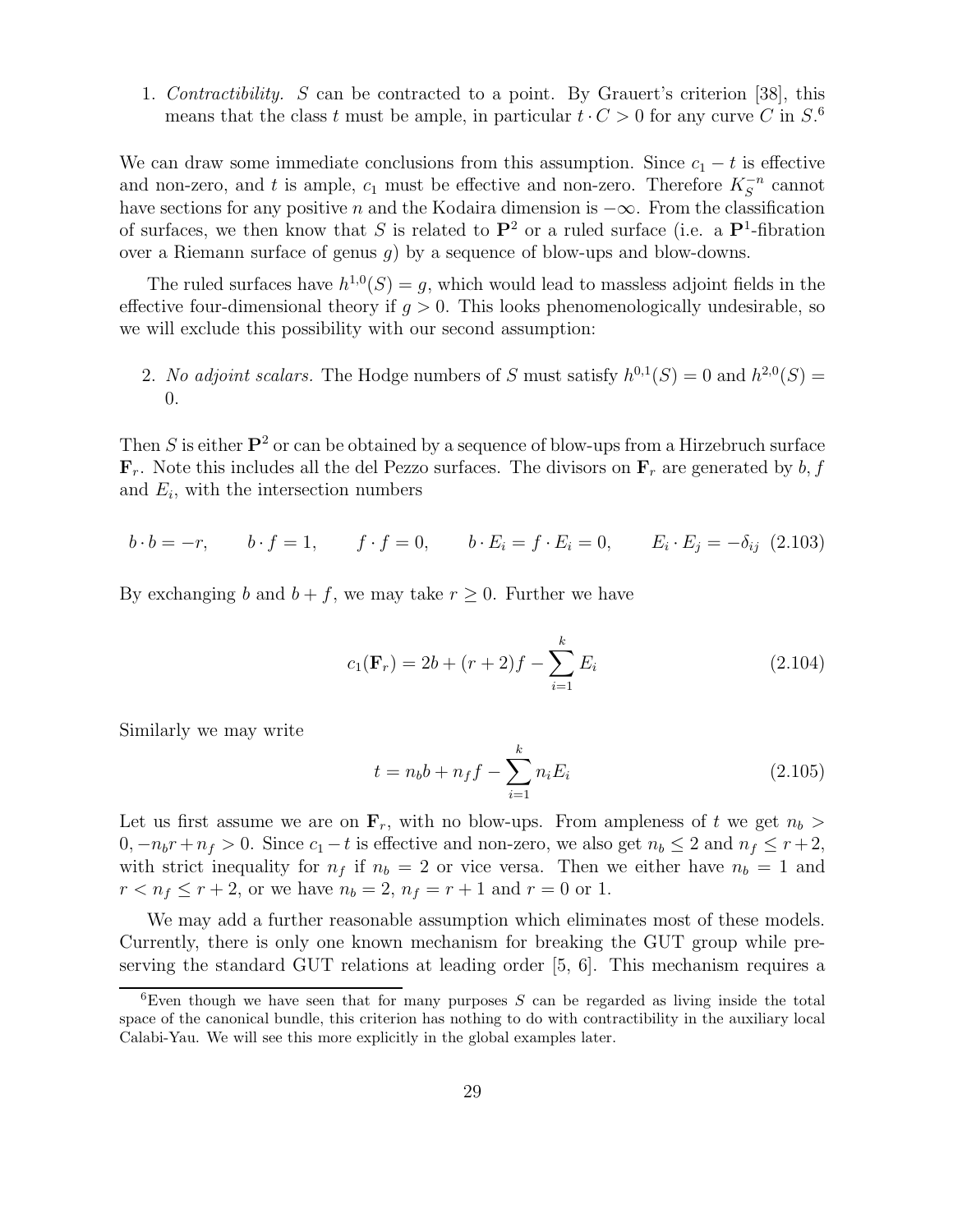1. *Contractibility.* $S$ can be contracted to a point. By Grauert's criterion [38], this means that the class $t$ must be ample, in particular $t \cdot C > 0$ for any curve $C$ in $S$.[6]

We can draw some immediate conclusions from this assumption. Since $c_1 - t$ is effective and non-zero, and $t$ is ample, $c_1$ must be effective and non-zero. Therefore $K_S^{-n}$ cannot have sections for any positive $n$ and the Kodaira dimension is $-\infty$. From the classification of surfaces, we then know that $S$ is related to $\mathbf{P}^2$ or a ruled surface (i.e. a $\mathbf{P}^1$-fibration over a Riemann surface of genus $g$) by a sequence of blow-ups and blow-downs.

The ruled surfaces have $h^{1,0}(S) = g$, which would lead to massless adjoint fields in the effective four-dimensional theory if $g > 0$. This looks phenomenologically undesirable, so we will exclude this possibility with our second assumption:

2. *No adjoint scalars.* The Hodge numbers of $S$ must satisfy $h^{0,1}(S) = 0$ and $h^{2,0}(S) = 0$.

Then $S$ is either $\mathbf{P}^2$ or can be obtained by a sequence of blow-ups from a Hirzebruch surface $\mathbf{F}_r$. Note this includes all the del Pezzo surfaces. The divisors on $\mathbf{F}_r$ are generated by $b, f$ and $E_i$, with the intersection numbers

$$b \cdot b = -r, \qquad b \cdot f = 1, \qquad f \cdot f = 0, \qquad b \cdot E_i = f \cdot E_i = 0, \qquad E_i \cdot E_j = -\delta_{ij} \quad (2.103)$$

By exchanging $b$ and $b + f$, we may take $r \geq 0$. Further we have

$$c_1(\mathbf{F}_r) = 2b + (r+2)f - \sum_{i=1}^{k} E_i \quad (2.104)$$

Similarly we may write

$$t = n_b b + n_f f - \sum_{i=1}^{k} n_i E_i \quad (2.105)$$

Let us first assume we are on $\mathbf{F}_r$, with no blow-ups. From ampleness of $t$ we get $n_b > 0, -n_b r + n_f > 0$. Since $c_1 - t$ is effective and non-zero, we also get $n_b \leq 2$ and $n_f \leq r+2$, with strict inequality for $n_f$ if $n_b = 2$ or vice versa. Then we either have $n_b = 1$ and $r < n_f \leq r+2$, or we have $n_b = 2$, $n_f = r+1$ and $r = 0$ or 1.

We may add a further reasonable assumption which eliminates most of these models. Currently, there is only one known mechanism for breaking the GUT group while preserving the standard GUT relations at leading order [5, 6]. This mechanism requires a

[6] Even though we have seen that for many purposes $S$ can be regarded as living inside the total space of the canonical bundle, this criterion has nothing to do with contractibility in the auxiliary local Calabi-Yau. We will see this more explicitly in the global examples later.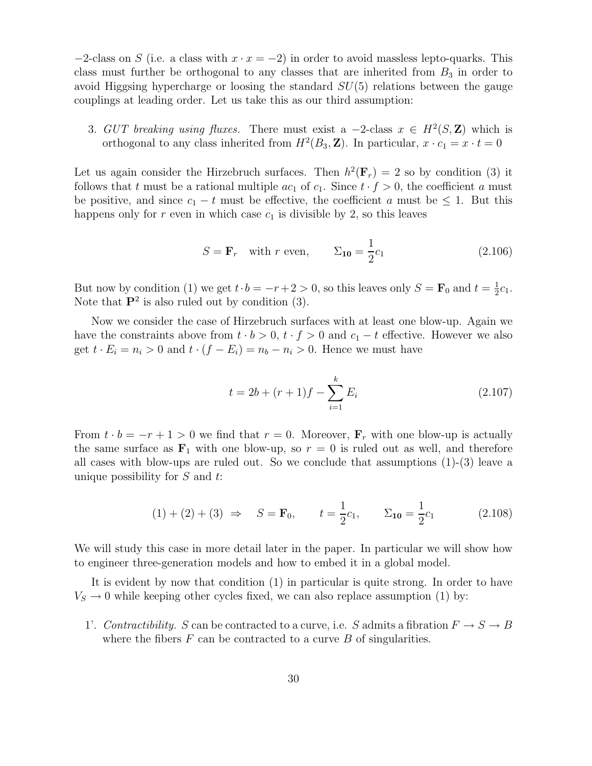$-2$-class on $S$ (i.e. a class with $x \cdot x = -2$) in order to avoid massless lepto-quarks. This class must further be orthogonal to any classes that are inherited from $B_3$ in order to avoid Higgsing hypercharge or loosing the standard $SU(5)$ relations between the gauge couplings at leading order. Let us take this as our third assumption:

3. *GUT breaking using fluxes.* There must exist a $-2$-class $x \in H^2(S, \mathbf{Z})$ which is orthogonal to any class inherited from $H^2(B_3, \mathbf{Z})$. In particular, $x \cdot c_1 = x \cdot t = 0$

Let us again consider the Hirzebruch surfaces. Then $h^2(\mathbf{F}_r) = 2$ so by condition (3) it follows that $t$ must be a rational multiple $ac_1$ of $c_1$. Since $t \cdot f > 0$, the coefficient $a$ must be positive, and since $c_1 - t$ must be effective, the coefficient $a$ must be $\leq 1$. But this happens only for $r$ even in which case $c_1$ is divisible by 2, so this leaves

$$S = \mathbf{F}_r \quad \text{with } r \text{ even}, \qquad \Sigma_{\mathbf{10}} = \frac{1}{2} c_1 \tag{2.106}$$

But now by condition (1) we get $t \cdot b = -r + 2 > 0$, so this leaves only $S = \mathbf{F}_0$ and $t = \frac{1}{2} c_1$. Note that $\mathbf{P}^2$ is also ruled out by condition (3).

Now we consider the case of Hirzebruch surfaces with at least one blow-up. Again we have the constraints above from $t \cdot b > 0$, $t \cdot f > 0$ and $c_1 - t$ effective. However we also get $t \cdot E_i = n_i > 0$ and $t \cdot (f - E_i) = n_b - n_i > 0$. Hence we must have

$$t = 2b + (r+1)f - \sum_{i=1}^{k} E_i \tag{2.107}$$

From $t \cdot b = -r + 1 > 0$ we find that $r = 0$. Moreover, $\mathbf{F}_r$ with one blow-up is actually the same surface as $\mathbf{F}_1$ with one blow-up, so $r = 0$ is ruled out as well, and therefore all cases with blow-ups are ruled out. So we conclude that assumptions (1)-(3) leave a unique possibility for $S$ and $t$:

$$(1) + (2) + (3) \;\Rightarrow\; S = \mathbf{F}_0, \qquad t = \frac{1}{2} c_1, \qquad \Sigma_{\mathbf{10}} = \frac{1}{2} c_1 \tag{2.108}$$

We will study this case in more detail later in the paper. In particular we will show how to engineer three-generation models and how to embed it in a global model.

It is evident by now that condition (1) in particular is quite strong. In order to have $V_S \to 0$ while keeping other cycles fixed, we can also replace assumption (1) by:

1'. *Contractibility.* $S$ can be contracted to a curve, i.e. $S$ admits a fibration $F \to S \to B$ where the fibers $F$ can be contracted to a curve $B$ of singularities.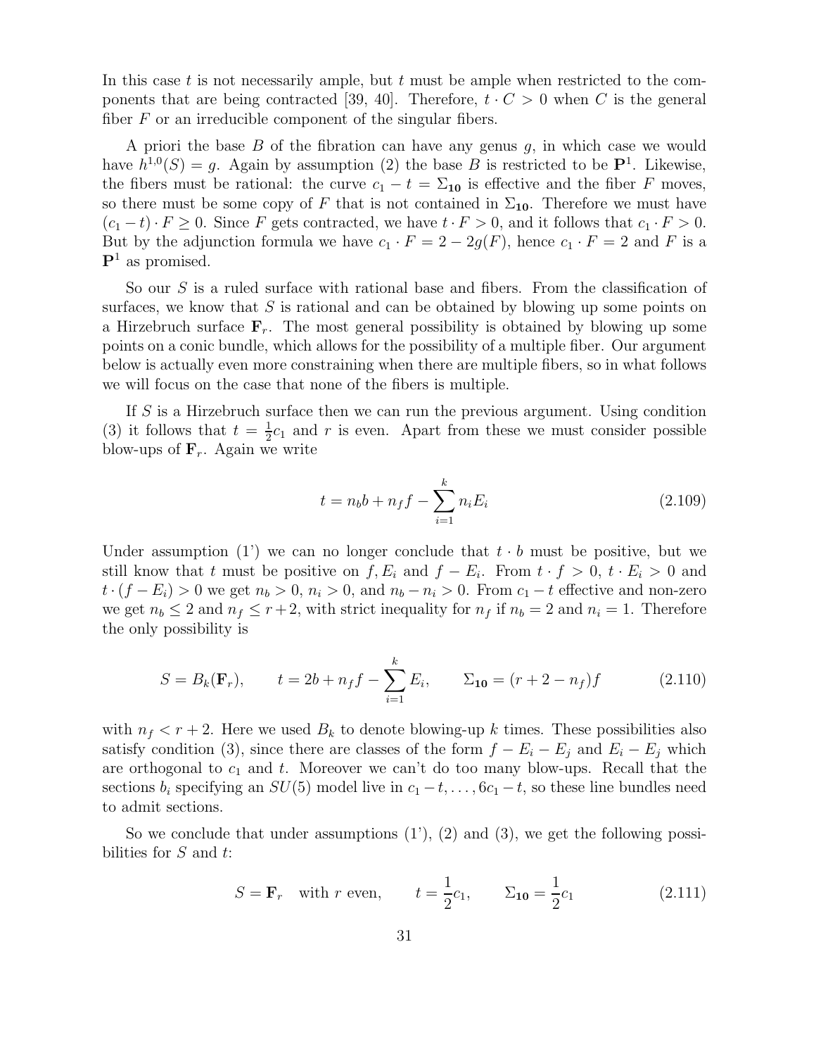In this case $t$ is not necessarily ample, but $t$ must be ample when restricted to the components that are being contracted [39, 40]. Therefore, $t \cdot C > 0$ when $C$ is the general fiber $F$ or an irreducible component of the singular fibers.

A priori the base $B$ of the fibration can have any genus $g$, in which case we would have $h^{1,0}(S) = g$. Again by assumption (2) the base $B$ is restricted to be $\mathbf{P}^1$. Likewise, the fibers must be rational: the curve $c_1 - t = \Sigma_{\mathbf{10}}$ is effective and the fiber $F$ moves, so there must be some copy of $F$ that is not contained in $\Sigma_{\mathbf{10}}$. Therefore we must have $(c_1 - t) \cdot F \geq 0$. Since $F$ gets contracted, we have $t \cdot F > 0$, and it follows that $c_1 \cdot F > 0$. But by the adjunction formula we have $c_1 \cdot F = 2 - 2g(F)$, hence $c_1 \cdot F = 2$ and $F$ is a $\mathbf{P}^1$ as promised.

So our $S$ is a ruled surface with rational base and fibers. From the classification of surfaces, we know that $S$ is rational and can be obtained by blowing up some points on a Hirzebruch surface $\mathbf{F}_r$. The most general possibility is obtained by blowing up some points on a conic bundle, which allows for the possibility of a multiple fiber. Our argument below is actually even more constraining when there are multiple fibers, so in what follows we will focus on the case that none of the fibers is multiple.

If $S$ is a Hirzebruch surface then we can run the previous argument. Using condition (3) it follows that $t = \frac{1}{2}c_1$ and $r$ is even. Apart from these we must consider possible blow-ups of $\mathbf{F}_r$. Again we write

$$t = n_b b + n_f f - \sum_{i=1}^{k} n_i E_i \tag{2.109}$$

Under assumption (1') we can no longer conclude that $t \cdot b$ must be positive, but we still know that $t$ must be positive on $f, E_i$ and $f - E_i$. From $t \cdot f > 0$, $t \cdot E_i > 0$ and $t \cdot (f - E_i) > 0$ we get $n_b > 0$, $n_i > 0$, and $n_b - n_i > 0$. From $c_1 - t$ effective and non-zero we get $n_b \leq 2$ and $n_f \leq r + 2$, with strict inequality for $n_f$ if $n_b = 2$ and $n_i = 1$. Therefore the only possibility is

$$S = B_k(\mathbf{F}_r), \qquad t = 2b + n_f f - \sum_{i=1}^{k} E_i, \qquad \Sigma_{\mathbf{10}} = (r + 2 - n_f) f \tag{2.110}$$

with $n_f < r + 2$. Here we used $B_k$ to denote blowing-up $k$ times. These possibilities also satisfy condition (3), since there are classes of the form $f - E_i - E_j$ and $E_i - E_j$ which are orthogonal to $c_1$ and $t$. Moreover we can't do too many blow-ups. Recall that the sections $b_i$ specifying an $SU(5)$ model live in $c_1 - t, \ldots, 6c_1 - t$, so these line bundles need to admit sections.

So we conclude that under assumptions (1'), (2) and (3), we get the following possibilities for $S$ and $t$:

$$S = \mathbf{F}_r \quad \text{with } r \text{ even}, \qquad t = \frac{1}{2}c_1, \qquad \Sigma_{\mathbf{10}} = \frac{1}{2}c_1 \tag{2.111}$$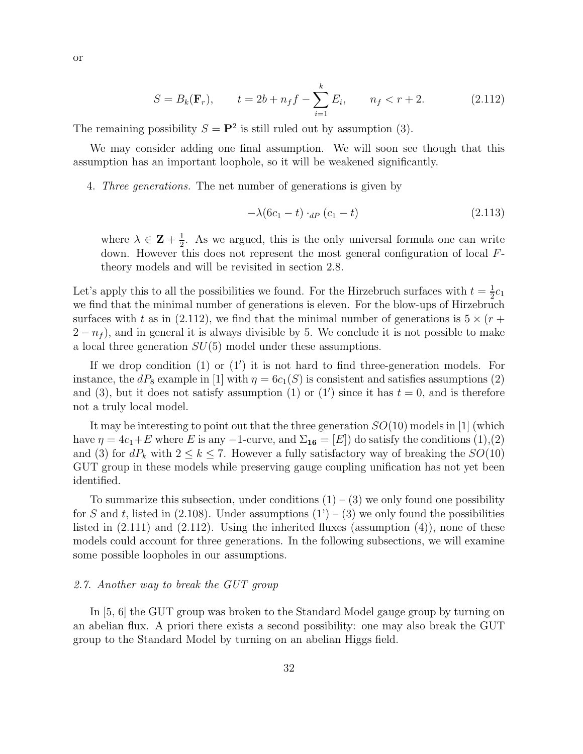or

$$S = B_k(\mathbf{F}_r), \qquad t = 2b + n_f f - \sum_{i=1}^{k} E_i, \qquad n_f < r+2. \tag{2.112}$$

The remaining possibility $S = \mathbf{P}^2$ is still ruled out by assumption (3).

We may consider adding one final assumption. We will soon see though that this assumption has an important loophole, so it will be weakened significantly.

4. *Three generations.* The net number of generations is given by

$$-\lambda(6c_1 - t) \cdot_{dP} (c_1 - t) \tag{2.113}$$

where $\lambda \in \mathbf{Z} + \frac{1}{2}$. As we argued, this is the only universal formula one can write down. However this does not represent the most general configuration of local $F$-theory models and will be revisited in section 2.8.

Let's apply this to all the possibilities we found. For the Hirzebruch surfaces with $t = \frac{1}{2}c_1$ we find that the minimal number of generations is eleven. For the blow-ups of Hirzebruch surfaces with $t$ as in (2.112), we find that the minimal number of generations is $5 \times (r + 2 - n_f)$, and in general it is always divisible by 5. We conclude it is not possible to make a local three generation $SU(5)$ model under these assumptions.

If we drop condition (1) or (1′) it is not hard to find three-generation models. For instance, the $dP_8$ example in [1] with $\eta = 6c_1(S)$ is consistent and satisfies assumptions (2) and (3), but it does not satisfy assumption (1) or (1′) since it has $t = 0$, and is therefore not a truly local model.

It may be interesting to point out that the three generation $SO(10)$ models in [1] (which have $\eta = 4c_1 + E$ where $E$ is any $-1$-curve, and $\Sigma_{\mathbf{16}} = [E]$) do satisfy the conditions (1),(2) and (3) for $dP_k$ with $2 \leq k \leq 7$. However a fully satisfactory way of breaking the $SO(10)$ GUT group in these models while preserving gauge coupling unification has not yet been identified.

To summarize this subsection, under conditions (1) – (3) we only found one possibility for $S$ and $t$, listed in (2.108). Under assumptions (1') – (3) we only found the possibilities listed in (2.111) and (2.112). Using the inherited fluxes (assumption (4)), none of these models could account for three generations. In the following subsections, we will examine some possible loopholes in our assumptions.

### *2.7. Another way to break the GUT group*

In [5, 6] the GUT group was broken to the Standard Model gauge group by turning on an abelian flux. A priori there exists a second possibility: one may also break the GUT group to the Standard Model by turning on an abelian Higgs field.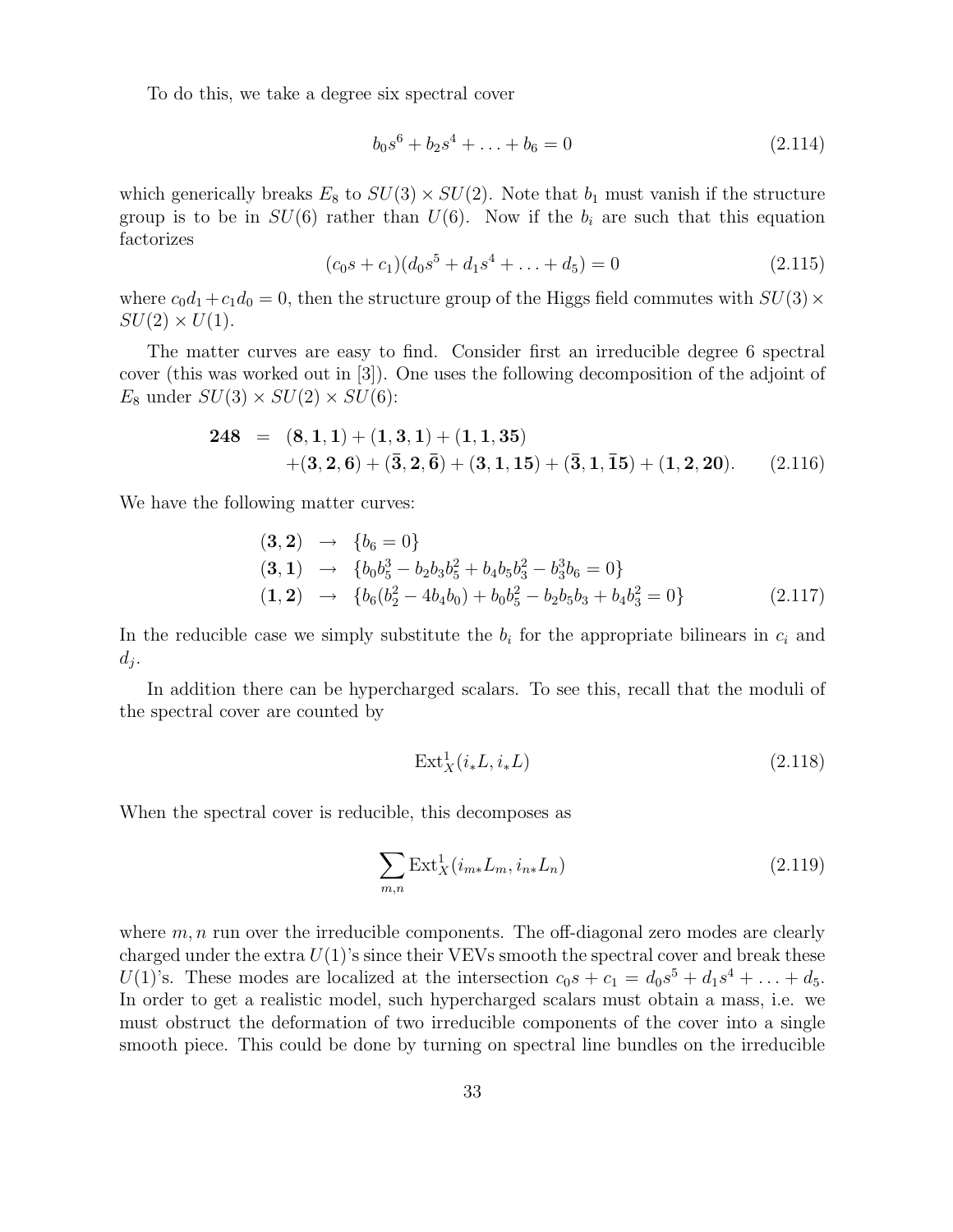To do this, we take a degree six spectral cover

$$b_0 s^6 + b_2 s^4 + \ldots + b_6 = 0 \tag{2.114}$$

which generically breaks $E_8$ to $SU(3) \times SU(2)$. Note that $b_1$ must vanish if the structure group is to be in $SU(6)$ rather than $U(6)$. Now if the $b_i$ are such that this equation factorizes

$$(c_0 s + c_1)(d_0 s^5 + d_1 s^4 + \ldots + d_5) = 0 \tag{2.115}$$

where $c_0 d_1 + c_1 d_0 = 0$, then the structure group of the Higgs field commutes with $SU(3) \times SU(2) \times U(1)$.

The matter curves are easy to find. Consider first an irreducible degree 6 spectral cover (this was worked out in [3]). One uses the following decomposition of the adjoint of $E_8$ under $SU(3) \times SU(2) \times SU(6)$:

$$\begin{aligned} \mathbf{248} \;=\; & (\mathbf{8},\mathbf{1},\mathbf{1}) + (\mathbf{1},\mathbf{3},\mathbf{1}) + (\mathbf{1},\mathbf{1},\mathbf{35}) \\ & + (\mathbf{3},\mathbf{2},\mathbf{6}) + (\bar{\mathbf{3}},\mathbf{2},\bar{\mathbf{6}}) + (\mathbf{3},\mathbf{1},\mathbf{15}) + (\bar{\mathbf{3}},\mathbf{1},\overline{\mathbf{15}}) + (\mathbf{1},\mathbf{2},\mathbf{20}). \end{aligned} \tag{2.116}$$

We have the following matter curves:

$$\begin{aligned} (\mathbf{3},\mathbf{2}) \;&\rightarrow\; \{b_6 = 0\} \\ (\mathbf{3},\mathbf{1}) \;&\rightarrow\; \{b_0 b_5^3 - b_2 b_3 b_5^2 + b_4 b_5 b_3^2 - b_3^3 b_6 = 0\} \\ (\mathbf{1},\mathbf{2}) \;&\rightarrow\; \{b_6(b_2^2 - 4 b_4 b_0) + b_0 b_5^2 - b_2 b_5 b_3 + b_4 b_3^2 = 0\} \end{aligned} \tag{2.117}$$

In the reducible case we simply substitute the $b_i$ for the appropriate bilinears in $c_i$ and $d_j$.

In addition there can be hypercharged scalars. To see this, recall that the moduli of the spectral cover are counted by

$$\mathrm{Ext}^1_X(i_* L, i_* L) \tag{2.118}$$

When the spectral cover is reducible, this decomposes as

$$\sum_{m,n} \mathrm{Ext}^1_X(i_{m*} L_m, i_{n*} L_n) \tag{2.119}$$

where $m, n$ run over the irreducible components. The off-diagonal zero modes are clearly charged under the extra $U(1)$'s since their VEVs smooth the spectral cover and break these $U(1)$'s. These modes are localized at the intersection $c_0 s + c_1 = d_0 s^5 + d_1 s^4 + \ldots + d_5$. In order to get a realistic model, such hypercharged scalars must obtain a mass, i.e. we must obstruct the deformation of two irreducible components of the cover into a single smooth piece. This could be done by turning on spectral line bundles on the irreducible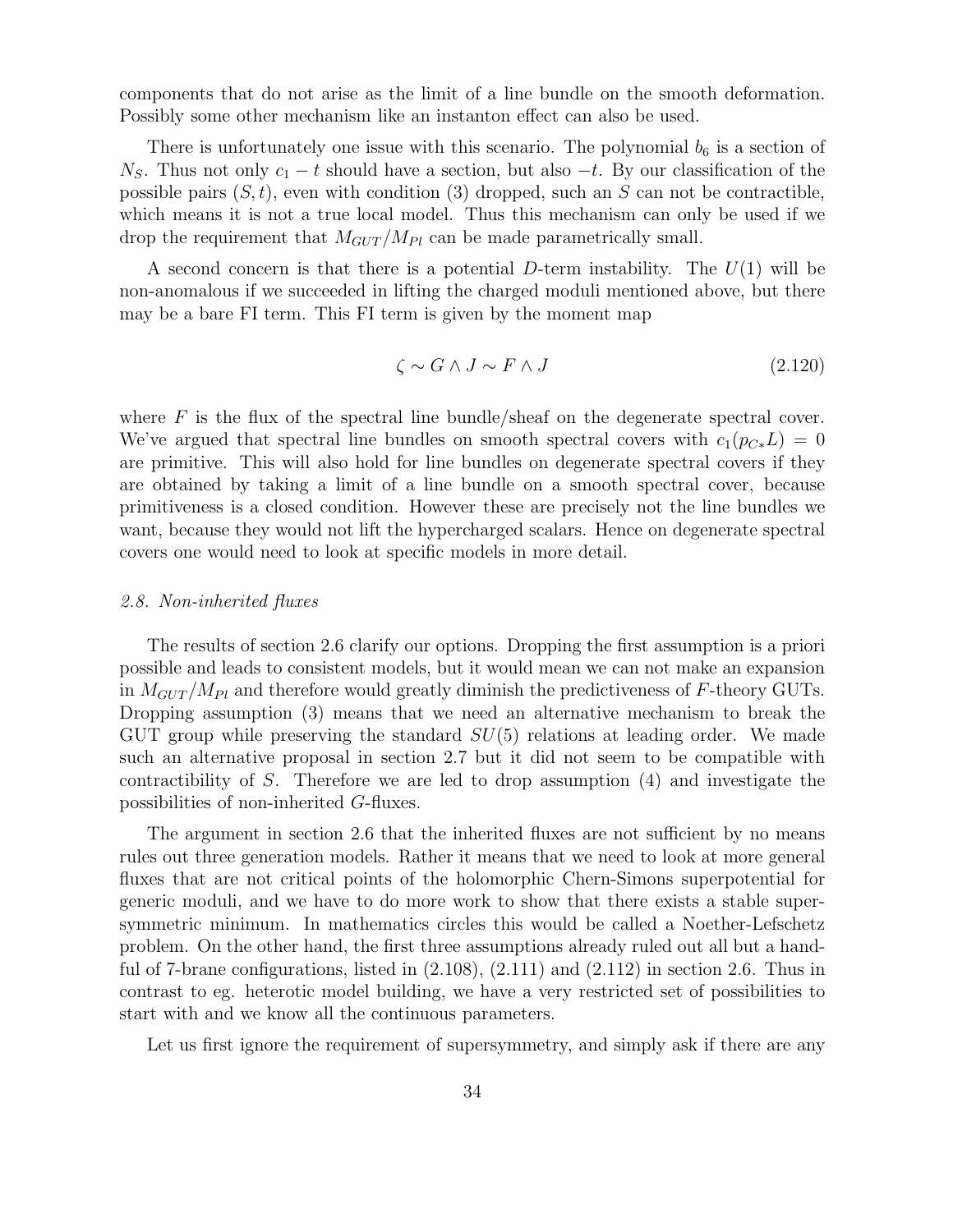components that do not arise as the limit of a line bundle on the smooth deformation. Possibly some other mechanism like an instanton effect can also be used.

There is unfortunately one issue with this scenario. The polynomial $b_6$ is a section of $N_S$. Thus not only $c_1 - t$ should have a section, but also $-t$. By our classification of the possible pairs $(S, t)$, even with condition (3) dropped, such an $S$ can not be contractible, which means it is not a true local model. Thus this mechanism can only be used if we drop the requirement that $M_{GUT}/M_{Pl}$ can be made parametrically small.

A second concern is that there is a potential $D$-term instability. The $U(1)$ will be non-anomalous if we succeeded in lifting the charged moduli mentioned above, but there may be a bare FI term. This FI term is given by the moment map

$$\zeta \sim G \wedge J \sim F \wedge J \tag{2.120}$$

where $F$ is the flux of the spectral line bundle/sheaf on the degenerate spectral cover. We've argued that spectral line bundles on smooth spectral covers with $c_1(p_{C*}L) = 0$ are primitive. This will also hold for line bundles on degenerate spectral covers if they are obtained by taking a limit of a line bundle on a smooth spectral cover, because primitiveness is a closed condition. However these are precisely not the line bundles we want, because they would not lift the hypercharged scalars. Hence on degenerate spectral covers one would need to look at specific models in more detail.

### *2.8. Non-inherited fluxes*

The results of section 2.6 clarify our options. Dropping the first assumption is a priori possible and leads to consistent models, but it would mean we can not make an expansion in $M_{GUT}/M_{Pl}$ and therefore would greatly diminish the predictiveness of $F$-theory GUTs. Dropping assumption (3) means that we need an alternative mechanism to break the GUT group while preserving the standard $SU(5)$ relations at leading order. We made such an alternative proposal in section 2.7 but it did not seem to be compatible with contractibility of $S$. Therefore we are led to drop assumption (4) and investigate the possibilities of non-inherited $G$-fluxes.

The argument in section 2.6 that the inherited fluxes are not sufficient by no means rules out three generation models. Rather it means that we need to look at more general fluxes that are not critical points of the holomorphic Chern-Simons superpotential for generic moduli, and we have to do more work to show that there exists a stable supersymmetric minimum. In mathematics circles this would be called a Noether-Lefschetz problem. On the other hand, the first three assumptions already ruled out all but a handful of 7-brane configurations, listed in (2.108), (2.111) and (2.112) in section 2.6. Thus in contrast to eg. heterotic model building, we have a very restricted set of possibilities to start with and we know all the continuous parameters.

Let us first ignore the requirement of supersymmetry, and simply ask if there are any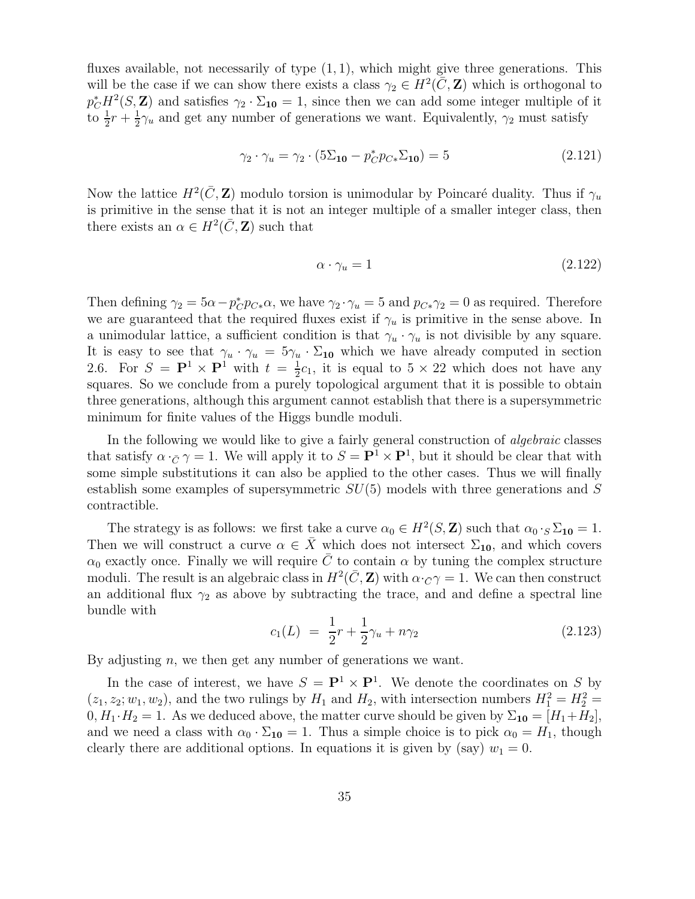fluxes available, not necessarily of type $(1,1)$, which might give three generations. This will be the case if we can show there exists a class $\gamma_2 \in H^2(\bar{C}, \mathbf{Z})$ which is orthogonal to $p_C^* H^2(S, \mathbf{Z})$ and satisfies $\gamma_2 \cdot \Sigma_{\mathbf{10}} = 1$, since then we can add some integer multiple of it to $\frac{1}{2}r + \frac{1}{2}\gamma_u$ and get any number of generations we want. Equivalently, $\gamma_2$ must satisfy

$$\gamma_2 \cdot \gamma_u = \gamma_2 \cdot (5\Sigma_{\mathbf{10}} - p_C^* p_{C*} \Sigma_{\mathbf{10}}) = 5 \tag{2.121}$$

Now the lattice $H^2(\bar{C}, \mathbf{Z})$ modulo torsion is unimodular by Poincaré duality. Thus if $\gamma_u$ is primitive in the sense that it is not an integer multiple of a smaller integer class, then there exists an $\alpha \in H^2(\bar{C}, \mathbf{Z})$ such that

$$\alpha \cdot \gamma_u = 1 \tag{2.122}$$

Then defining $\gamma_2 = 5\alpha - p_C^* p_{C*}\alpha$, we have $\gamma_2 \cdot \gamma_u = 5$ and $p_{C*}\gamma_2 = 0$ as required. Therefore we are guaranteed that the required fluxes exist if $\gamma_u$ is primitive in the sense above. In a unimodular lattice, a sufficient condition is that $\gamma_u \cdot \gamma_u$ is not divisible by any square. It is easy to see that $\gamma_u \cdot \gamma_u = 5\gamma_u \cdot \Sigma_{\mathbf{10}}$ which we have already computed in section 2.6. For $S = \mathbf{P}^1 \times \mathbf{P}^1$ with $t = \frac{1}{2}c_1$, it is equal to $5 \times 22$ which does not have any squares. So we conclude from a purely topological argument that it is possible to obtain three generations, although this argument cannot establish that there is a supersymmetric minimum for finite values of the Higgs bundle moduli.

In the following we would like to give a fairly general construction of *algebraic* classes that satisfy $\alpha \cdot_{\bar{C}} \gamma = 1$. We will apply it to $S = \mathbf{P}^1 \times \mathbf{P}^1$, but it should be clear that with some simple substitutions it can also be applied to the other cases. Thus we will finally establish some examples of supersymmetric $SU(5)$ models with three generations and $S$ contractible.

The strategy is as follows: we first take a curve $\alpha_0 \in H^2(S, \mathbf{Z})$ such that $\alpha_0 \cdot_S \Sigma_{\mathbf{10}} = 1$. Then we will construct a curve $\alpha \in \bar{X}$ which does not intersect $\Sigma_{\mathbf{10}}$, and which covers $\alpha_0$ exactly once. Finally we will require $\bar{C}$ to contain $\alpha$ by tuning the complex structure moduli. The result is an algebraic class in $H^2(\bar{C}, \mathbf{Z})$ with $\alpha \cdot_{\bar{C}} \gamma = 1$. We can then construct an additional flux $\gamma_2$ as above by subtracting the trace, and and define a spectral line bundle with

$$c_1(L) \ = \ \frac{1}{2}r + \frac{1}{2}\gamma_u + n\gamma_2 \tag{2.123}$$

By adjusting $n$, we then get any number of generations we want.

In the case of interest, we have $S = \mathbf{P}^1 \times \mathbf{P}^1$. We denote the coordinates on $S$ by $(z_1, z_2; w_1, w_2)$, and the two rulings by $H_1$ and $H_2$, with intersection numbers $H_1^2 = H_2^2 = 0, H_1 \cdot H_2 = 1$. As we deduced above, the matter curve should be given by $\Sigma_{\mathbf{10}} = [H_1 + H_2]$, and we need a class with $\alpha_0 \cdot \Sigma_{\mathbf{10}} = 1$. Thus a simple choice is to pick $\alpha_0 = H_1$, though clearly there are additional options. In equations it is given by (say) $w_1 = 0$.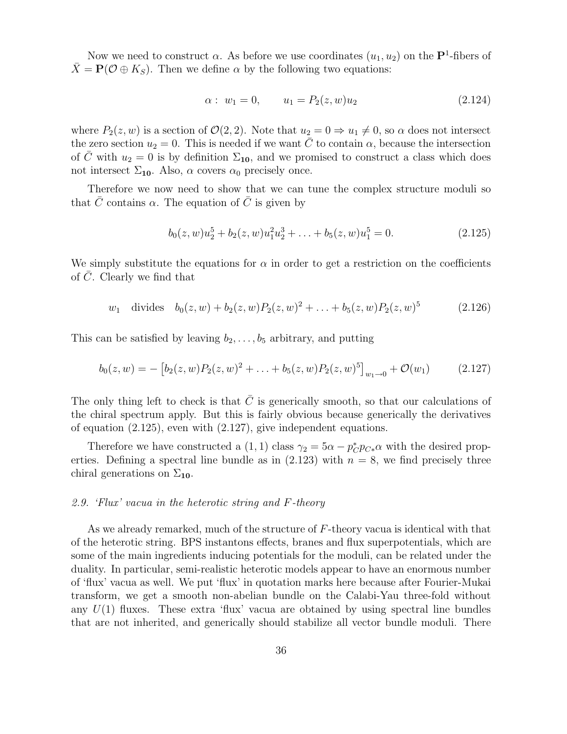Now we need to construct $\alpha$. As before we use coordinates $(u_1, u_2)$ on the $\mathbf{P}^1$-fibers of $\bar{X} = \mathbf{P}(\mathcal{O} \oplus K_S)$. Then we define $\alpha$ by the following two equations:

$$
\alpha : \; w_1 = 0, \qquad u_1 = P_2(z,w) u_2 \tag{2.124}
$$

where $P_2(z,w)$ is a section of $\mathcal{O}(2,2)$. Note that $u_2 = 0 \Rightarrow u_1 \neq 0$, so $\alpha$ does not intersect the zero section $u_2 = 0$. This is needed if we want $\bar{C}$ to contain $\alpha$, because the intersection of $\bar{C}$ with $u_2 = 0$ is by definition $\Sigma_{\mathbf{10}}$, and we promised to construct a class which does not intersect $\Sigma_{\mathbf{10}}$. Also, $\alpha$ covers $\alpha_0$ precisely once.

Therefore we now need to show that we can tune the complex structure moduli so that $\bar{C}$ contains $\alpha$. The equation of $\bar{C}$ is given by

$$
b_0(z,w) u_2^5 + b_2(z,w) u_1^2 u_2^3 + \ldots + b_5(z,w) u_1^5 = 0. \tag{2.125}
$$

We simply substitute the equations for $\alpha$ in order to get a restriction on the coefficients of $\bar{C}$. Clearly we find that

$$
w_1 \quad \text{divides} \quad b_0(z,w) + b_2(z,w) P_2(z,w)^2 + \ldots + b_5(z,w) P_2(z,w)^5 \tag{2.126}
$$

This can be satisfied by leaving $b_2, \ldots, b_5$ arbitrary, and putting

$$
b_0(z,w) = -\left[ b_2(z,w) P_2(z,w)^2 + \ldots + b_5(z,w) P_2(z,w)^5 \right]_{w_1 \to 0} + \mathcal{O}(w_1) \tag{2.127}
$$

The only thing left to check is that $\bar{C}$ is generically smooth, so that our calculations of the chiral spectrum apply. But this is fairly obvious because generically the derivatives of equation (2.125), even with (2.127), give independent equations.

Therefore we have constructed a $(1,1)$ class $\gamma_2 = 5\alpha - p_C^* p_{C*} \alpha$ with the desired properties. Defining a spectral line bundle as in (2.123) with $n = 8$, we find precisely three chiral generations on $\Sigma_{\mathbf{10}}$.

### *2.9. 'Flux' vacua in the heterotic string and F-theory*

As we already remarked, much of the structure of $F$-theory vacua is identical with that of the heterotic string. BPS instantons effects, branes and flux superpotentials, which are some of the main ingredients inducing potentials for the moduli, can be related under the duality. In particular, semi-realistic heterotic models appear to have an enormous number of 'flux' vacua as well. We put 'flux' in quotation marks here because after Fourier-Mukai transform, we get a smooth non-abelian bundle on the Calabi-Yau three-fold without any $U(1)$ fluxes. These extra 'flux' vacua are obtained by using spectral line bundles that are not inherited, and generically should stabilize all vector bundle moduli. There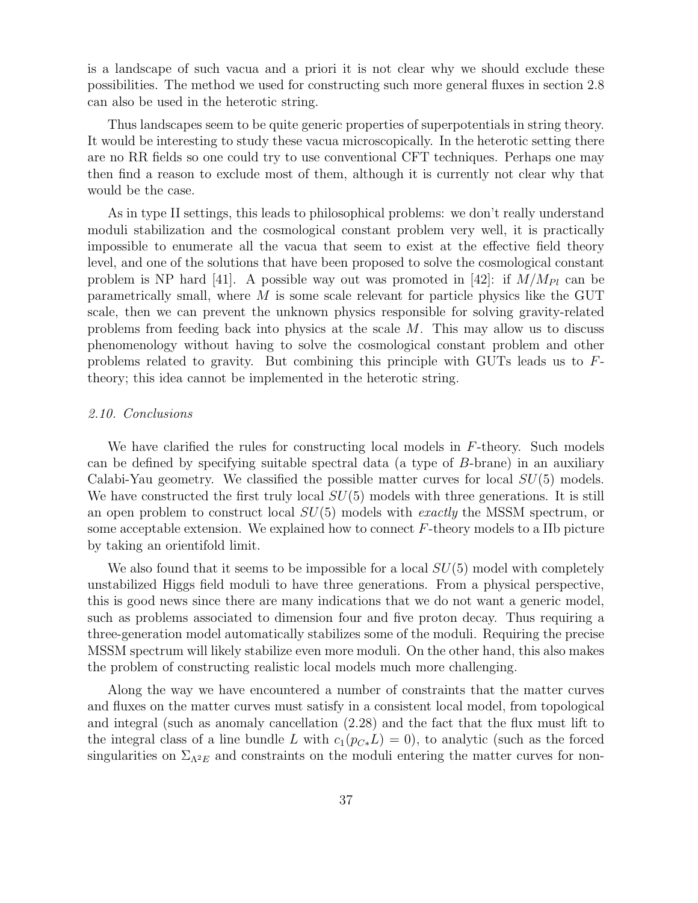is a landscape of such vacua and a priori it is not clear why we should exclude these possibilities. The method we used for constructing such more general fluxes in section 2.8 can also be used in the heterotic string.

Thus landscapes seem to be quite generic properties of superpotentials in string theory. It would be interesting to study these vacua microscopically. In the heterotic setting there are no RR fields so one could try to use conventional CFT techniques. Perhaps one may then find a reason to exclude most of them, although it is currently not clear why that would be the case.

As in type II settings, this leads to philosophical problems: we don't really understand moduli stabilization and the cosmological constant problem very well, it is practically impossible to enumerate all the vacua that seem to exist at the effective field theory level, and one of the solutions that have been proposed to solve the cosmological constant problem is NP hard [41]. A possible way out was promoted in [42]: if $M/M_{Pl}$ can be parametrically small, where $M$ is some scale relevant for particle physics like the GUT scale, then we can prevent the unknown physics responsible for solving gravity-related problems from feeding back into physics at the scale $M$. This may allow us to discuss phenomenology without having to solve the cosmological constant problem and other problems related to gravity. But combining this principle with GUTs leads us to $F$-theory; this idea cannot be implemented in the heterotic string.

### *2.10. Conclusions*

We have clarified the rules for constructing local models in $F$-theory. Such models can be defined by specifying suitable spectral data (a type of $B$-brane) in an auxiliary Calabi-Yau geometry. We classified the possible matter curves for local $SU(5)$ models. We have constructed the first truly local $SU(5)$ models with three generations. It is still an open problem to construct local $SU(5)$ models with *exactly* the MSSM spectrum, or some acceptable extension. We explained how to connect $F$-theory models to a IIb picture by taking an orientifold limit.

We also found that it seems to be impossible for a local $SU(5)$ model with completely unstabilized Higgs field moduli to have three generations. From a physical perspective, this is good news since there are many indications that we do not want a generic model, such as problems associated to dimension four and five proton decay. Thus requiring a three-generation model automatically stabilizes some of the moduli. Requiring the precise MSSM spectrum will likely stabilize even more moduli. On the other hand, this also makes the problem of constructing realistic local models much more challenging.

Along the way we have encountered a number of constraints that the matter curves and fluxes on the matter curves must satisfy in a consistent local model, from topological and integral (such as anomaly cancellation (2.28) and the fact that the flux must lift to the integral class of a line bundle $L$ with $c_1(p_{C*}L) = 0$), to analytic (such as the forced singularities on $\Sigma_{\Lambda^2 E}$ and constraints on the moduli entering the matter curves for non-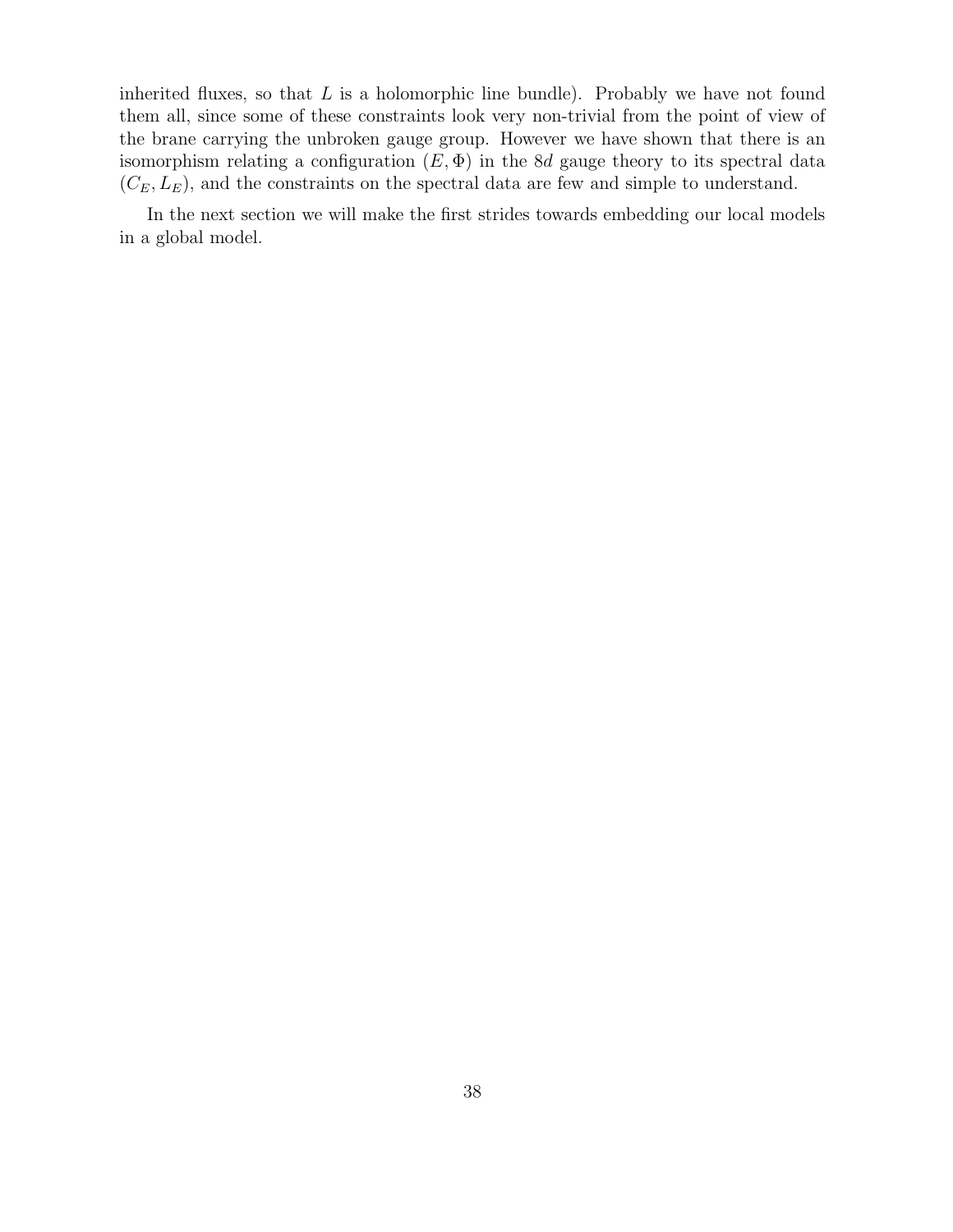inherited fluxes, so that $L$ is a holomorphic line bundle). Probably we have not found them all, since some of these constraints look very non-trivial from the point of view of the brane carrying the unbroken gauge group. However we have shown that there is an isomorphism relating a configuration $(E, \Phi)$ in the $8d$ gauge theory to its spectral data $(C_E, L_E)$, and the constraints on the spectral data are few and simple to understand.

In the next section we will make the first strides towards embedding our local models in a global model.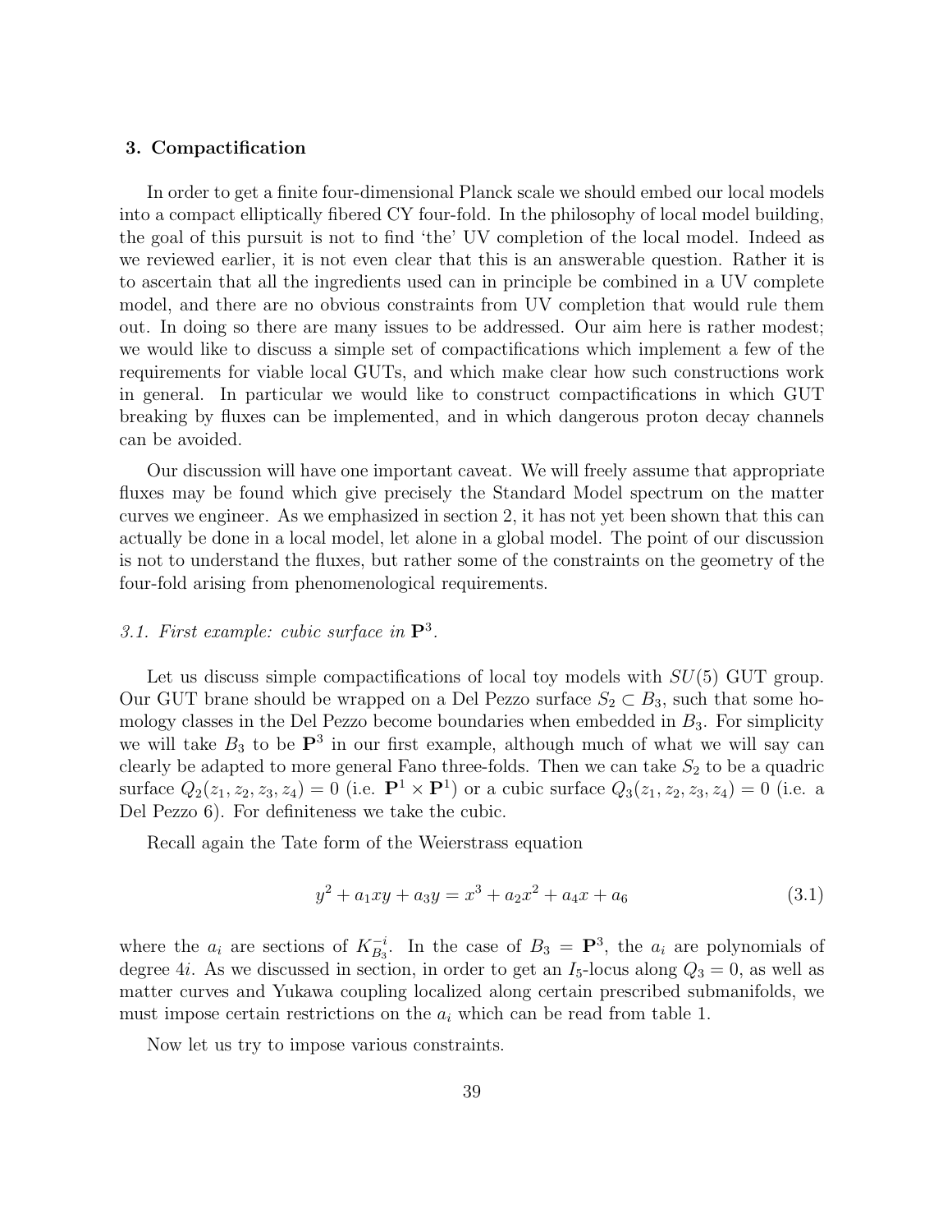## 3. Compactification

In order to get a finite four-dimensional Planck scale we should embed our local models into a compact elliptically fibered CY four-fold. In the philosophy of local model building, the goal of this pursuit is not to find 'the' UV completion of the local model. Indeed as we reviewed earlier, it is not even clear that this is an answerable question. Rather it is to ascertain that all the ingredients used can in principle be combined in a UV complete model, and there are no obvious constraints from UV completion that would rule them out. In doing so there are many issues to be addressed. Our aim here is rather modest; we would like to discuss a simple set of compactifications which implement a few of the requirements for viable local GUTs, and which make clear how such constructions work in general. In particular we would like to construct compactifications in which GUT breaking by fluxes can be implemented, and in which dangerous proton decay channels can be avoided.

Our discussion will have one important caveat. We will freely assume that appropriate fluxes may be found which give precisely the Standard Model spectrum on the matter curves we engineer. As we emphasized in section 2, it has not yet been shown that this can actually be done in a local model, let alone in a global model. The point of our discussion is not to understand the fluxes, but rather some of the constraints on the geometry of the four-fold arising from phenomenological requirements.

### *3.1. First example: cubic surface in* $\mathbf{P}^3$.

Let us discuss simple compactifications of local toy models with $SU(5)$ GUT group. Our GUT brane should be wrapped on a Del Pezzo surface $S_2 \subset B_3$, such that some homology classes in the Del Pezzo become boundaries when embedded in $B_3$. For simplicity we will take $B_3$ to be $\mathbf{P}^3$ in our first example, although much of what we will say can clearly be adapted to more general Fano three-folds. Then we can take $S_2$ to be a quadric surface $Q_2(z_1, z_2, z_3, z_4) = 0$ (i.e. $\mathbf{P}^1 \times \mathbf{P}^1$) or a cubic surface $Q_3(z_1, z_2, z_3, z_4) = 0$ (i.e. a Del Pezzo 6). For definiteness we take the cubic.

Recall again the Tate form of the Weierstrass equation

$$y^2 + a_1 xy + a_3 y = x^3 + a_2 x^2 + a_4 x + a_6 \tag{3.1}$$

where the $a_i$ are sections of $K_{B_3}^{-i}$. In the case of $B_3 = \mathbf{P}^3$, the $a_i$ are polynomials of degree $4i$. As we discussed in section, in order to get an $I_5$-locus along $Q_3 = 0$, as well as matter curves and Yukawa coupling localized along certain prescribed submanifolds, we must impose certain restrictions on the $a_i$ which can be read from table 1.

Now let us try to impose various constraints.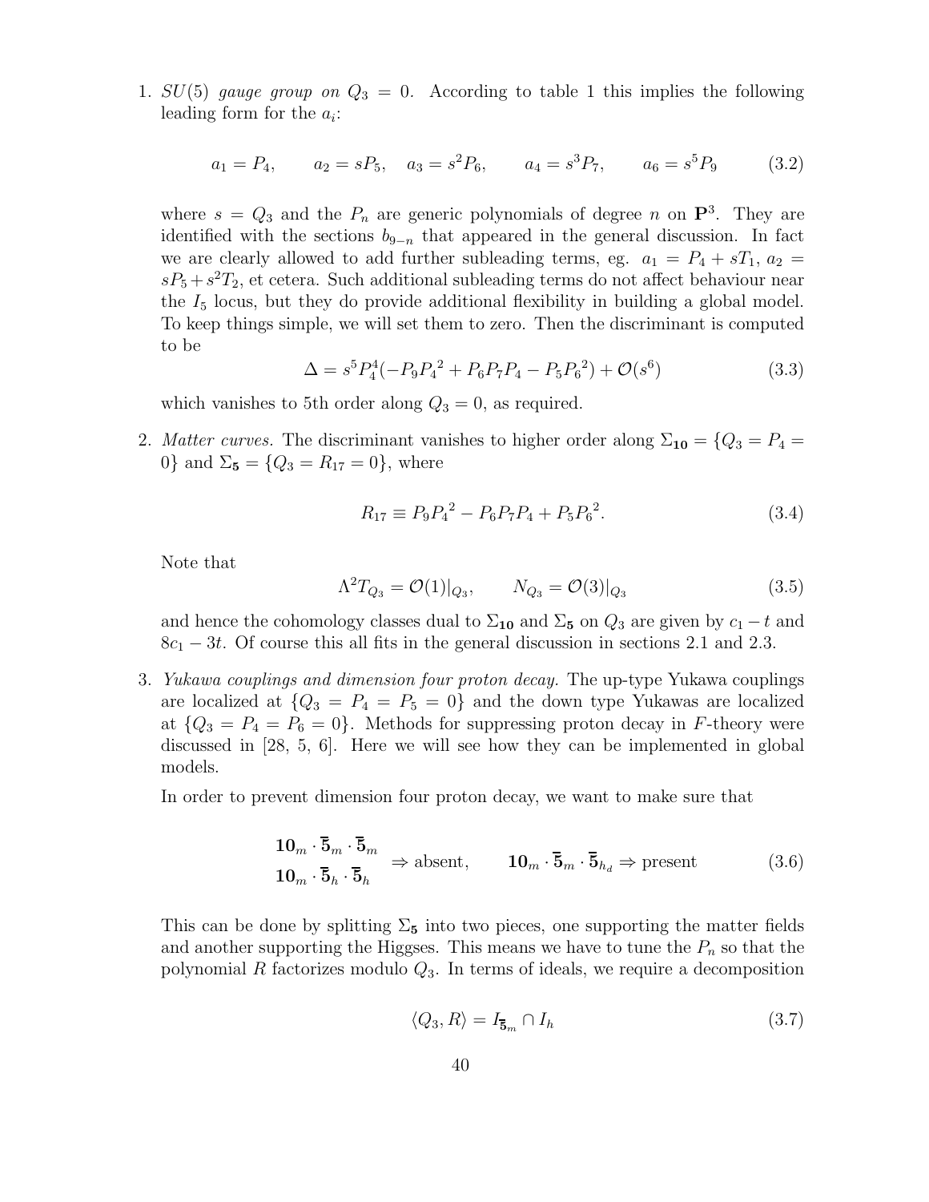1. *SU*(5) *gauge group on* $Q_3 = 0$. According to table 1 this implies the following leading form for the $a_i$:

$$a_1 = P_4, \qquad a_2 = sP_5, \quad a_3 = s^2 P_6, \qquad a_4 = s^3 P_7, \qquad a_6 = s^5 P_9 \tag{3.2}$$

where $s = Q_3$ and the $P_n$ are generic polynomials of degree $n$ on $\mathbf{P}^3$. They are identified with the sections $b_{9-n}$ that appeared in the general discussion. In fact we are clearly allowed to add further subleading terms, eg. $a_1 = P_4 + sT_1$, $a_2 = sP_5 + s^2 T_2$, et cetera. Such additional subleading terms do not affect behaviour near the $I_5$ locus, but they do provide additional flexibility in building a global model. To keep things simple, we will set them to zero. Then the discriminant is computed to be

$$\Delta = s^5 P_4^4(-P_9 {P_4}^2 + P_6 P_7 P_4 - P_5 {P_6}^2) + \mathcal{O}(s^6) \tag{3.3}$$

which vanishes to 5th order along $Q_3 = 0$, as required.

2. *Matter curves.* The discriminant vanishes to higher order along $\Sigma_{\mathbf{10}} = \{Q_3 = P_4 = 0\}$ and $\Sigma_{\mathbf{5}} = \{Q_3 = R_{17} = 0\}$, where

$$R_{17} \equiv P_9 {P_4}^2 - P_6 P_7 P_4 + P_5 {P_6}^2. \tag{3.4}$$

Note that

$$\Lambda^2 T_{Q_3} = \mathcal{O}(1)|_{Q_3}, \qquad N_{Q_3} = \mathcal{O}(3)|_{Q_3} \tag{3.5}$$

and hence the cohomology classes dual to $\Sigma_{\mathbf{10}}$ and $\Sigma_{\mathbf{5}}$ on $Q_3$ are given by $c_1 - t$ and $8c_1 - 3t$. Of course this all fits in the general discussion in sections 2.1 and 2.3.

3. *Yukawa couplings and dimension four proton decay.* The up-type Yukawa couplings are localized at $\{Q_3 = P_4 = P_5 = 0\}$ and the down type Yukawas are localized at $\{Q_3 = P_4 = P_6 = 0\}$. Methods for suppressing proton decay in *F*-theory were discussed in [28, 5, 6]. Here we will see how they can be implemented in global models.

In order to prevent dimension four proton decay, we want to make sure that

$$\begin{matrix} \mathbf{10}_m \cdot \overline{\mathbf{5}}_m \cdot \overline{\mathbf{5}}_m \\ \mathbf{10}_m \cdot \overline{\mathbf{5}}_h \cdot \overline{\mathbf{5}}_h \end{matrix} \Rightarrow \text{absent}, \qquad \mathbf{10}_m \cdot \overline{\mathbf{5}}_m \cdot \overline{\mathbf{5}}_{h_d} \Rightarrow \text{present} \tag{3.6}$$

This can be done by splitting $\Sigma_{\mathbf{5}}$ into two pieces, one supporting the matter fields and another supporting the Higgses. This means we have to tune the $P_n$ so that the polynomial $R$ factorizes modulo $Q_3$. In terms of ideals, we require a decomposition

$$\langle Q_3, R \rangle = I_{\overline{\mathbf{5}}_m} \cap I_h \tag{3.7}$$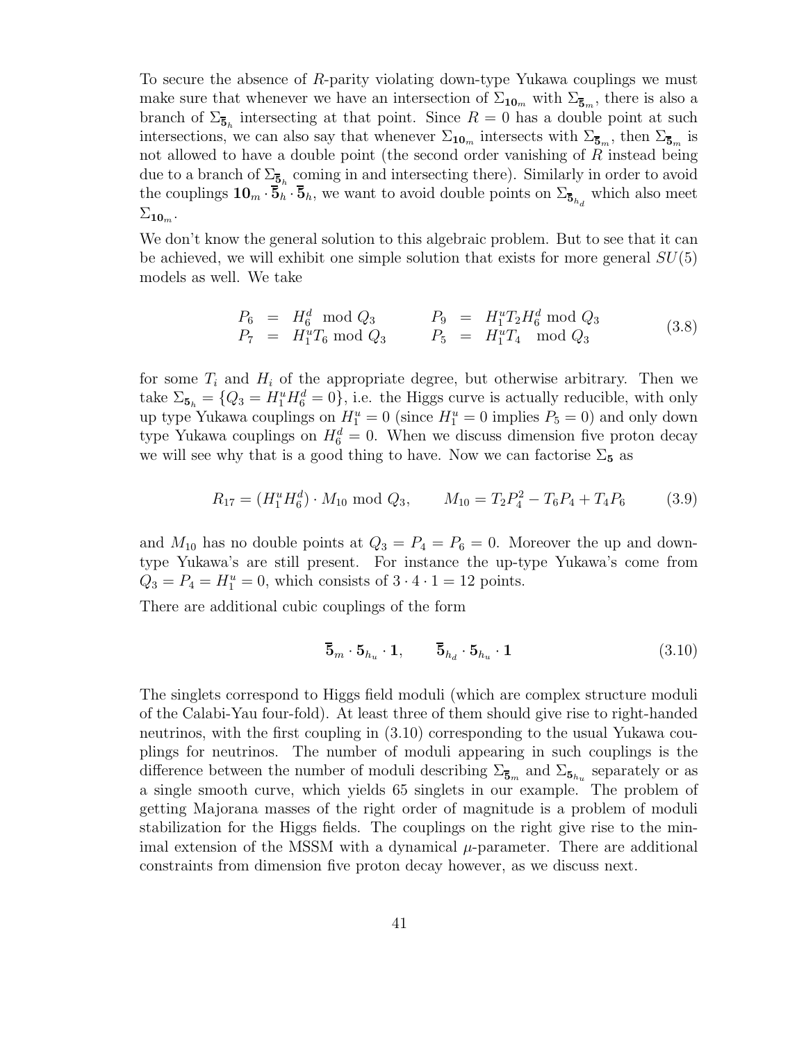To secure the absence of $R$-parity violating down-type Yukawa couplings we must make sure that whenever we have an intersection of $\Sigma_{\mathbf{10}_m}$ with $\Sigma_{\overline{\mathbf{5}}_m}$, there is also a branch of $\Sigma_{\overline{\mathbf{5}}_h}$ intersecting at that point. Since $R = 0$ has a double point at such intersections, we can also say that whenever $\Sigma_{\mathbf{10}_m}$ intersects with $\Sigma_{\overline{\mathbf{5}}_m}$, then $\Sigma_{\overline{\mathbf{5}}_m}$ is not allowed to have a double point (the second order vanishing of $R$ instead being due to a branch of $\Sigma_{\overline{\mathbf{5}}_h}$ coming in and intersecting there). Similarly in order to avoid the couplings $\mathbf{10}_m \cdot \overline{\mathbf{5}}_h \cdot \overline{\mathbf{5}}_h$, we want to avoid double points on $\Sigma_{\overline{\mathbf{5}}_{h_d}}$ which also meet $\Sigma_{\mathbf{10}_m}$.

We don't know the general solution to this algebraic problem. But to see that it can be achieved, we will exhibit one simple solution that exists for more general $SU(5)$ models as well. We take

$$
\begin{aligned}
P_6 &= H_6^d \mod Q_3 \qquad & P_9 &= H_1^u T_2 H_6^d \mod Q_3 \\
P_7 &= H_1^u T_6 \mod Q_3 \qquad & P_5 &= H_1^u T_4 \mod Q_3
\end{aligned}
\tag{3.8}
$$

for some $T_i$ and $H_i$ of the appropriate degree, but otherwise arbitrary. Then we take $\Sigma_{\mathbf{5}_h} = \{Q_3 = H_1^u H_6^d = 0\}$, i.e. the Higgs curve is actually reducible, with only up type Yukawa couplings on $H_1^u = 0$ (since $H_1^u = 0$ implies $P_5 = 0$) and only down type Yukawa couplings on $H_6^d = 0$. When we discuss dimension five proton decay we will see why that is a good thing to have. Now we can factorise $\Sigma_{\mathbf{5}}$ as

$$
R_{17} = (H_1^u H_6^d) \cdot M_{10} \mod Q_3, \qquad M_{10} = T_2 P_4^2 - T_6 P_4 + T_4 P_6 \tag{3.9}
$$

and $M_{10}$ has no double points at $Q_3 = P_4 = P_6 = 0$. Moreover the up and down-type Yukawa's are still present. For instance the up-type Yukawa's come from $Q_3 = P_4 = H_1^u = 0$, which consists of $3 \cdot 4 \cdot 1 = 12$ points.

There are additional cubic couplings of the form

$$
\overline{\mathbf{5}}_m \cdot \mathbf{5}_{h_u} \cdot \mathbf{1}, \qquad \overline{\mathbf{5}}_{h_d} \cdot \mathbf{5}_{h_u} \cdot \mathbf{1} \tag{3.10}
$$

The singlets correspond to Higgs field moduli (which are complex structure moduli of the Calabi-Yau four-fold). At least three of them should give rise to right-handed neutrinos, with the first coupling in (3.10) corresponding to the usual Yukawa couplings for neutrinos. The number of moduli appearing in such couplings is the difference between the number of moduli describing $\Sigma_{\overline{\mathbf{5}}_m}$ and $\Sigma_{\mathbf{5}_{h_u}}$ separately or as a single smooth curve, which yields 65 singlets in our example. The problem of getting Majorana masses of the right order of magnitude is a problem of moduli stabilization for the Higgs fields. The couplings on the right give rise to the minimal extension of the MSSM with a dynamical $\mu$-parameter. There are additional constraints from dimension five proton decay however, as we discuss next.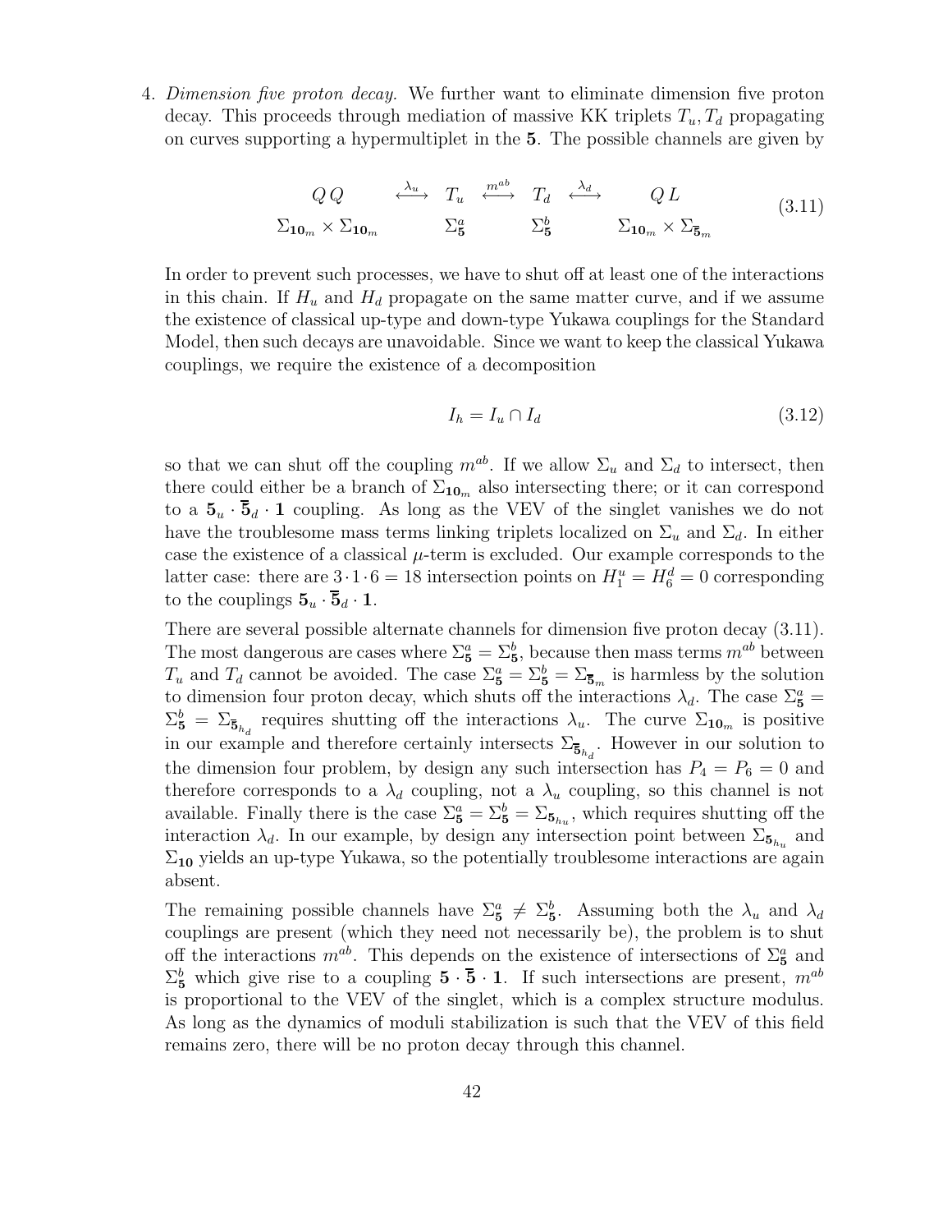4. *Dimension five proton decay.* We further want to eliminate dimension five proton decay. This proceeds through mediation of massive KK triplets $T_u, T_d$ propagating on curves supporting a hypermultiplet in the $\mathbf{5}$. The possible channels are given by

$$
\begin{array}{ccccccc}
Q\,Q & \overset{\lambda_u}{\longleftrightarrow} & T_u & \overset{m^{ab}}{\longleftrightarrow} & T_d & \overset{\lambda_d}{\longleftrightarrow} & Q\,L \\
\Sigma_{\mathbf{10}_m} \times \Sigma_{\mathbf{10}_m} & & \Sigma^a_{\mathbf{5}} & & \Sigma^b_{\mathbf{5}} & & \Sigma_{\mathbf{10}_m} \times \Sigma_{\overline{\mathbf{5}}_m}
\end{array} \tag{3.11}
$$

In order to prevent such processes, we have to shut off at least one of the interactions in this chain. If $H_u$ and $H_d$ propagate on the same matter curve, and if we assume the existence of classical up-type and down-type Yukawa couplings for the Standard Model, then such decays are unavoidable. Since we want to keep the classical Yukawa couplings, we require the existence of a decomposition

$$
I_h = I_u \cap I_d \tag{3.12}
$$

so that we can shut off the coupling $m^{ab}$. If we allow $\Sigma_u$ and $\Sigma_d$ to intersect, then there could either be a branch of $\Sigma_{\mathbf{10}_m}$ also intersecting there; or it can correspond to a $\mathbf{5}_u \cdot \overline{\mathbf{5}}_d \cdot \mathbf{1}$ coupling. As long as the VEV of the singlet vanishes we do not have the troublesome mass terms linking triplets localized on $\Sigma_u$ and $\Sigma_d$. In either case the existence of a classical $\mu$-term is excluded. Our example corresponds to the latter case: there are $3 \cdot 1 \cdot 6 = 18$ intersection points on $H^u_1 = H^d_6 = 0$ corresponding to the couplings $\mathbf{5}_u \cdot \overline{\mathbf{5}}_d \cdot \mathbf{1}$.

There are several possible alternate channels for dimension five proton decay (3.11). The most dangerous are cases where $\Sigma^a_{\mathbf{5}} = \Sigma^b_{\mathbf{5}}$, because then mass terms $m^{ab}$ between $T_u$ and $T_d$ cannot be avoided. The case $\Sigma^a_{\mathbf{5}} = \Sigma^b_{\mathbf{5}} = \Sigma_{\overline{\mathbf{5}}_m}$ is harmless by the solution to dimension four proton decay, which shuts off the interactions $\lambda_d$. The case $\Sigma^a_{\mathbf{5}} = \Sigma^b_{\mathbf{5}} = \Sigma_{\overline{\mathbf{5}}_{h_d}}$ requires shutting off the interactions $\lambda_u$. The curve $\Sigma_{\mathbf{10}_m}$ is positive in our example and therefore certainly intersects $\Sigma_{\overline{\mathbf{5}}_{h_d}}$. However in our solution to the dimension four problem, by design any such intersection has $P_4 = P_6 = 0$ and therefore corresponds to a $\lambda_d$ coupling, not a $\lambda_u$ coupling, so this channel is not available. Finally there is the case $\Sigma^a_{\mathbf{5}} = \Sigma^b_{\mathbf{5}} = \Sigma_{\mathbf{5}_{h_u}}$, which requires shutting off the interaction $\lambda_d$. In our example, by design any intersection point between $\Sigma_{\mathbf{5}_{h_u}}$ and $\Sigma_{\mathbf{10}}$ yields an up-type Yukawa, so the potentially troublesome interactions are again absent.

The remaining possible channels have $\Sigma^a_{\mathbf{5}} \neq \Sigma^b_{\mathbf{5}}$. Assuming both the $\lambda_u$ and $\lambda_d$ couplings are present (which they need not necessarily be), the problem is to shut off the interactions $m^{ab}$. This depends on the existence of intersections of $\Sigma^a_{\mathbf{5}}$ and $\Sigma^b_{\mathbf{5}}$ which give rise to a coupling $\mathbf{5} \cdot \overline{\mathbf{5}} \cdot \mathbf{1}$. If such intersections are present, $m^{ab}$ is proportional to the VEV of the singlet, which is a complex structure modulus. As long as the dynamics of moduli stabilization is such that the VEV of this field remains zero, there will be no proton decay through this channel.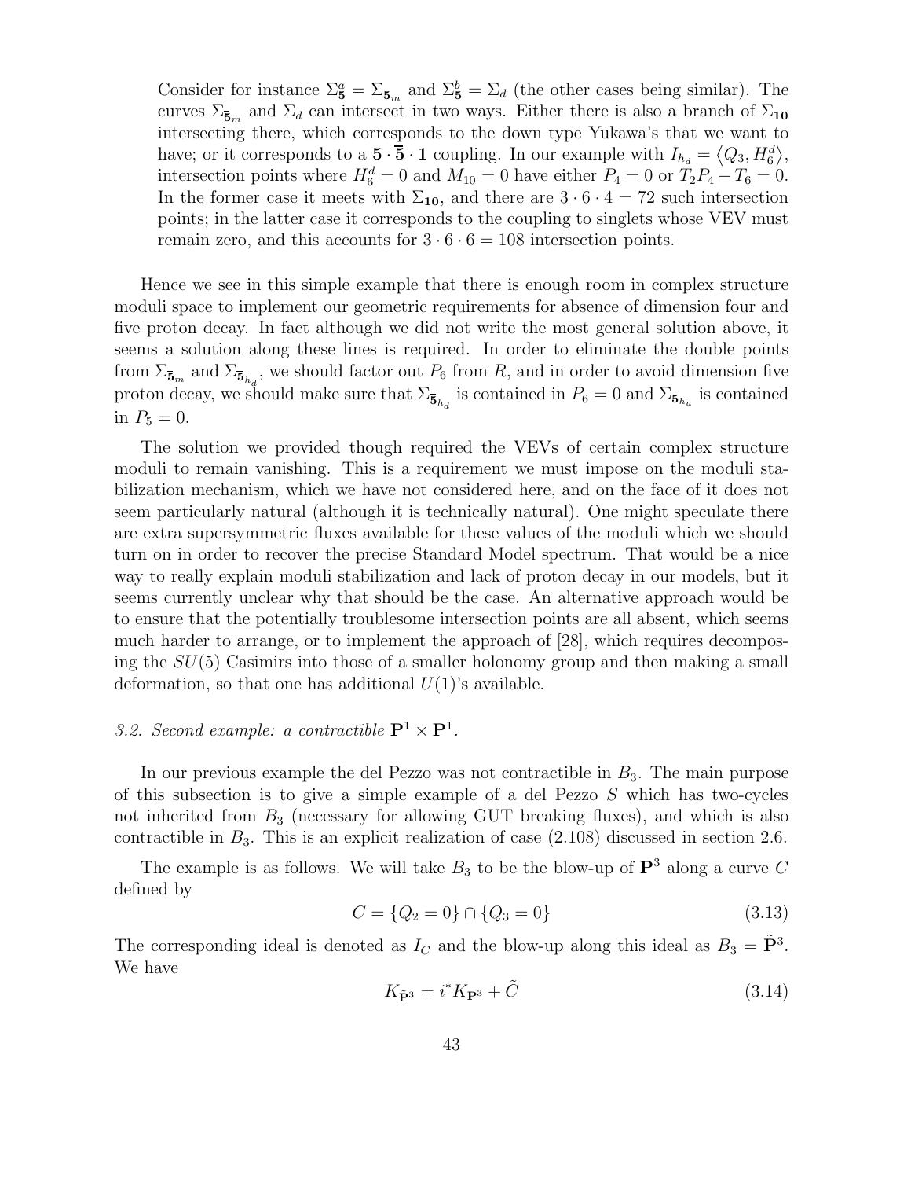Consider for instance $\Sigma^a_{\mathbf{5}} = \Sigma_{\overline{\mathbf{5}}_m}$ and $\Sigma^b_{\mathbf{5}} = \Sigma_d$ (the other cases being similar). The curves $\Sigma_{\overline{\mathbf{5}}_m}$ and $\Sigma_d$ can intersect in two ways. Either there is also a branch of $\Sigma_{\mathbf{10}}$ intersecting there, which corresponds to the down type Yukawa's that we want to have; or it corresponds to a $\mathbf{5} \cdot \overline{\mathbf{5}} \cdot \mathbf{1}$ coupling. In our example with $I_{h_d} = \langle Q_3, H^d_6 \rangle$, intersection points where $H^d_6 = 0$ and $M_{10} = 0$ have either $P_4 = 0$ or $T_2 P_4 - T_6 = 0$. In the former case it meets with $\Sigma_{\mathbf{10}}$, and there are $3 \cdot 6 \cdot 4 = 72$ such intersection points; in the latter case it corresponds to the coupling to singlets whose VEV must remain zero, and this accounts for $3 \cdot 6 \cdot 6 = 108$ intersection points.

Hence we see in this simple example that there is enough room in complex structure moduli space to implement our geometric requirements for absence of dimension four and five proton decay. In fact although we did not write the most general solution above, it seems a solution along these lines is required. In order to eliminate the double points from $\Sigma_{\overline{\mathbf{5}}_m}$ and $\Sigma_{\overline{\mathbf{5}}_{h_d}}$, we should factor out $P_6$ from $R$, and in order to avoid dimension five proton decay, we should make sure that $\Sigma_{\overline{\mathbf{5}}_{h_d}}$ is contained in $P_6 = 0$ and $\Sigma_{\mathbf{5}_{h_u}}$ is contained in $P_5 = 0$.

The solution we provided though required the VEVs of certain complex structure moduli to remain vanishing. This is a requirement we must impose on the moduli stabilization mechanism, which we have not considered here, and on the face of it does not seem particularly natural (although it is technically natural). One might speculate there are extra supersymmetric fluxes available for these values of the moduli which we should turn on in order to recover the precise Standard Model spectrum. That would be a nice way to really explain moduli stabilization and lack of proton decay in our models, but it seems currently unclear why that should be the case. An alternative approach would be to ensure that the potentially troublesome intersection points are all absent, which seems much harder to arrange, or to implement the approach of [28], which requires decomposing the $SU(5)$ Casimirs into those of a smaller holonomy group and then making a small deformation, so that one has additional $U(1)$'s available.

### *3.2. Second example: a contractible* $\mathbf{P}^1 \times \mathbf{P}^1$.

In our previous example the del Pezzo was not contractible in $B_3$. The main purpose of this subsection is to give a simple example of a del Pezzo $S$ which has two-cycles not inherited from $B_3$ (necessary for allowing GUT breaking fluxes), and which is also contractible in $B_3$. This is an explicit realization of case (2.108) discussed in section 2.6.

The example is as follows. We will take $B_3$ to be the blow-up of $\mathbf{P}^3$ along a curve $C$ defined by

$$C = \{Q_2 = 0\} \cap \{Q_3 = 0\} \tag{3.13}$$

The corresponding ideal is denoted as $I_C$ and the blow-up along this ideal as $B_3 = \tilde{\mathbf{P}}^3$. We have

$$K_{\tilde{\mathbf{P}}^3} = i^* K_{\mathbf{P}^3} + \tilde{C} \tag{3.14}$$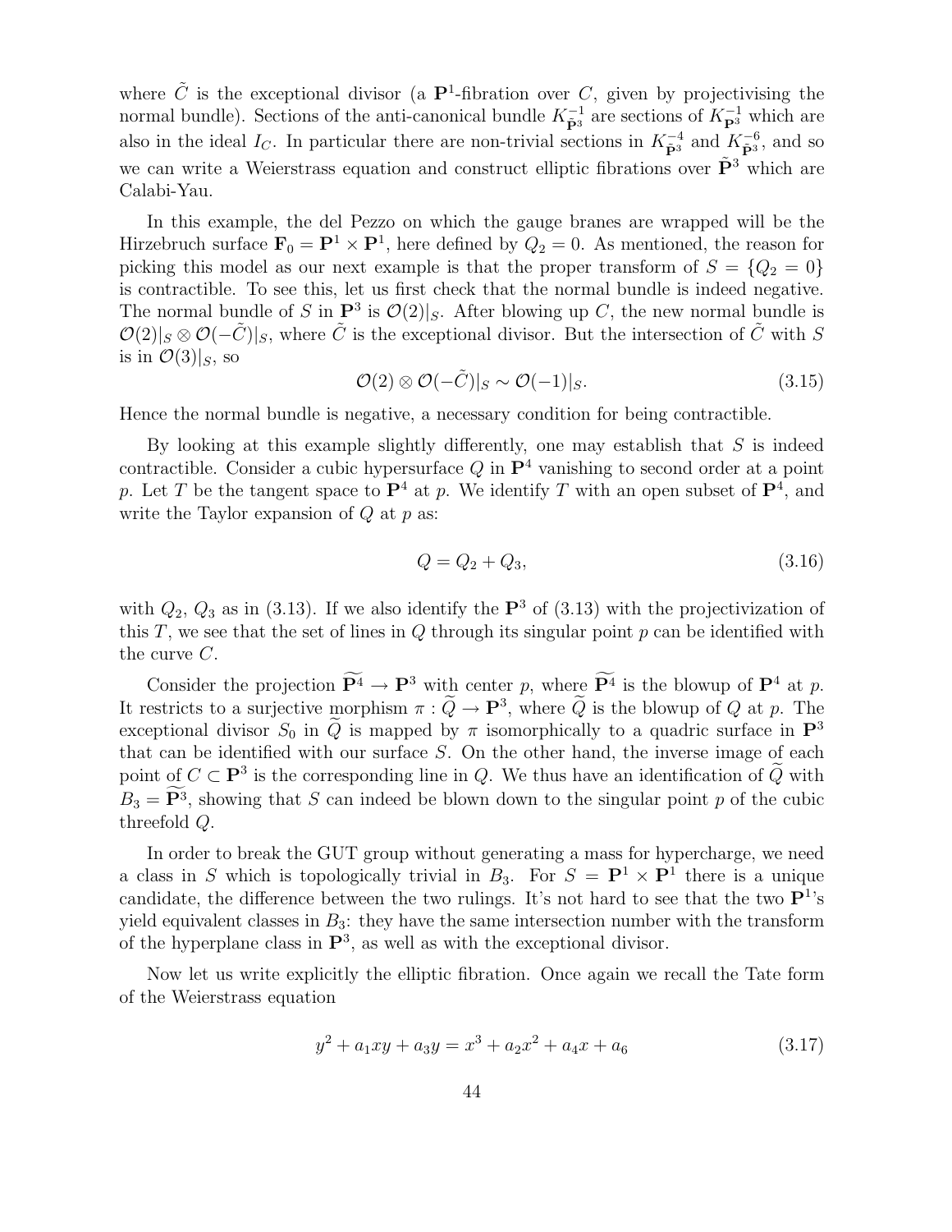where $\tilde{C}$ is the exceptional divisor (a $\mathbf{P}^1$-fibration over $C$, given by projectivising the normal bundle). Sections of the anti-canonical bundle $K_{\tilde{\mathbf{P}}^3}^{-1}$ are sections of $K_{\mathbf{P}^3}^{-1}$ which are also in the ideal $I_C$. In particular there are non-trivial sections in $K_{\tilde{\mathbf{P}}^3}^{-4}$ and $K_{\tilde{\mathbf{P}}^3}^{-6}$, and so we can write a Weierstrass equation and construct elliptic fibrations over $\tilde{\mathbf{P}}^3$ which are Calabi-Yau.

In this example, the del Pezzo on which the gauge branes are wrapped will be the Hirzebruch surface $\mathbf{F}_0 = \mathbf{P}^1 \times \mathbf{P}^1$, here defined by $Q_2 = 0$. As mentioned, the reason for picking this model as our next example is that the proper transform of $S = \{Q_2 = 0\}$ is contractible. To see this, let us first check that the normal bundle is indeed negative. The normal bundle of $S$ in $\mathbf{P}^3$ is $\mathcal{O}(2)|_S$. After blowing up $C$, the new normal bundle is $\mathcal{O}(2)|_S \otimes \mathcal{O}(-\tilde{C})|_S$, where $\tilde{C}$ is the exceptional divisor. But the intersection of $\tilde{C}$ with $S$ is in $\mathcal{O}(3)|_S$, so

$$\mathcal{O}(2) \otimes \mathcal{O}(-\tilde{C})|_S \sim \mathcal{O}(-1)|_S. \tag{3.15}$$

Hence the normal bundle is negative, a necessary condition for being contractible.

By looking at this example slightly differently, one may establish that $S$ is indeed contractible. Consider a cubic hypersurface $Q$ in $\mathbf{P}^4$ vanishing to second order at a point $p$. Let $T$ be the tangent space to $\mathbf{P}^4$ at $p$. We identify $T$ with an open subset of $\mathbf{P}^4$, and write the Taylor expansion of $Q$ at $p$ as:

$$Q = Q_2 + Q_3, \tag{3.16}$$

with $Q_2$, $Q_3$ as in (3.13). If we also identify the $\mathbf{P}^3$ of (3.13) with the projectivization of this $T$, we see that the set of lines in $Q$ through its singular point $p$ can be identified with the curve $C$.

Consider the projection $\widetilde{\mathbf{P}^4} \to \mathbf{P}^3$ with center $p$, where $\widetilde{\mathbf{P}^4}$ is the blowup of $\mathbf{P}^4$ at $p$. It restricts to a surjective morphism $\pi : \widetilde{Q} \to \mathbf{P}^3$, where $\widetilde{Q}$ is the blowup of $Q$ at $p$. The exceptional divisor $S_0$ in $\widetilde{Q}$ is mapped by $\pi$ isomorphically to a quadric surface in $\mathbf{P}^3$ that can be identified with our surface $S$. On the other hand, the inverse image of each point of $C \subset \mathbf{P}^3$ is the corresponding line in $Q$. We thus have an identification of $\widetilde{Q}$ with $B_3 = \widetilde{\mathbf{P}^3}$, showing that $S$ can indeed be blown down to the singular point $p$ of the cubic threefold $Q$.

In order to break the GUT group without generating a mass for hypercharge, we need a class in $S$ which is topologically trivial in $B_3$. For $S = \mathbf{P}^1 \times \mathbf{P}^1$ there is a unique candidate, the difference between the two rulings. It's not hard to see that the two $\mathbf{P}^1$'s yield equivalent classes in $B_3$: they have the same intersection number with the transform of the hyperplane class in $\mathbf{P}^3$, as well as with the exceptional divisor.

Now let us write explicitly the elliptic fibration. Once again we recall the Tate form of the Weierstrass equation

$$y^2 + a_1 xy + a_3 y = x^3 + a_2 x^2 + a_4 x + a_6 \tag{3.17}$$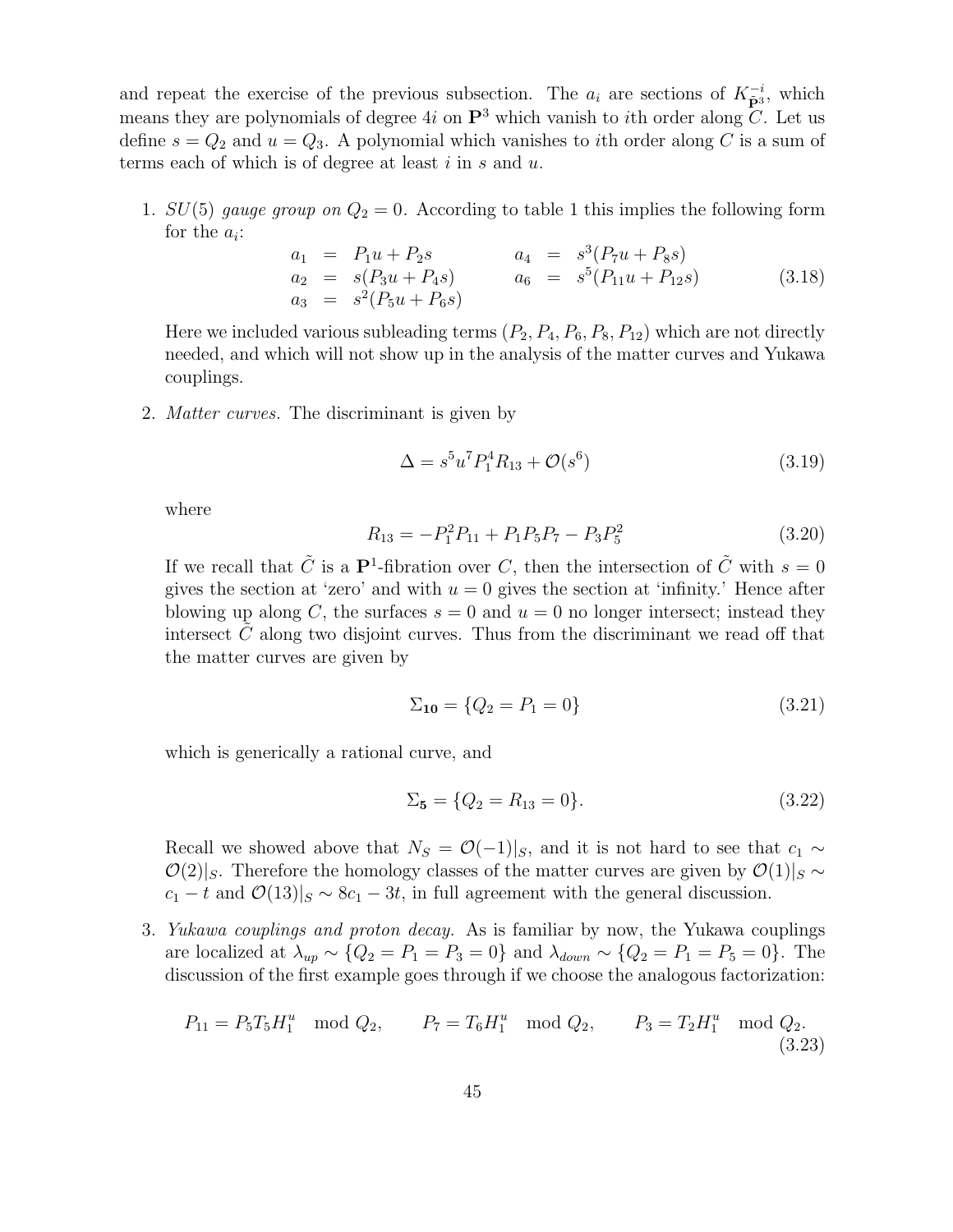and repeat the exercise of the previous subsection. The $a_i$ are sections of $K_{\tilde{\mathbf{P}}^3}^{-i}$, which means they are polynomials of degree $4i$ on $\mathbf{P}^3$ which vanish to $i$th order along $C$. Let us define $s = Q_2$ and $u = Q_3$. A polynomial which vanishes to $i$th order along $C$ is a sum of terms each of which is of degree at least $i$ in $s$ and $u$.

1. *SU(5) gauge group on $Q_2 = 0$.* According to table 1 this implies the following form for the $a_i$:

$$
\begin{aligned}
a_1 &= P_1 u + P_2 s & \qquad a_4 &= s^3(P_7 u + P_8 s) \\
a_2 &= s(P_3 u + P_4 s) & \qquad a_6 &= s^5(P_{11} u + P_{12} s) \\
a_3 &= s^2(P_5 u + P_6 s) & &
\end{aligned}
\tag{3.18}
$$

   Here we included various subleading terms $(P_2, P_4, P_6, P_8, P_{12})$ which are not directly needed, and which will not show up in the analysis of the matter curves and Yukawa couplings.

2. *Matter curves.* The discriminant is given by

$$
\Delta = s^5 u^7 P_1^4 R_{13} + \mathcal{O}(s^6)
\tag{3.19}
$$

   where

$$
R_{13} = -P_1^2 P_{11} + P_1 P_5 P_7 - P_3 P_5^2
\tag{3.20}
$$

   If we recall that $\tilde{C}$ is a $\mathbf{P}^1$-fibration over $C$, then the intersection of $\tilde{C}$ with $s = 0$ gives the section at 'zero' and with $u = 0$ gives the section at 'infinity.' Hence after blowing up along $C$, the surfaces $s = 0$ and $u = 0$ no longer intersect; instead they intersect $\tilde{C}$ along two disjoint curves. Thus from the discriminant we read off that the matter curves are given by

$$
\Sigma_{\mathbf{10}} = \{Q_2 = P_1 = 0\}
\tag{3.21}
$$

   which is generically a rational curve, and

$$
\Sigma_{\mathbf{5}} = \{Q_2 = R_{13} = 0\}.
\tag{3.22}
$$

   Recall we showed above that $N_S = \mathcal{O}(-1)|_S$, and it is not hard to see that $c_1 \sim \mathcal{O}(2)|_S$. Therefore the homology classes of the matter curves are given by $\mathcal{O}(1)|_S \sim c_1 - t$ and $\mathcal{O}(13)|_S \sim 8c_1 - 3t$, in full agreement with the general discussion.

3. *Yukawa couplings and proton decay.* As is familiar by now, the Yukawa couplings are localized at $\lambda_{up} \sim \{Q_2 = P_1 = P_3 = 0\}$ and $\lambda_{down} \sim \{Q_2 = P_1 = P_5 = 0\}$. The discussion of the first example goes through if we choose the analogous factorization:

$$
P_{11} = P_5 T_5 H_1^u \mod Q_2, \qquad P_7 = T_6 H_1^u \mod Q_2, \qquad P_3 = T_2 H_1^u \mod Q_2.
\tag{3.23}
$$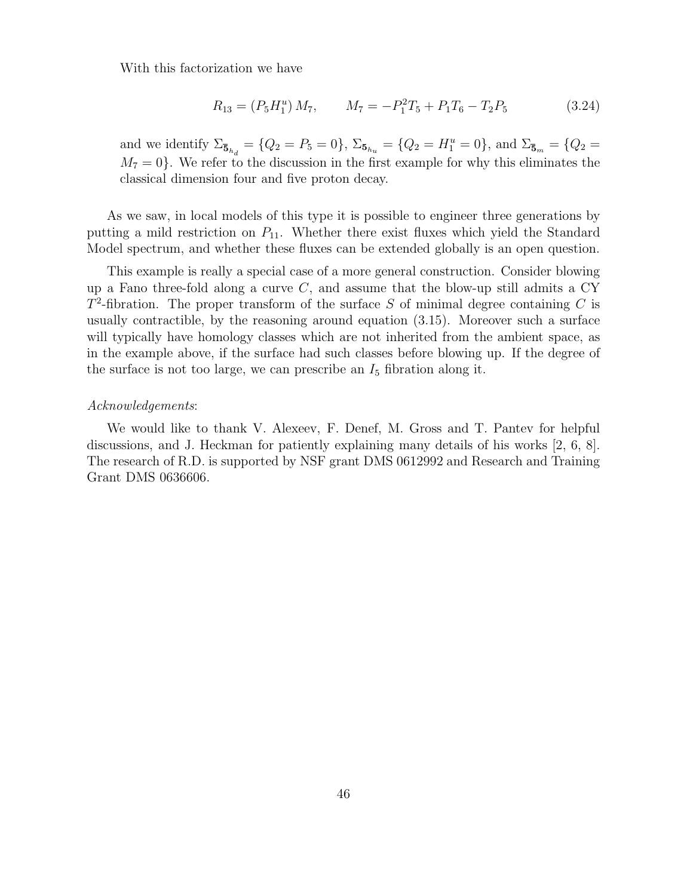With this factorization we have

$$R_{13} = (P_5 H_1^u)\, M_7, \qquad M_7 = -P_1^2 T_5 + P_1 T_6 - T_2 P_5 \tag{3.24}$$

and we identify $\Sigma_{\bar{\mathbf{5}}_{h_d}} = \{Q_2 = P_5 = 0\}$, $\Sigma_{\mathbf{5}_{h_u}} = \{Q_2 = H_1^u = 0\}$, and $\Sigma_{\bar{\mathbf{5}}_m} = \{Q_2 = M_7 = 0\}$. We refer to the discussion in the first example for why this eliminates the classical dimension four and five proton decay.

As we saw, in local models of this type it is possible to engineer three generations by putting a mild restriction on $P_{11}$. Whether there exist fluxes which yield the Standard Model spectrum, and whether these fluxes can be extended globally is an open question.

This example is really a special case of a more general construction. Consider blowing up a Fano three-fold along a curve $C$, and assume that the blow-up still admits a CY $T^2$-fibration. The proper transform of the surface $S$ of minimal degree containing $C$ is usually contractible, by the reasoning around equation (3.15). Moreover such a surface will typically have homology classes which are not inherited from the ambient space, as in the example above, if the surface had such classes before blowing up. If the degree of the surface is not too large, we can prescribe an $I_5$ fibration along it.

*Acknowledgements*:

We would like to thank V. Alexeev, F. Denef, M. Gross and T. Pantev for helpful discussions, and J. Heckman for patiently explaining many details of his works [2, 6, 8]. The research of R.D. is supported by NSF grant DMS 0612992 and Research and Training Grant DMS 0636606.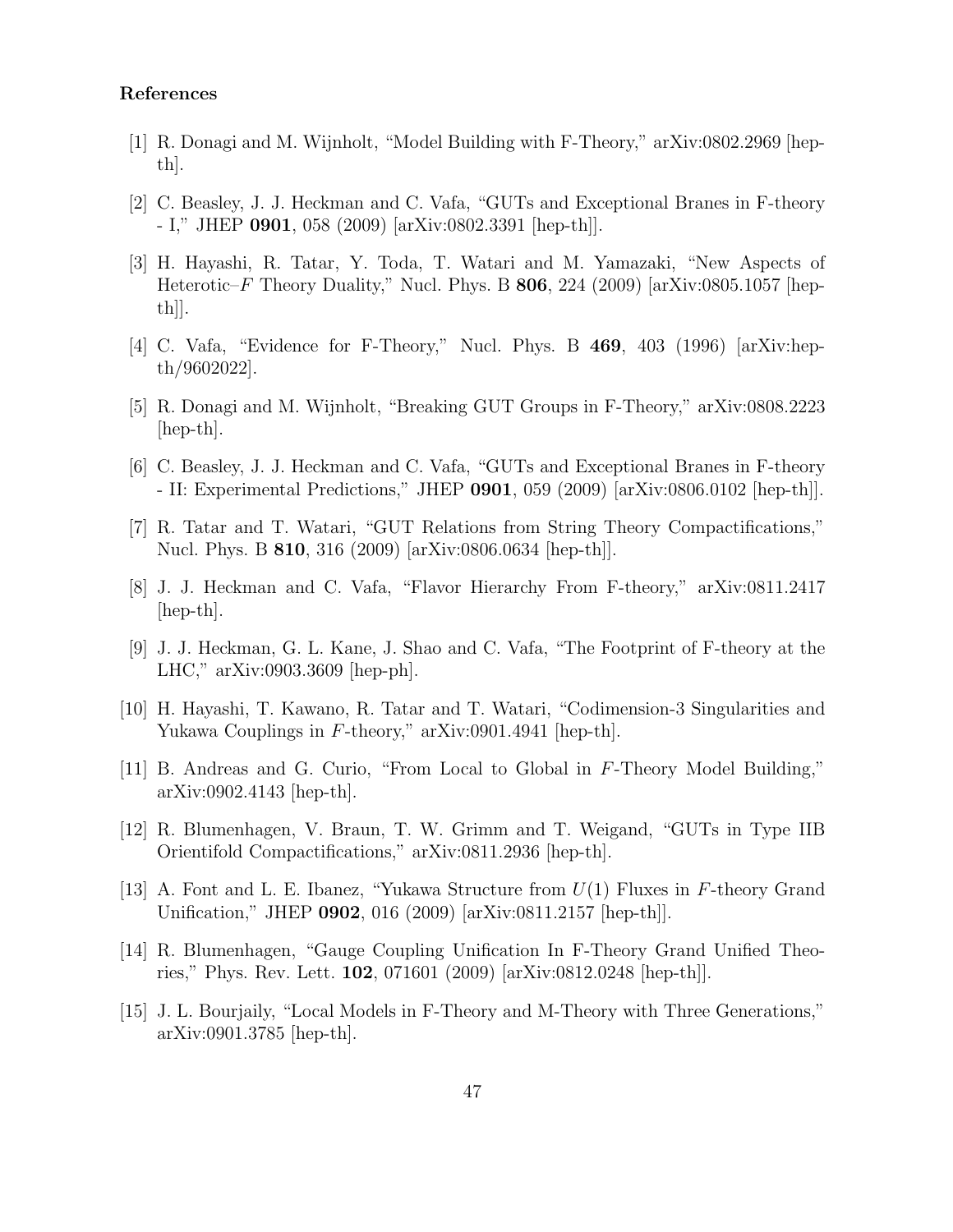**References**

[1] R. Donagi and M. Wijnholt, "Model Building with F-Theory," arXiv:0802.2969 [hep-th].

[2] C. Beasley, J. J. Heckman and C. Vafa, "GUTs and Exceptional Branes in F-theory - I," JHEP **0901**, 058 (2009) [arXiv:0802.3391 [hep-th]].

[3] H. Hayashi, R. Tatar, Y. Toda, T. Watari and M. Yamazaki, "New Aspects of Heterotic–$F$ Theory Duality," Nucl. Phys. B **806**, 224 (2009) [arXiv:0805.1057 [hep-th]].

[4] C. Vafa, "Evidence for F-Theory," Nucl. Phys. B **469**, 403 (1996) [arXiv:hep-th/9602022].

[5] R. Donagi and M. Wijnholt, "Breaking GUT Groups in F-Theory," arXiv:0808.2223 [hep-th].

[6] C. Beasley, J. J. Heckman and C. Vafa, "GUTs and Exceptional Branes in F-theory - II: Experimental Predictions," JHEP **0901**, 059 (2009) [arXiv:0806.0102 [hep-th]].

[7] R. Tatar and T. Watari, "GUT Relations from String Theory Compactifications," Nucl. Phys. B **810**, 316 (2009) [arXiv:0806.0634 [hep-th]].

[8] J. J. Heckman and C. Vafa, "Flavor Hierarchy From F-theory," arXiv:0811.2417 [hep-th].

[9] J. J. Heckman, G. L. Kane, J. Shao and C. Vafa, "The Footprint of F-theory at the LHC," arXiv:0903.3609 [hep-ph].

[10] H. Hayashi, T. Kawano, R. Tatar and T. Watari, "Codimension-3 Singularities and Yukawa Couplings in $F$-theory," arXiv:0901.4941 [hep-th].

[11] B. Andreas and G. Curio, "From Local to Global in $F$-Theory Model Building," arXiv:0902.4143 [hep-th].

[12] R. Blumenhagen, V. Braun, T. W. Grimm and T. Weigand, "GUTs in Type IIB Orientifold Compactifications," arXiv:0811.2936 [hep-th].

[13] A. Font and L. E. Ibanez, "Yukawa Structure from $U(1)$ Fluxes in $F$-theory Grand Unification," JHEP **0902**, 016 (2009) [arXiv:0811.2157 [hep-th]].

[14] R. Blumenhagen, "Gauge Coupling Unification In F-Theory Grand Unified Theories," Phys. Rev. Lett. **102**, 071601 (2009) [arXiv:0812.0248 [hep-th]].

[15] J. L. Bourjaily, "Local Models in F-Theory and M-Theory with Three Generations," arXiv:0901.3785 [hep-th].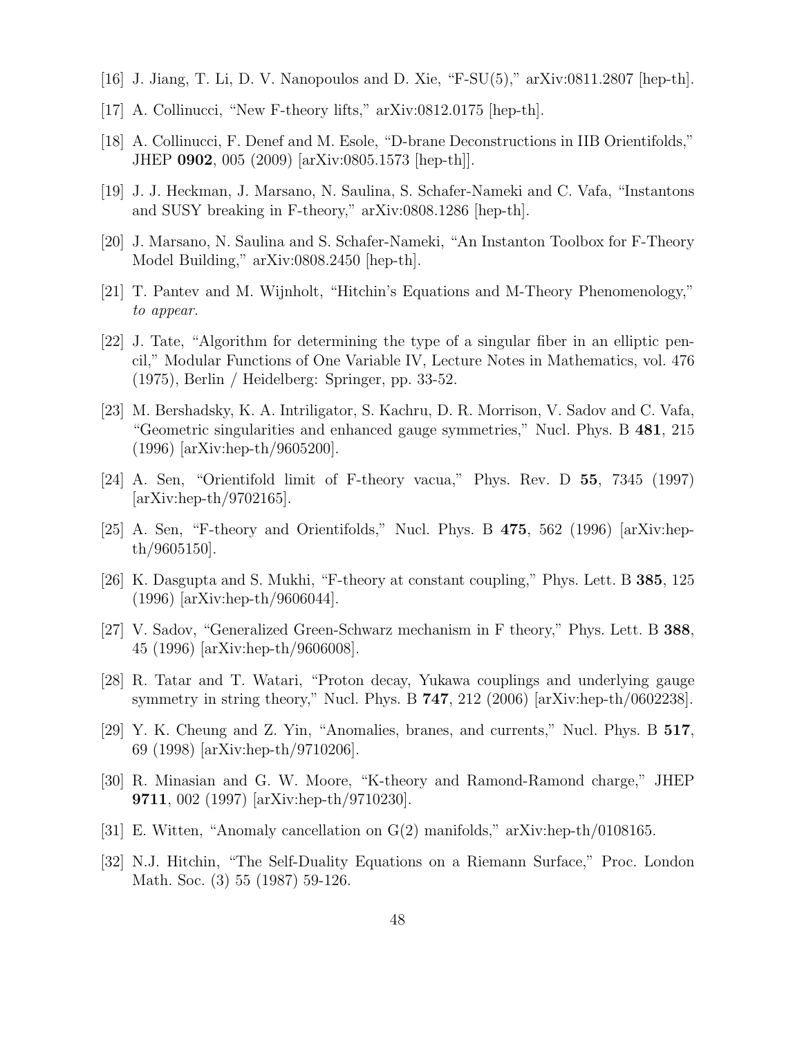[16] J. Jiang, T. Li, D. V. Nanopoulos and D. Xie, "F-SU(5)," arXiv:0811.2807 [hep-th].

[17] A. Collinucci, "New F-theory lifts," arXiv:0812.0175 [hep-th].

[18] A. Collinucci, F. Denef and M. Esole, "D-brane Deconstructions in IIB Orientifolds," JHEP **0902**, 005 (2009) [arXiv:0805.1573 [hep-th]].

[19] J. J. Heckman, J. Marsano, N. Saulina, S. Schafer-Nameki and C. Vafa, "Instantons and SUSY breaking in F-theory," arXiv:0808.1286 [hep-th].

[20] J. Marsano, N. Saulina and S. Schafer-Nameki, "An Instanton Toolbox for F-Theory Model Building," arXiv:0808.2450 [hep-th].

[21] T. Pantev and M. Wijnholt, "Hitchin's Equations and M-Theory Phenomenology," *to appear*.

[22] J. Tate, "Algorithm for determining the type of a singular fiber in an elliptic pencil," Modular Functions of One Variable IV, Lecture Notes in Mathematics, vol. 476 (1975), Berlin / Heidelberg: Springer, pp. 33-52.

[23] M. Bershadsky, K. A. Intriligator, S. Kachru, D. R. Morrison, V. Sadov and C. Vafa, "Geometric singularities and enhanced gauge symmetries," Nucl. Phys. B **481**, 215 (1996) [arXiv:hep-th/9605200].

[24] A. Sen, "Orientifold limit of F-theory vacua," Phys. Rev. D **55**, 7345 (1997) [arXiv:hep-th/9702165].

[25] A. Sen, "F-theory and Orientifolds," Nucl. Phys. B **475**, 562 (1996) [arXiv:hep-th/9605150].

[26] K. Dasgupta and S. Mukhi, "F-theory at constant coupling," Phys. Lett. B **385**, 125 (1996) [arXiv:hep-th/9606044].

[27] V. Sadov, "Generalized Green-Schwarz mechanism in F theory," Phys. Lett. B **388**, 45 (1996) [arXiv:hep-th/9606008].

[28] R. Tatar and T. Watari, "Proton decay, Yukawa couplings and underlying gauge symmetry in string theory," Nucl. Phys. B **747**, 212 (2006) [arXiv:hep-th/0602238].

[29] Y. K. Cheung and Z. Yin, "Anomalies, branes, and currents," Nucl. Phys. B **517**, 69 (1998) [arXiv:hep-th/9710206].

[30] R. Minasian and G. W. Moore, "K-theory and Ramond-Ramond charge," JHEP **9711**, 002 (1997) [arXiv:hep-th/9710230].

[31] E. Witten, "Anomaly cancellation on G(2) manifolds," arXiv:hep-th/0108165.

[32] N.J. Hitchin, "The Self-Duality Equations on a Riemann Surface," Proc. London Math. Soc. (3) 55 (1987) 59-126.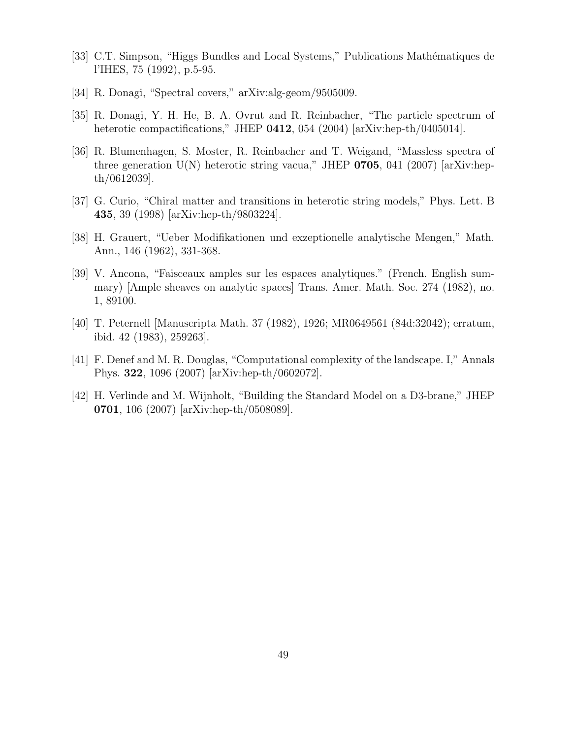[33] C.T. Simpson, "Higgs Bundles and Local Systems," Publications Mathématiques de l'IHES, 75 (1992), p.5-95.

[34] R. Donagi, "Spectral covers," arXiv:alg-geom/9505009.

[35] R. Donagi, Y. H. He, B. A. Ovrut and R. Reinbacher, "The particle spectrum of heterotic compactifications," JHEP **0412**, 054 (2004) [arXiv:hep-th/0405014].

[36] R. Blumenhagen, S. Moster, R. Reinbacher and T. Weigand, "Massless spectra of three generation U(N) heterotic string vacua," JHEP **0705**, 041 (2007) [arXiv:hep-th/0612039].

[37] G. Curio, "Chiral matter and transitions in heterotic string models," Phys. Lett. B **435**, 39 (1998) [arXiv:hep-th/9803224].

[38] H. Grauert, "Ueber Modifikationen und exzeptionelle analytische Mengen," Math. Ann., 146 (1962), 331-368.

[39] V. Ancona, "Faisceaux amples sur les espaces analytiques." (French. English summary) [Ample sheaves on analytic spaces] Trans. Amer. Math. Soc. 274 (1982), no. 1, 89100.

[40] T. Peternell [Manuscripta Math. 37 (1982), 1926; MR0649561 (84d:32042); erratum, ibid. 42 (1983), 259263].

[41] F. Denef and M. R. Douglas, "Computational complexity of the landscape. I," Annals Phys. **322**, 1096 (2007) [arXiv:hep-th/0602072].

[42] H. Verlinde and M. Wijnholt, "Building the Standard Model on a D3-brane," JHEP **0701**, 106 (2007) [arXiv:hep-th/0508089].